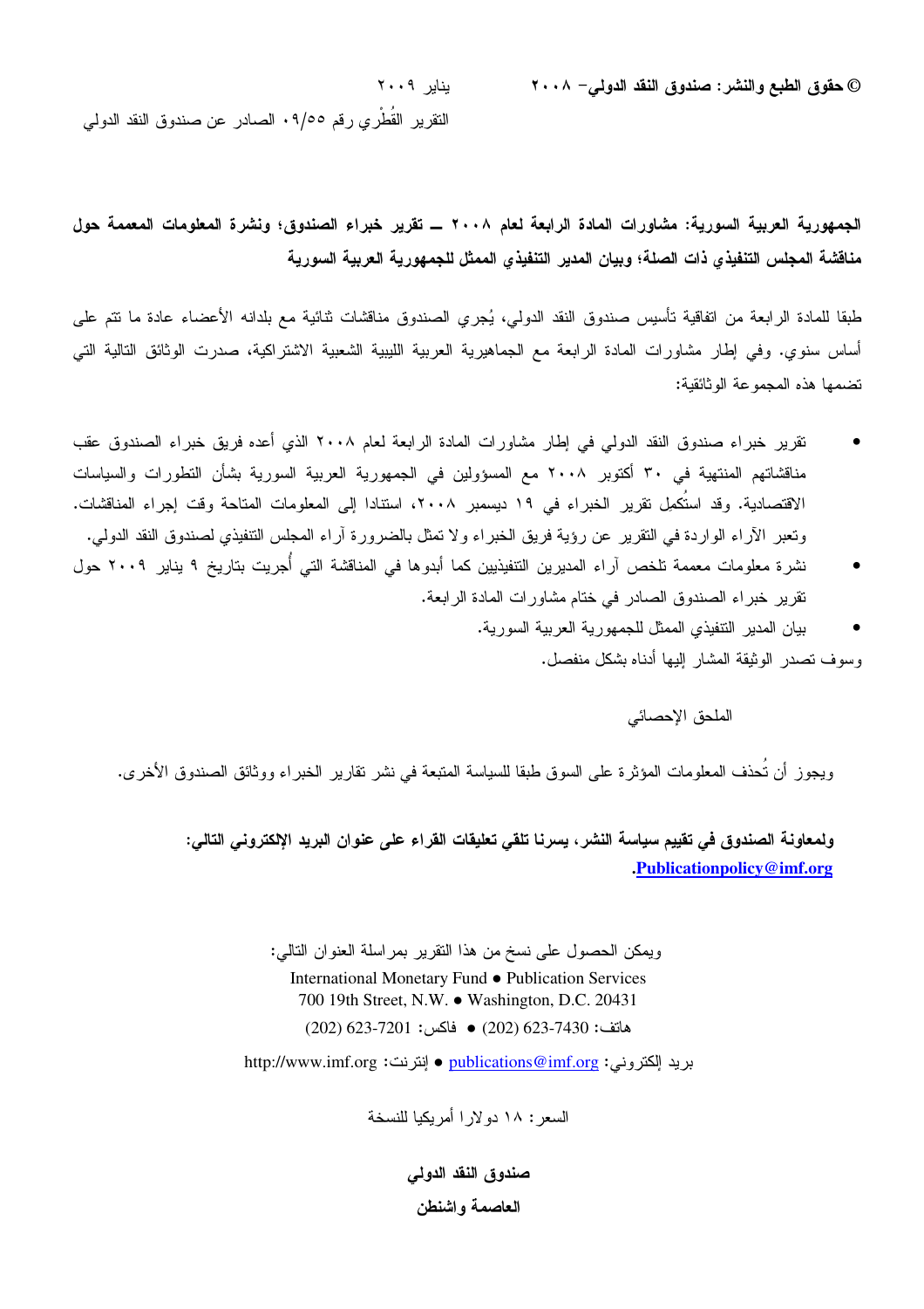**© حقوق الطبع والنشر: صندوق النقد الدولي– ٢٠٠٨** يناير ٢٠٠٩

التقرير القُطْري رقم ٠٩/٥٥ الصادر عن صندوق النقد الدولي

**الجمهورية العربية السورية: مشاورات المادة الرابعة لعام ٢٠٠٨ ـــ تقرير خبراء الصندوق؛ ونشرة المعلومات المعممة حول مناقشة المجلس التنفيذي ذات الصلة؛ وبيان المدير التنفيذي الممثل للجمهورية العربية السورية**

طبقا للمادة الرابعة من اتفاقية تأسيس صندوق النقد الدولي، يُجري الصندوق مناقشات ثنائية مع بلدانه الأعضاء عادة ما تتم على أساس سنوي. وفي إطار مشاورات المادة الرابعة مع الجماهيرية العربية الليبية الشعبية الاشتراكية، صدرت الوثائق التالية التي تضمنها هذه المجموعة الوثائقية:

- تقرير خبراء صندوق النقد الدولي في إطار مشاورات المادة الرابعة لعام ٢٠٠٨ الذي أعده فريق خبراء الصندوق عقب مناقشاتهم المنتهية في ٣٠ أكتوبر ٢٠٠٨ مع المسؤولين في الجمهورية العربية السورية بشأن التطورات والسياسات الاقتصادية. وقد استُكمِل تقرير الخبراء في ١٩ ديسمبر ٢٠٠٨، استنادا إلى المعلومات المتاحة وقت إجراء المناقشات. وتعبر الآراء الواردة في التقرير عن رؤية فريق الخبراء ولا تمثل بالضرورة آراء المجلس التنفيذي لصندوق النقد الدولي.
- نشرة معلومات معممة تلخص آراء المديرين التنفيذيين كما أبدوها في المناقشة التي أُجريت بتاريخ ٩ يناير ٢٠٠٩ حول تقرير خبراء الصندوق الصادر في ختام مشاورات المادة الرابعة.
- بيان المدير التنفيذي الممثل للجمهورية العربية السورية.

وسوف تصدر الوثيقة المشار إليها أدناه بشكل منفصل.

الملحق الإحصائي

ويجوز أن تُحذف المعلومات المؤثرة على السوق طبقا للسياسة المتبعة في نشر تقارير الخبراء ووثائق الصندوق الأخرى.

**ولمعاونة الصندوق في تقييم سياسة النشر، يسرنا تلقي تعليقات القراء على عنوان البريد الإلكتروني التالي: Publicationpolicy@imf.org.**

ويمكن الحصول على نسخ من هذا التقرير بمراسلة العنوان التالي:

International Monetary Fund ● Publication Services
700 19th Street, N.W. ● Washington, D.C. 20431

هاتف: 7430-623 (202) ● فاكس: 7201-623 (202)

بريد إلكتروني: publications@imf.org ● إنترنت: http://www.imf.org

السعر: ١٨ دولارا أمريكيا للنسخة

**صندوق النقد الدولي**

**العاصمة واشنطن**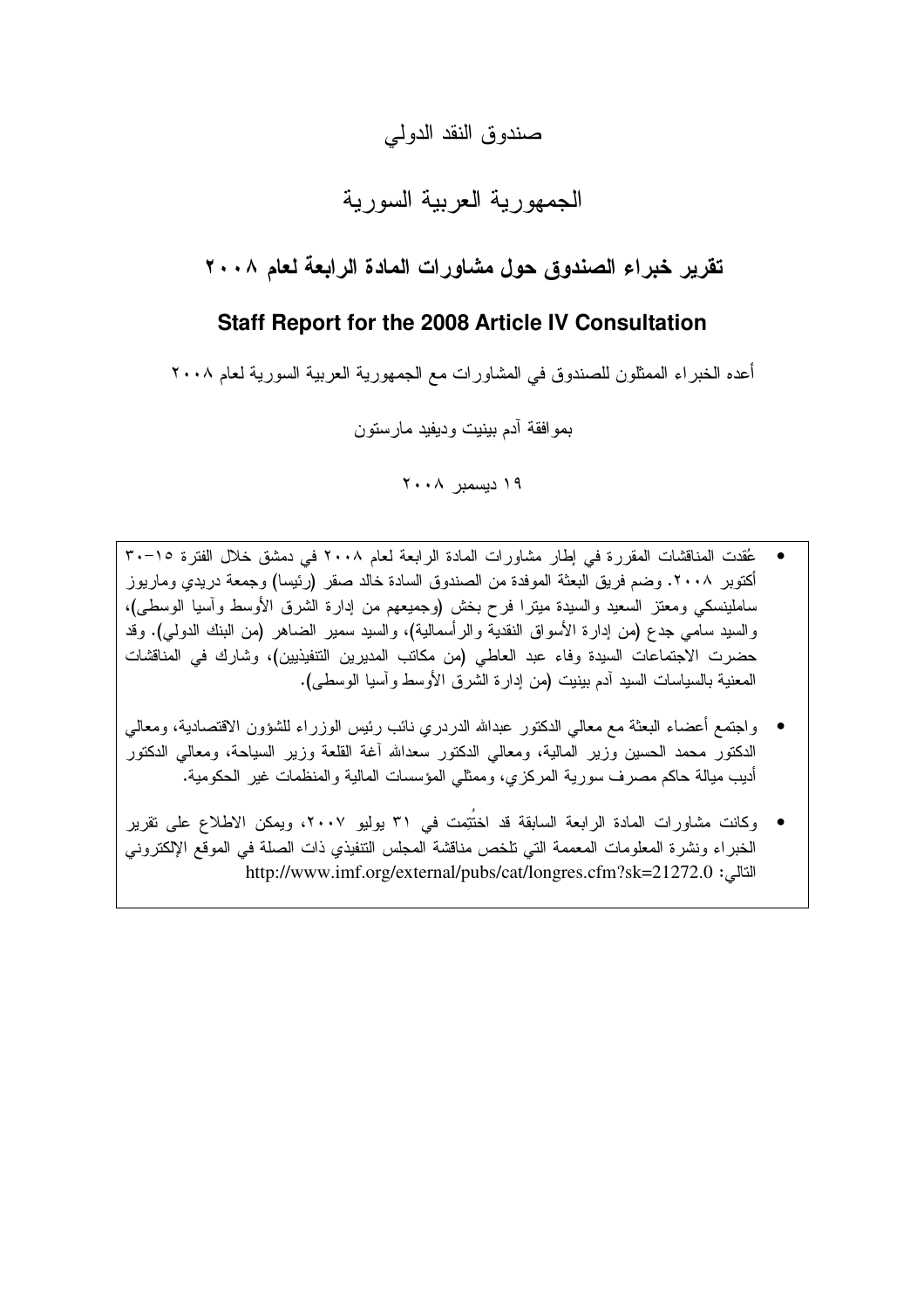صندوق النقد الدولي

الجمهورية العربية السورية

## تقرير خبراء الصندوق حول مشاورات المادة الرابعة لعام ٢٠٠٨

## Staff Report for the 2008 Article IV Consultation

أعده الخبراء الممثلون للصندوق في المشاورات مع الجمهورية العربية السورية لعام ٢٠٠٨

بموافقة آدم بينيت وديفيد مارستون

١٩ ديسمبر ٢٠٠٨

- عُقدت المناقشات المقررة في إطار مشاورات المادة الرابعة لعام ٢٠٠٨ في دمشق خلال الفترة ١٥-٣٠ أكتوبر ٢٠٠٨. وضم فريق البعثة الموفدة من الصندوق السادة خالد صقر (رئيسا) وجمعة دريدي وماريوز ساملينسكي ومعتز السعيد والسيدة ميترا فرح بخش (وجميعهم من إدارة الشرق الأوسط وآسيا الوسطى)، والسيد سامي جدع (من إدارة الأسواق النقدية والرأسمالية)، والسيد سمير الضاهر (من البنك الدولي). وقد حضرت الاجتماعات السيدة وفاء عبد العاطي (من مكاتب المديرين التنفيذيين)، وشارك في المناقشات المعنية بالسياسات السيد آدم بينيت (من إدارة الشرق الأوسط وآسيا الوسطى).
- واجتمع أعضاء البعثة مع معالي الدكتور عبدالله الدردري نائب رئيس الوزراء للشؤون الاقتصادية، ومعالي الدكتور محمد الحسين وزير المالية، ومعالي الدكتور سعدالله آغة القلعة وزير السياحة، ومعالي الدكتور أديب ميالة حاكم مصرف سورية المركزي، وممثلي المؤسسات المالية والمنظمات غير الحكومية.
- وكانت مشاورات المادة الرابعة السابقة قد اختُتِمت في ٣١ يوليو ٢٠٠٧، ويمكن الاطلاع على تقرير الخبراء ونشرة المعلومات المعممة التي تلخص مناقشة المجلس التنفيذي ذات الصلة في الموقع الإلكتروني التالي: http://www.imf.org/external/pubs/cat/longres.cfm?sk=21272.0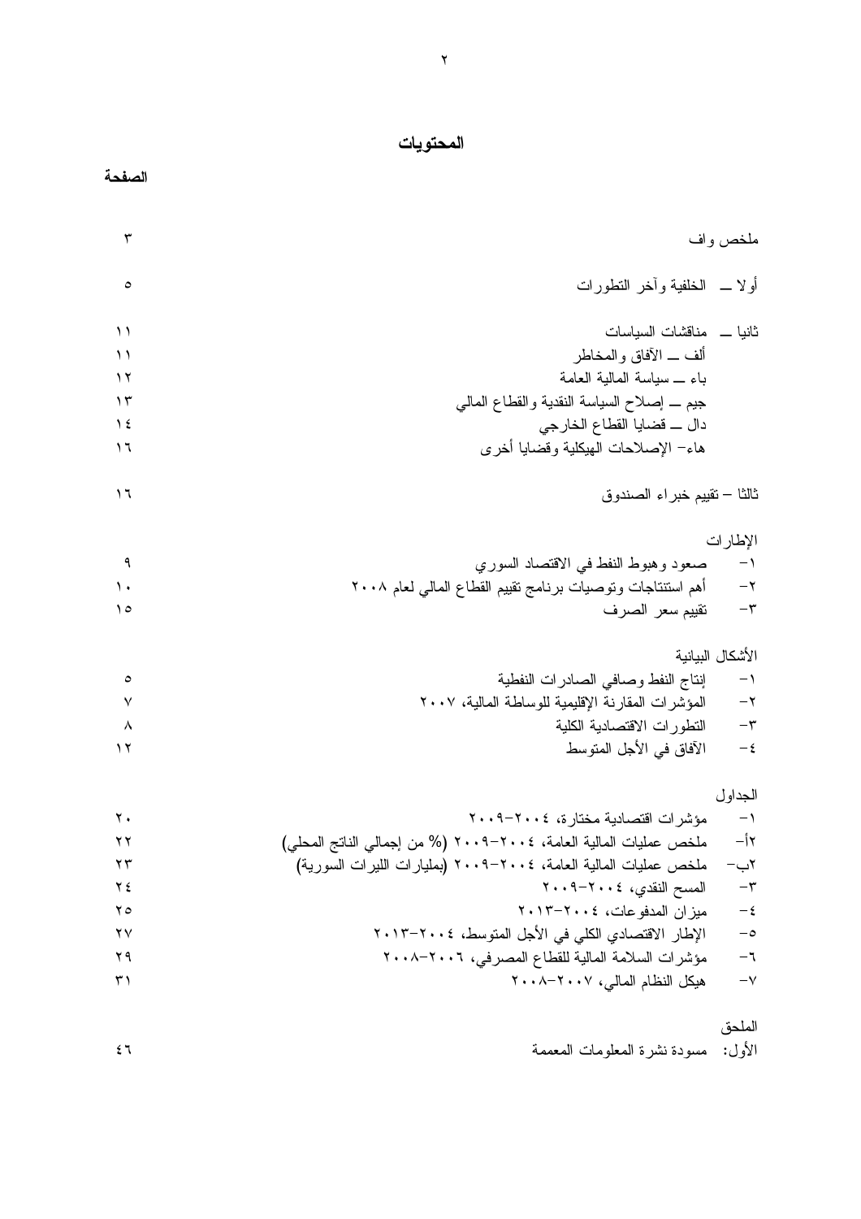# المحتويات

| | الصفحة |
|---|---|
| ملخص واف | ٣ |
| أولا ــ الخلفية وآخر التطورات | ٥ |
| ثانيا ــ مناقشات السياسات | ١١ |
| ألف ــ الآفاق والمخاطر | ١١ |
| باء ــ سياسة المالية العامة | ١٢ |
| جيم ــ إصلاح السياسة النقدية والقطاع المالي | ١٣ |
| دال ــ قضايا القطاع الخارجي | ١٤ |
| هاء- الإصلاحات الهيكلية وقضايا أخرى | ١٦ |
| ثالثا – تقييم خبراء الصندوق | ١٦ |
| **الإطارات** | |
| ١- صعود وهبوط النفط في الاقتصاد السوري | ٩ |
| ٢- أهم استنتاجات وتوصيات برنامج تقييم القطاع المالي لعام ٢٠٠٨ | ١٠ |
| ٣- تقييم سعر الصرف | ١٥ |
| **الأشكال البيانية** | |
| ١- إنتاج النفط وصافي الصادرات النفطية | ٥ |
| ٢- المؤشرات المقارنة الإقليمية للوساطة المالية، ٢٠٠٧ | ٧ |
| ٣- التطورات الاقتصادية الكلية | ٨ |
| ٤- الآفاق في الأجل المتوسط | ١٢ |
| **الجداول** | |
| ١- مؤشرات اقتصادية مختارة، ٢٠٠٤-٢٠٠٩ | ٢٠ |
| ٢أ- ملخص عمليات المالية العامة، ٢٠٠٤-٢٠٠٩ (% من إجمالي الناتج المحلي) | ٢٢ |
| ٢ب- ملخص عمليات المالية العامة، ٢٠٠٤-٢٠٠٩ (بمليارات الليرات السورية) | ٢٣ |
| ٣- المسح النقدي، ٢٠٠٤-٢٠٠٩ | ٢٤ |
| ٤- ميزان المدفوعات، ٢٠٠٤-٢٠١٣ | ٢٥ |
| ٥- الإطار الاقتصادي الكلي في الأجل المتوسط، ٢٠٠٤-٢٠١٣ | ٢٧ |
| ٦- مؤشرات السلامة المالية للقطاع المصرفي، ٢٠٠٦-٢٠٠٨ | ٢٩ |
| ٧- هيكل النظام المالي، ٢٠٠٧-٢٠٠٨ | ٣١ |
| **الملحق** | |
| الأول: مسودة نشرة المعلومات المعممة | ٤٦ |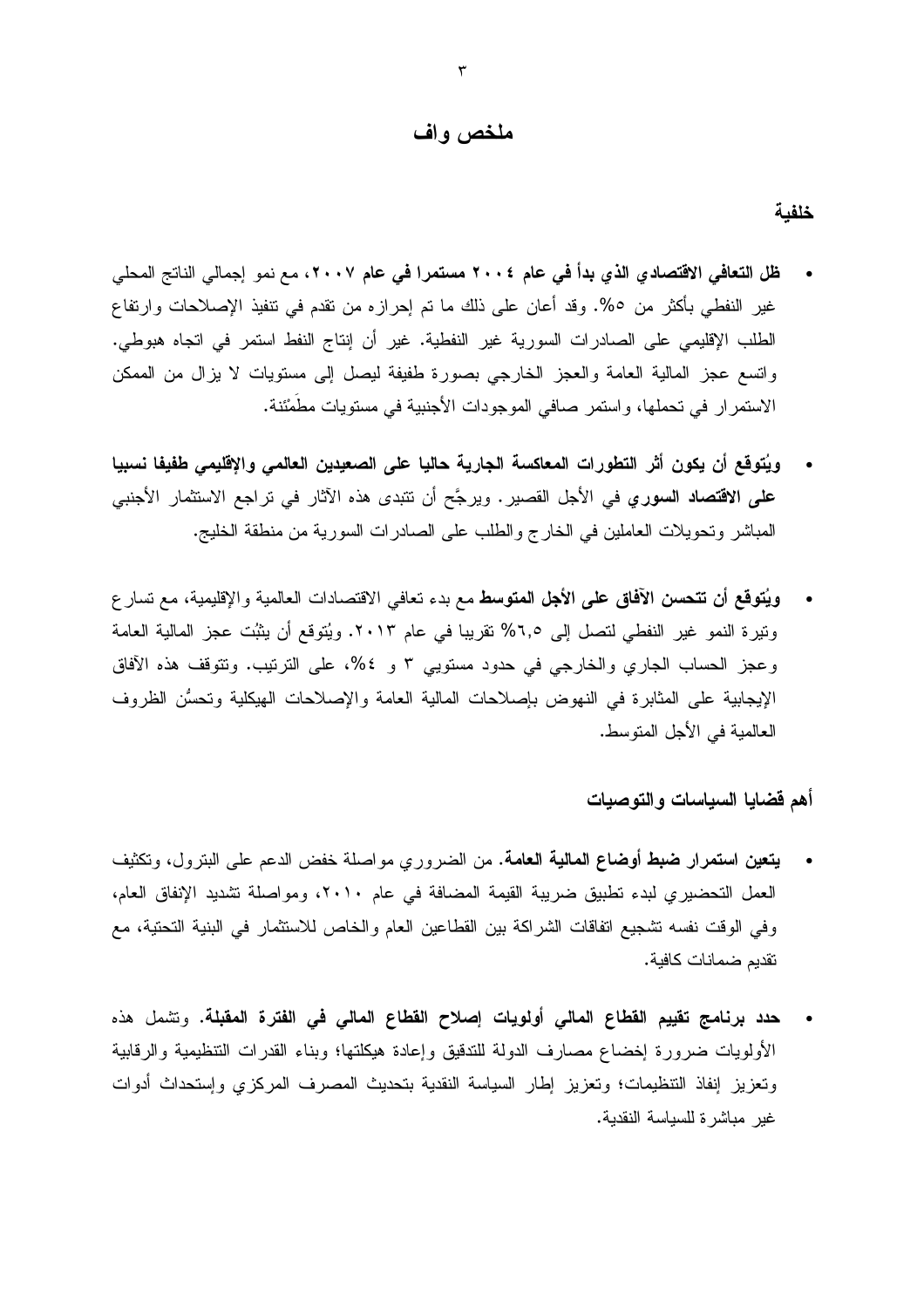# ملخص واف

## خلفية

- **ظل التعافي الاقتصادي الذي بدأ في عام ٢٠٠٤ مستمرا في عام ٢٠٠٧**، مع نمو إجمالي الناتج المحلي غير النفطي بأكثر من ٥%. وقد أعان على ذلك ما تم إحرازه من تقدم في تنفيذ الإصلاحات وارتفاع الطلب الإقليمي على الصادرات السورية غير النفطية. غير أن إنتاج النفط استمر في اتجاه هبوطي. واتسع عجز المالية العامة والعجز الخارجي بصورة طفيفة ليصل إلى مستويات لا يزال من الممكن الاستمرار في تحملها، واستمر صافي الموجودات الأجنبية في مستويات مطَمْئنة.

- **ويُتوقع أن يكون أثر التطورات المعاكسة الجارية حاليا على الصعيدين العالمي والإقليمي طفيفا نسبيا على الاقتصاد السوري** في الأجل القصير. ويرجَّح أن تتبدى هذه الآثار في تراجع الاستثمار الأجنبي المباشر وتحويلات العاملين في الخارج والطلب على الصادرات السورية من منطقة الخليج.

- **ويُتوقع أن تتحسن الآفاق على الأجل المتوسط** مع بدء تعافي الاقتصادات العالمية والإقليمية، مع تسارع وتيرة النمو غير النفطي لتصل إلى ٦,٥% تقريبا في عام ٢٠١٣. ويُتوقع أن يثبُت عجز المالية العامة وعجز الحساب الجاري والخارجي في حدود مستويي ٣ و ٤%، على الترتيب. وتتوقف هذه الآفاق الإيجابية على المثابرة في النهوض بإصلاحات المالية العامة والإصلاحات الهيكلية وتحسُّن الظروف العالمية في الأجل المتوسط.

## أهم قضايا السياسات والتوصيات

- **يتعين استمرار ضبط أوضاع المالية العامة**. من الضروري مواصلة خفض الدعم على البترول، وتكثيف العمل التحضيري لبدء تطبيق ضريبة القيمة المضافة في عام ٢٠١٠، ومواصلة تشديد الإنفاق العام، وفي الوقت نفسه تشجيع اتفاقات الشراكة بين القطاعين العام والخاص للاستثمار في البنية التحتية، مع تقديم ضمانات كافية.

- **حدد برنامج تقييم القطاع المالي أولويات إصلاح القطاع المالي في الفترة المقبلة**. وتشمل هذه الأولويات ضرورة إخضاع مصارف الدولة للتدقيق وإعادة هيكلتها؛ وبناء القدرات التنظيمية والرقابية وتعزيز إنفاذ التنظيمات؛ وتعزيز إطار السياسة النقدية بتحديث المصرف المركزي وإستحداث أدوات غير مباشرة للسياسة النقدية.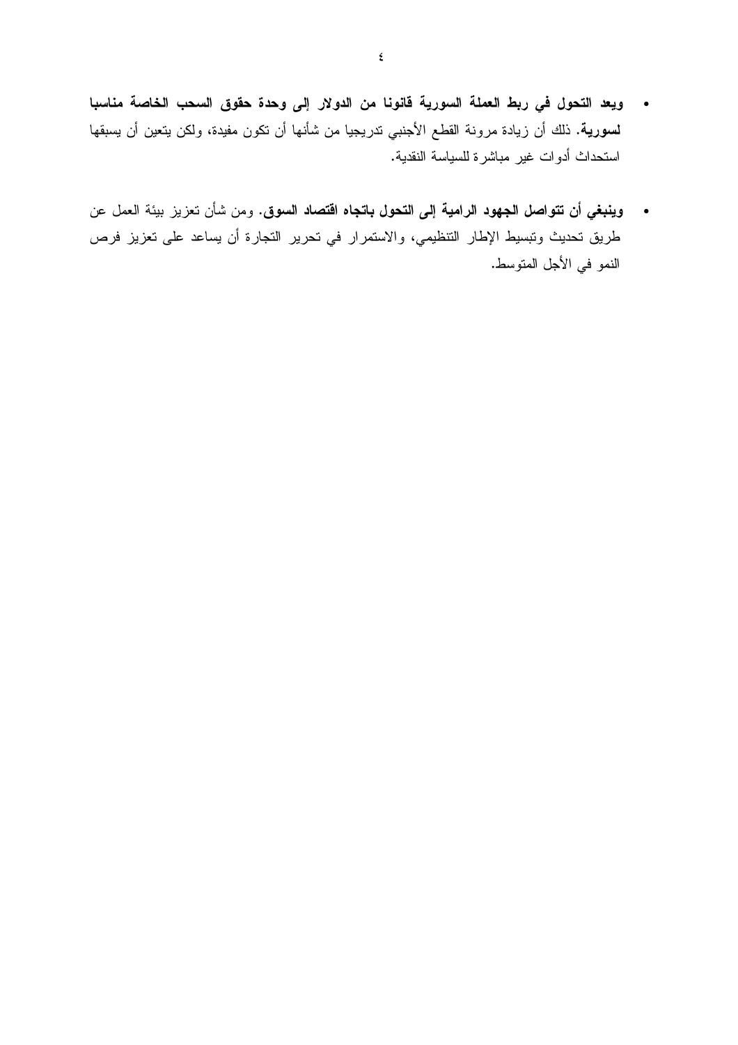- **ويعد التحول في ربط العملة السورية قانونا من الدولار إلى وحدة حقوق السحب الخاصة مناسبا لسورية.** ذلك أن زيادة مرونة القطع الأجنبي تدريجيا من شأنها أن تكون مفيدة، ولكن يتعين أن يسبقها استحداث أدوات غير مباشرة للسياسة النقدية.

- **وينبغي أن تتواصل الجهود الرامية إلى التحول باتجاه اقتصاد السوق.** ومن شأن تعزيز بيئة العمل عن طريق تحديث وتبسيط الإطار التنظيمي، والاستمرار في تحرير التجارة أن يساعد على تعزيز فرص النمو في الأجل المتوسط.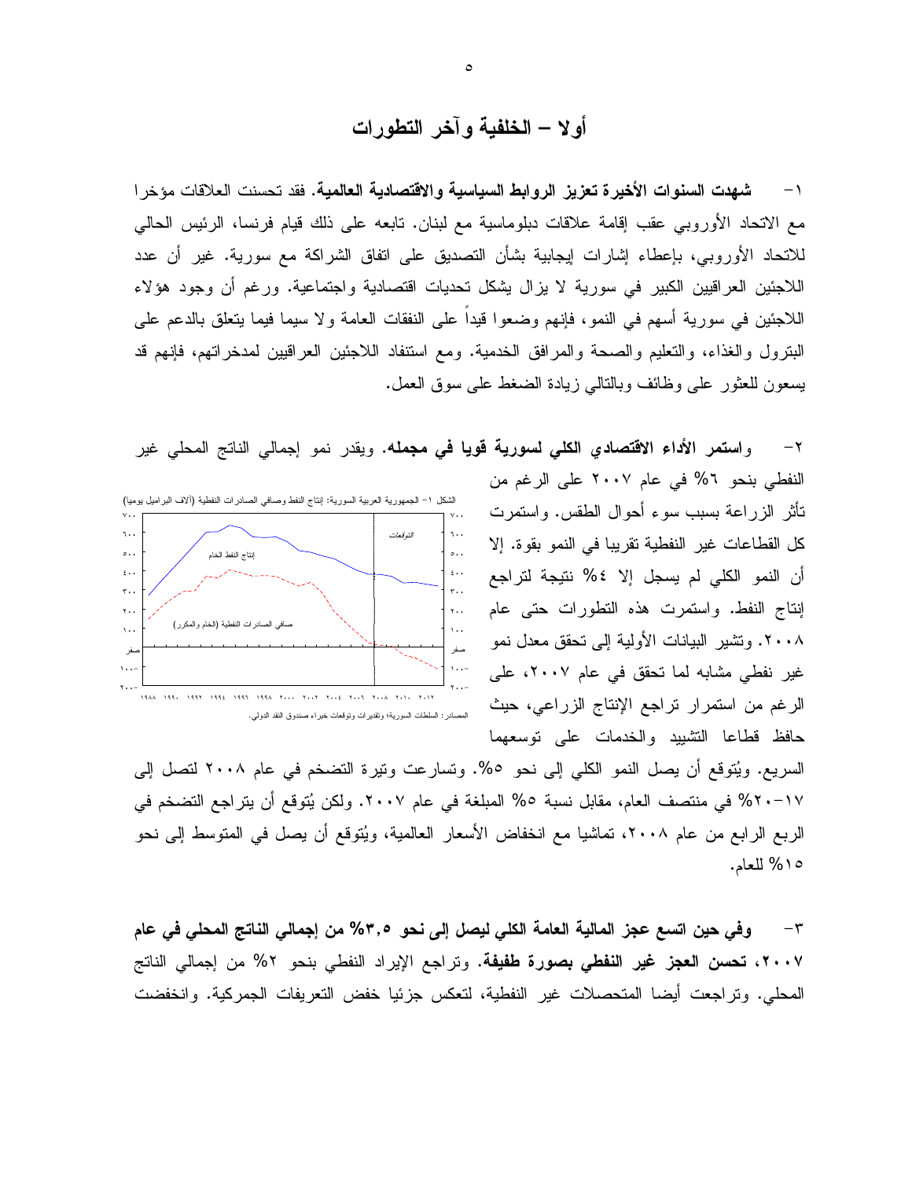# أولا – الخلفية وآخر التطورات

١- **شهدت السنوات الأخيرة تعزيز الروابط السياسية والاقتصادية العالمية.** فقد تحسنت العلاقات مؤخرا مع الاتحاد الأوروبي عقب إقامة علاقات دبلوماسية مع لبنان. تابعه على ذلك قيام فرنسا، الرئيس الحالي للاتحاد الأوروبي، بإعطاء إشارات إيجابية بشأن التصديق على اتفاق الشراكة مع سورية. غير أن عدد اللاجئين العراقيين الكبير في سورية لا يزال يشكل تحديات اقتصادية واجتماعية. ورغم أن وجود هؤلاء اللاجئين في سورية أسهم في النمو، فإنهم وضعوا قيداً على النفقات العامة ولا سيما فيما يتعلق بالدعم على البترول والغذاء، والتعليم والصحة والمرافق الخدمية. ومع استنفاد اللاجئين العراقيين لمدخراتهم، فإنهم قد يسعون للعثور على وظائف وبالتالي زيادة الضغط على سوق العمل.

٢- **واستمر الأداء الاقتصادي الكلي لسورية قويا في مجمله.** ويقدر نمو إجمالي الناتج المحلي غير النفطي بنحو ٦% في عام ٢٠٠٧ على الرغم من تأثر الزراعة بسبب سوء أحوال الطقس. واستمرت كل القطاعات غير النفطية تقريبا في النمو بقوة. إلا أن النمو الكلي لم يسجل إلا ٤% نتيجة لتراجع إنتاج النفط. واستمرت هذه التطورات حتى عام ٢٠٠٨. وتشير البيانات الأولية إلى تحقق معدل نمو غير نفطي مشابه لما تحقق في عام ٢٠٠٧، على الرغم من استمرار تراجع الإنتاج الزراعي، حيث حافظ قطاعا التشييد والخدمات على توسعهما السريع. ويُتوقع أن يصل النمو الكلي إلى نحو ٥%. وتسارعت وتيرة التضخم في عام ٢٠٠٨ لتصل إلى ١٧-٢٠% في منتصف العام، مقابل نسبة ٥% المبلغة في عام ٢٠٠٧. ولكن يُتوقع أن يتراجع التضخم في الربع الرابع من عام ٢٠٠٨، تماشيا مع انخفاض الأسعار العالمية، ويُتوقع أن يصل في المتوسط إلى نحو ١٥% للعام.

الشكل ١– الجمهورية العربية السورية: إنتاج النفط وصافي الصادرات النفطية (آلاف البراميل يوميا)

المصادر: السلطات السورية؛ وتقديرات وتوقعات خبراء صندوق النقد الدولي.

٣- **وفي حين اتسع عجز المالية العامة الكلي ليصل إلى نحو ٣,٥% من إجمالي الناتج المحلي في عام ٢٠٠٧، تحسن العجز غير النفطي بصورة طفيفة.** وتراجع الإيراد النفطي بنحو ٢% من إجمالي الناتج المحلي. وتراجعت أيضا المتحصلات غير النفطية، لتعكس جزئيا خفض التعريفات الجمركية. وانخفضت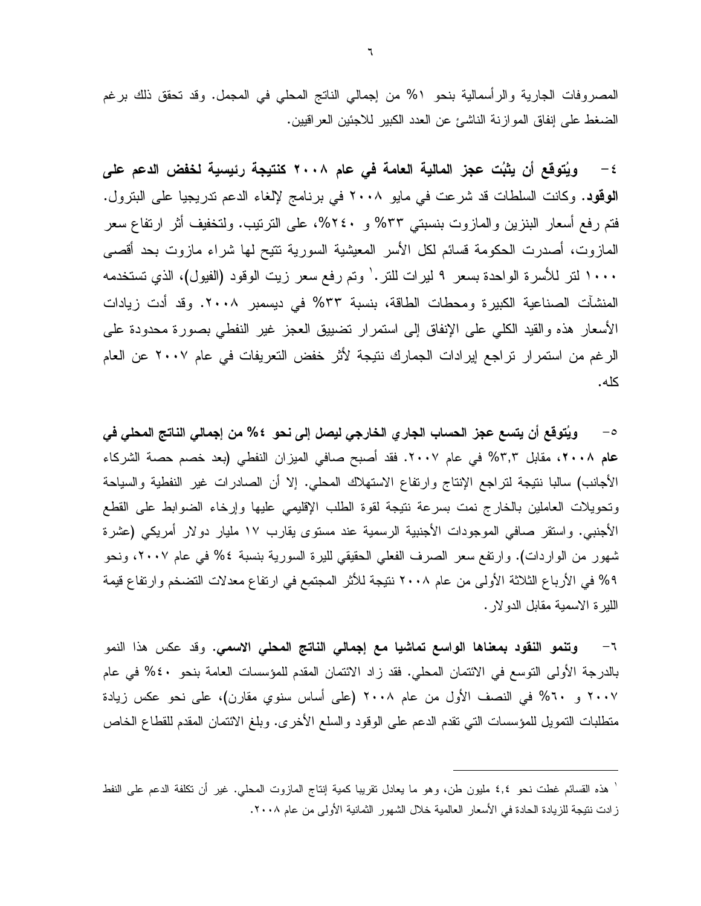المصروفات الجارية والرأسمالية بنحو ١% من إجمالي الناتج المحلي في المجمل. وقد تحقق ذلك برغم الضغط على إنفاق الموازنة الناشئ عن العدد الكبير للاجئين العراقيين.

٤- **ويُتوقع أن يثبُت عجز المالية العامة في عام ٢٠٠٨ كنتيجة رئيسية لخفض الدعم على الوقود.** وكانت السلطات قد شرعت في مايو ٢٠٠٨ في برنامج لإلغاء الدعم تدريجيا على البترول. فتم رفع أسعار البنزين والمازوت بنسبتي ٣٣% و ٢٤٠%، على الترتيب. ولتخفيف أثر ارتفاع سعر المازوت، أصدرت الحكومة قسائم لكل الأسر المعيشية السورية تتيح لها شراء مازوت بحد أقصى ١٠٠٠ لتر للأسرة الواحدة بسعر ٩ ليرات للتر.[١] وتم رفع سعر زيت الوقود (الفيول)، الذي تستخدمه المنشآت الصناعية الكبيرة ومحطات الطاقة، بنسبة ٣٣% في ديسمبر ٢٠٠٨. وقد أدت زيادات الأسعار هذه والقيد الكلي على الإنفاق إلى استمرار تضييق العجز غير النفطي بصورة محدودة على الرغم من استمرار تراجع إيرادات الجمارك نتيجة لأثر خفض التعريفات في عام ٢٠٠٧ عن العام كله.

٥- **ويُتوقع أن يتسع عجز الحساب الجاري الخارجي ليصل إلى نحو ٤% من إجمالي الناتج المحلي في عام ٢٠٠٨**، مقابل ٣,٣% في عام ٢٠٠٧. فقد أصبح صافي الميزان النفطي (بعد خصم حصة الشركاء الأجانب) سالبا نتيجة لتراجع الإنتاج وارتفاع الاستهلاك المحلي. إلا أن الصادرات غير النفطية والسياحة وتحويلات العاملين بالخارج نمت بسرعة نتيجة لقوة الطلب الإقليمي عليها وإرخاء الضوابط على القطع الأجنبي. واستقر صافي الموجودات الأجنبية الرسمية عند مستوى يقارب ١٧ مليار دولار أمريكي (عشرة شهور من الواردات). وارتفع سعر الصرف الفعلي الحقيقي لليرة السورية بنسبة ٤% في عام ٢٠٠٧، ونحو ٩% في الأرباع الثلاثة الأولى من عام ٢٠٠٨ نتيجة للأثر المجتمِع في ارتفاع معدلات التضخم وارتفاع قيمة الليرة الاسمية مقابل الدولار.

٦- **وتنمو النقود بمعناها الواسع تماشيا مع إجمالي الناتج المحلي الاسمي.** وقد عكس هذا النمو بالدرجة الأولى التوسع في الائتمان المحلي. فقد زاد الائتمان المقدم للمؤسسات العامة بنحو ٤٠% في عام ٢٠٠٧ و ٦٠% في النصف الأول من عام ٢٠٠٨ (على أساس سنوي مقارن)، على نحو عكس زيادة متطلبات التمويل للمؤسسات التي تقدم الدعم على الوقود والسلع الأخرى. وبلغ الائتمان المقدم للقطاع الخاص

---

[١] هذه القسائم غطت نحو ٤,٤ مليون طن، وهو ما يعادل تقريبا كمية إنتاج المازوت المحلي. غير أن تكلفة الدعم على النفط زادت نتيجة للزيادة الحادة في الأسعار العالمية خلال الشهور الثمانية الأولى من عام ٢٠٠٨.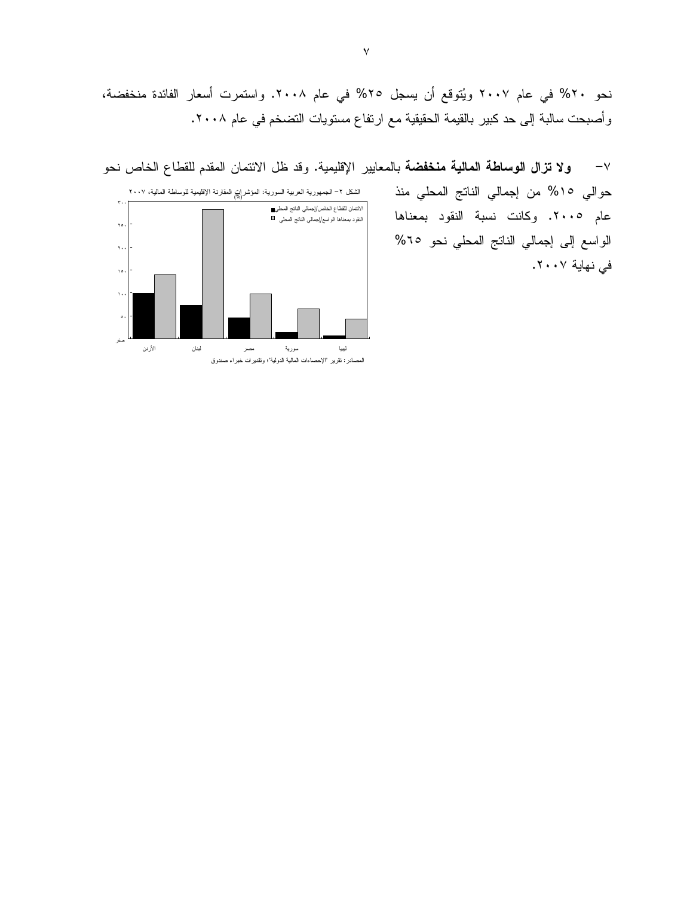نحو ٢٠% في عام ٢٠٠٧ ويُتوقع أن يسجل ٢٥% في عام ٢٠٠٨. واستمرت أسعار الفائدة منخفضة، وأصبحت سالبة إلى حد كبير بالقيمة الحقيقية مع ارتفاع مستويات التضخم في عام ٢٠٠٨.

٧- **ولا تزال الوساطة المالية منخفضة** بالمعايير الإقليمية. وقد ظل الائتمان المقدم للقطاع الخاص نحو حوالي ١٥% من إجمالي الناتج المحلي منذ عام ٢٠٠٥. وكانت نسبة النقود بمعناها الواسع إلى إجمالي الناتج المحلي نحو ٦٥% في نهاية ٢٠٠٧.

الشكل ٢- الجمهورية العربية السورية: المؤشرات المقارنة الإقليمية للوساطة المالية، ٢٠٠٧ (%)

الائتمان للقطاع الخاص/إجمالي الناتج المحلي
النقود بمعناها الواسع/إجمالي الناتج المحلي

الأردن — لبنان — مصر — سورية — ليبيا

المصادر: تقرير "الإحصاءات المالية الدولية"؛ وتقديرات خبراء صندوق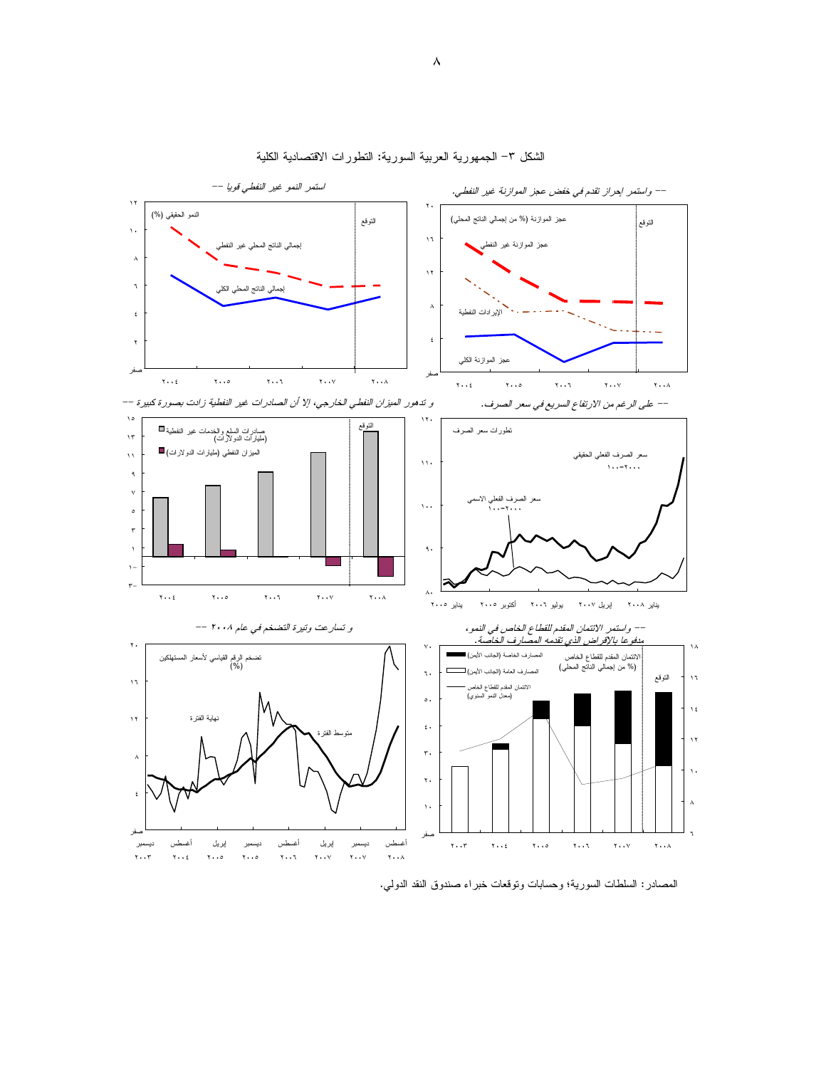# الشكل ٣– الجمهورية العربية السورية: التطورات الاقتصادية الكلية

-- واستمر إحراز تقدم في خفض عجز الموازنة غير النفطي.

عجز الموازنة (% من إجمالي الناتج المحلي)

عجز الموازنة غير النفطي

الإيرادات النفطية

عجز الموازنة الكلي

التوقع

استمر النمو غير النفطي قويا --

النمو الحقيقي (%)

إجمالي الناتج المحلي غير النفطي

إجمالي الناتج المحلي الكلي

التوقع

-- على الرغم من الارتفاع السريع في سعر الصرف.

تطورات سعر الصرف

سعر الصرف الفعلي الحقيقي ٢٠٠٠=١٠٠

سعر الصرف الفعلي الاسمي ٢٠٠٠=١٠٠

وتدهور الميزان النفطي الخارجي، إلا أن الصادرات غير النفطية زادت بصورة كبيرة --

صادرات السلع والخدمات غير النفطية (مليارات الدولارات)

الميزان النفطي (مليارات الدولارات)

التوقع

-- واستمر الائتمان المقدم للقطاع الخاص في النمو، مدفوعا بالإقراض الذي تقدمه المصارف الخاصة.

المصارف الخاصة (الجانب الأيمن)

المصارف العامة (الجانب الأيمن)

الائتمان المقدم للقطاع الخاص (معدل النمو السنوي)

الائتمان المقدم للقطاع الخاص (% من إجمالي الناتج المحلي)

التوقع

وتسارعت وتيرة التضخم في عام ٢٠٠٨ --

تضخم الرقم القياسي لأسعار المستهلكين (%)

نهاية الفترة

متوسط الفترة

المصادر: السلطات السورية؛ وحسابات وتوقعات خبراء صندوق النقد الدولي.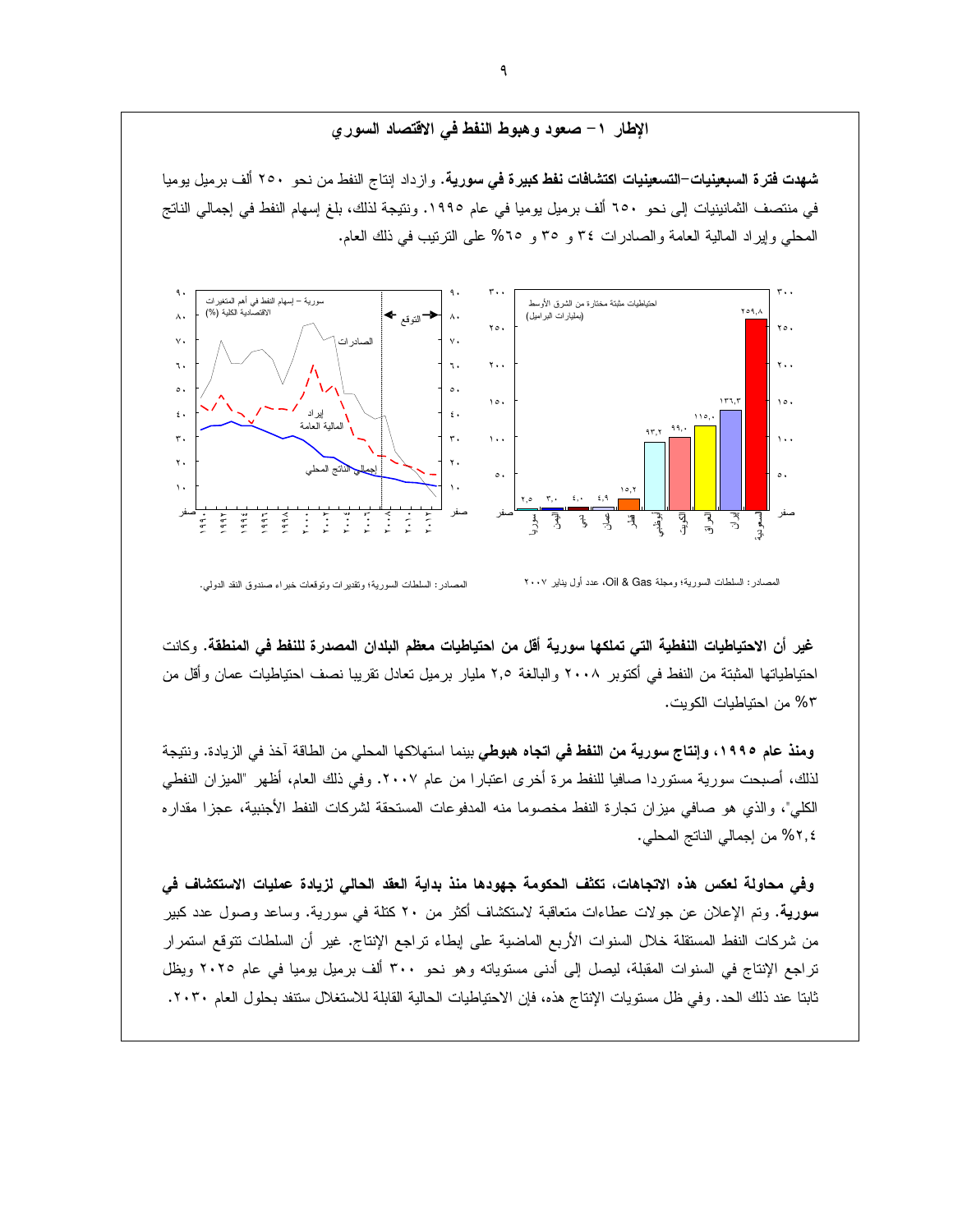## الإطار ١ – صعود وهبوط النفط في الاقتصاد السوري

**شهدت فترة السبعينيات–التسعينيات اكتشافات نفط كبيرة في سورية.** وازداد إنتاج النفط من نحو ٢٥٠ ألف برميل يوميا في منتصف الثمانينيات إلى نحو ٦٥٠ ألف برميل يوميا في عام ١٩٩٥. ونتيجة لذلك، بلغ إسهام النفط في إجمالي الناتج المحلي وإيراد المالية العامة والصادرات ٣٤ و ٣٥ و ٦٥% على الترتيب في ذلك العام.

المصادر: السلطات السورية؛ ومجلة Oil & Gas، عدد أول يناير ٢٠٠٧

المصادر: السلطات السورية؛ وتقديرات وتوقعات خبراء صندوق النقد الدولي.

**غير أن الاحتياطيات النفطية التي تملكها سورية أقل من احتياطيات معظم البلدان المصدرة للنفط في المنطقة.** وكانت احتياطياتها المثبتة من النفط في أكتوبر ٢٠٠٨ والبالغة ٢,٥ مليار برميل تعادل تقريبا نصف احتياطيات عمان وأقل من ٣% من احتياطيات الكويت.

**ومنذ عام ١٩٩٥، وإنتاج سورية من النفط في اتجاه هبوطي** بينما استهلاكها المحلي من الطاقة آخذ في الزيادة. ونتيجة لذلك، أصبحت سورية مستوردا صافيا للنفط مرة أخرى اعتبارا من عام ٢٠٠٧. وفي ذلك العام، أظهر "الميزان النفطي الكلي"، والذي هو صافي ميزان تجارة النفط مخصوما منه المدفوعات المستحقة لشركات النفط الأجنبية، عجزا مقداره ٢,٤% من إجمالي الناتج المحلي.

**وفي محاولة لعكس هذه الاتجاهات، تكثف الحكومة جهودها منذ بداية العقد الحالي لزيادة عمليات الاستكشاف في سورية.** وتم الإعلان عن جولات عطاءات متعاقبة لاستكشاف أكثر من ٢٠ كتلة في سورية. وساعد وصول عدد كبير من شركات النفط المستقلة خلال السنوات الأربع الماضية على إبطاء تراجع الإنتاج. غير أن السلطات تتوقع استمرار تراجع الإنتاج في السنوات المقبلة، ليصل إلى أدنى مستوياته وهو نحو ٣٠٠ ألف برميل يوميا في عام ٢٠٢٥ ويظل ثابتا عند ذلك الحد. وفي ظل مستويات الإنتاج هذه، فإن الاحتياطيات الحالية القابلة للاستغلال ستنفد بحلول العام ٢٠٣٠.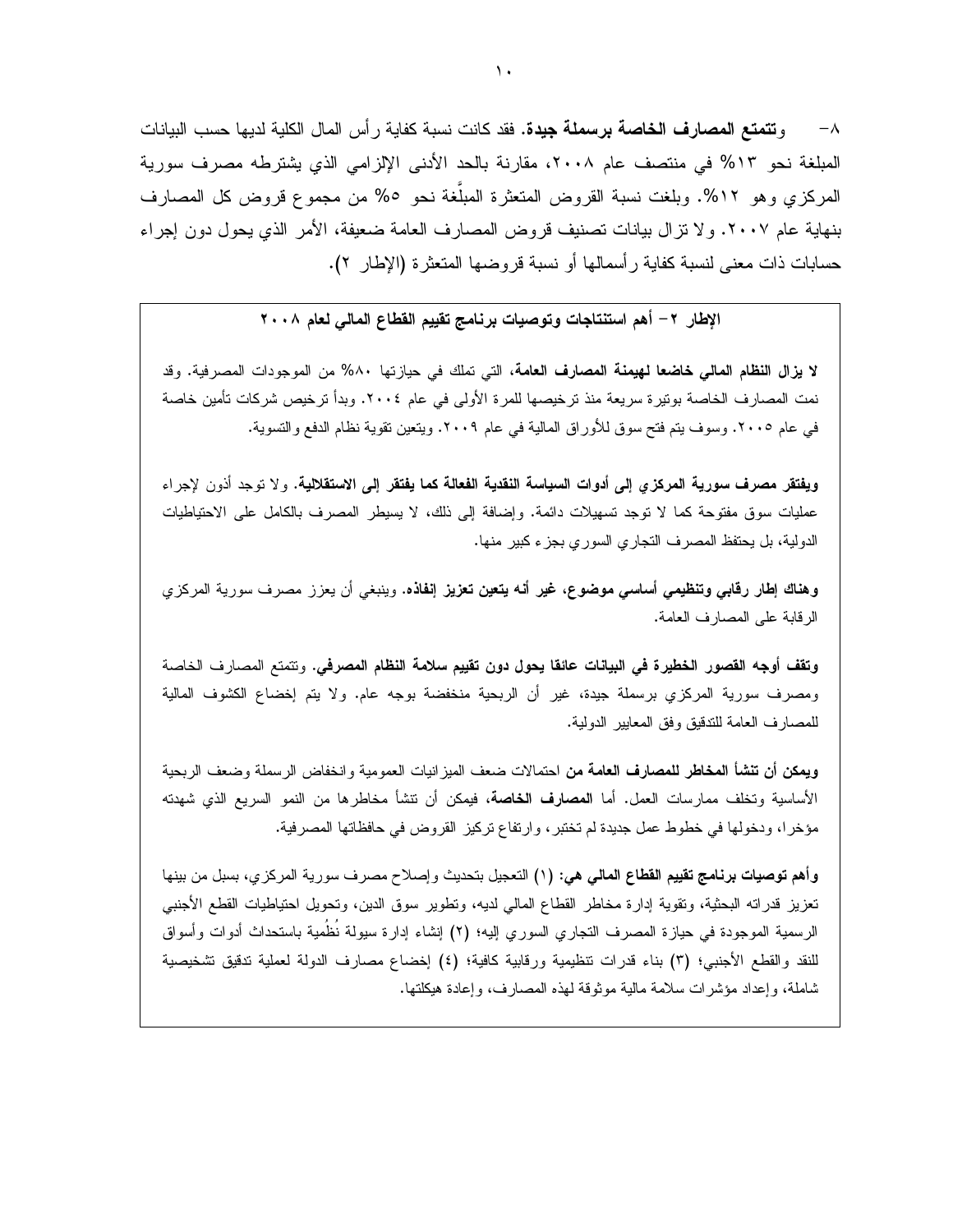٨- **وتتمتع المصارف الخاصة برسملة جيدة.** فقد كانت نسبة كفاية رأس المال الكلية لديها حسب البيانات المبلغة نحو ١٣% في منتصف عام ٢٠٠٨، مقارنة بالحد الأدنى الإلزامي الذي يشترطه مصرف سورية المركزي وهو ١٢%. وبلغت نسبة القروض المتعثرة المبلَّغة نحو ٥% من مجموع قروض كل المصارف بنهاية عام ٢٠٠٧. ولا تزال بيانات تصنيف قروض المصارف العامة ضعيفة، الأمر الذي يحول دون إجراء حسابات ذات معنى لنسبة كفاية رأسمالها أو نسبة قروضها المتعثرة (الإطار ٢).

**الإطار ٢ – أهم استنتاجات وتوصيات برنامج تقييم القطاع المالي لعام ٢٠٠٨**

**لا يزال النظام المالي خاضعا لهيمنة المصارف العامة،** التي تملك في حيازتها ٨٠% من الموجودات المصرفية. وقد نمت المصارف الخاصة بوتيرة سريعة منذ ترخيصها للمرة الأولى في عام ٢٠٠٤. وبدأ ترخيص شركات تأمين خاصة في عام ٢٠٠٥. وسوف يتم فتح سوق للأوراق المالية في عام ٢٠٠٩. ويتعين تقوية نظام الدفع والتسوية.

**ويفتقر مصرف سورية المركزي إلى أدوات السياسة النقدية الفعالة كما يفتقر إلى الاستقلالية.** ولا توجد أذون لإجراء عمليات سوق مفتوحة كما لا توجد تسهيلات دائمة. وإضافة إلى ذلك، لا يسيطر المصرف بالكامل على الاحتياطيات الدولية، بل يحتفظ المصرف التجاري السوري بجزء كبير منها.

**وهناك إطار رقابي وتنظيمي أساسي موضوع، غير أنه يتعين تعزيز إنفاذه.** وينبغي أن يعزز مصرف سورية المركزي الرقابة على المصارف العامة.

**وتقف أوجه القصور الخطيرة في البيانات عائقا يحول دون تقييم سلامة النظام المصرفي.** وتتمتع المصارف الخاصة ومصرف سورية المركزي برسملة جيدة، غير أن الربحية منخفضة بوجه عام. ولا يتم إخضاع الكشوف المالية للمصارف العامة للتدقيق وفق المعايير الدولية.

**ويمكن أن تنشأ المخاطر للمصارف العامة من** احتمالات ضعف الميزانيات العمومية وانخفاض الرسملة وضعف الربحية الأساسية وتخلف ممارسات العمل. أما **المصارف الخاصة،** فيمكن أن تنشأ مخاطرها من النمو السريع الذي شهدته مؤخرا، ودخولها في خطوط عمل جديدة لم تختبر، وارتفاع تركيز القروض في حافظاتها المصرفية.

**وأهم توصيات برنامج تقييم القطاع المالي هي:** (١) التعجيل بتحديث وإصلاح مصرف سورية المركزي، بسبل من بينها تعزيز قدراته البحثية، وتقوية إدارة مخاطر القطاع المالي لديه، وتطوير سوق الدين، وتحويل احتياطيات القطع الأجنبي الرسمية الموجودة في حيازة المصرف التجاري السوري إليه؛ (٢) إنشاء إدارة سيولة نُظُمية باستحداث أدوات وأسواق للنقد والقطع الأجنبي؛ (٣) بناء قدرات تنظيمية ورقابية كافية؛ (٤) إخضاع مصارف الدولة لعملية تدقيق تشخيصية شاملة، وإعداد مؤشرات سلامة مالية موثوقة لهذه المصارف، وإعادة هيكلتها.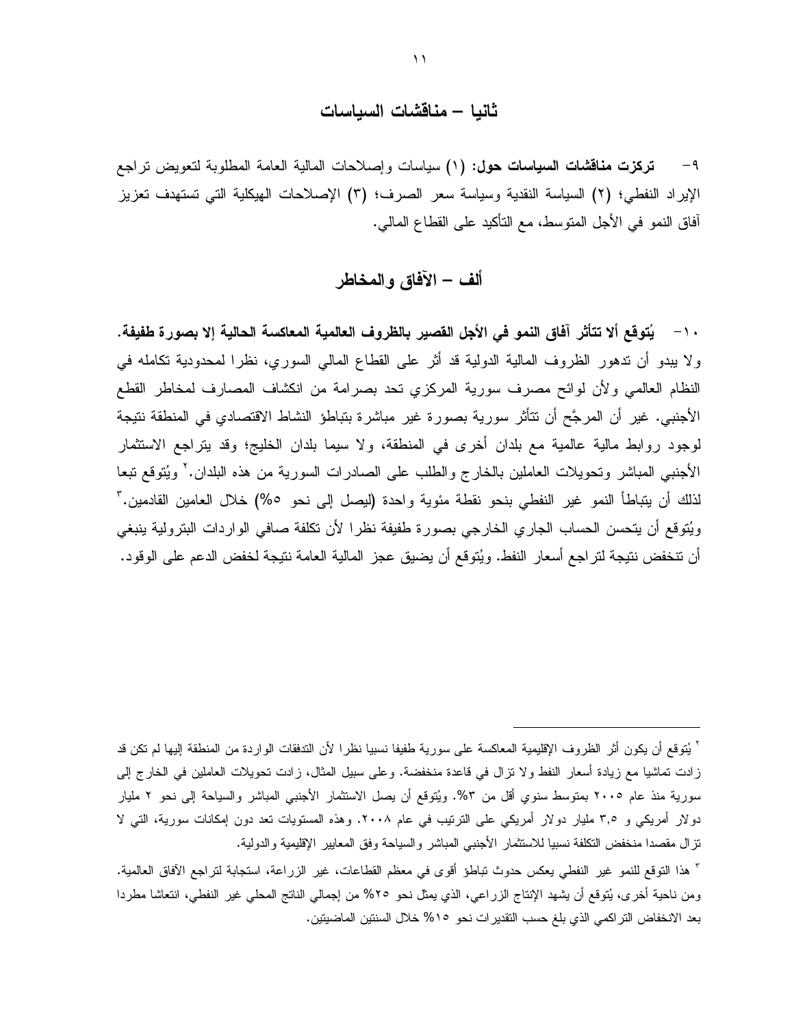## ثانيا – مناقشات السياسات

٩- **تركزت مناقشات السياسات حول:** (١) سياسات وإصلاحات المالية العامة المطلوبة لتعويض تراجع الإيراد النفطي؛ (٢) السياسة النقدية وسياسة سعر الصرف؛ (٣) الإصلاحات الهيكلية التي تستهدف تعزيز آفاق النمو في الأجل المتوسط، مع التأكيد على القطاع المالي.

## ألف – الآفاق والمخاطر

١٠- **يُتوقع ألا تتأثر آفاق النمو في الأجل القصير بالظروف العالمية المعاكسة الحالية إلا بصورة طفيفة.** ولا يبدو أن تدهور الظروف المالية الدولية قد أثر على القطاع المالي السوري، نظرا لمحدودية تكامله في النظام العالمي ولأن لوائح مصرف سورية المركزي تحد بصرامة من انكشاف المصارف لمخاطر القطع الأجنبي. غير أن المرجَّح أن تتأثر سورية بصورة غير مباشرة بتباطؤ النشاط الاقتصادي في المنطقة نتيجة لوجود روابط مالية عالمية مع بلدان أخرى في المنطقة، ولا سيما بلدان الخليج؛ وقد يتراجع الاستثمار الأجنبي المباشر وتحويلات العاملين بالخارج والطلب على الصادرات السورية من هذه البلدان.[٢] ويُتوقع تبعا لذلك أن يتباطأ النمو غير النفطي بنحو نقطة مئوية واحدة (ليصل إلى نحو ٥%) خلال العامين القادمين.[٣] ويُتوقع أن يتحسن الحساب الجاري الخارجي بصورة طفيفة نظرا لأن تكلفة صافي الواردات البترولية ينبغي أن تنخفض نتيجة لتراجع أسعار النفط. ويُتوقع أن يضيق عجز المالية العامة نتيجة لخفض الدعم على الوقود.

---

[٢] يُتوقع أن يكون أثر الظروف الإقليمية المعاكسة على سورية طفيفا نسبيا نظرا لأن التدفقات الواردة من المنطقة إليها لم تكن قد زادت تماشيا مع زيادة أسعار النفط ولا تزال في قاعدة منخفضة. وعلى سبيل المثال، زادت تحويلات العاملين في الخارج إلى سورية منذ عام ٢٠٠٥ بمتوسط سنوي أقل من ٣%. ويُتوقع أن يصل الاستثمار الأجنبي المباشر والسياحة إلى نحو ٢ مليار دولار أمريكي و ٣,٥ مليار دولار أمريكي على الترتيب في عام ٢٠٠٨. وهذه المستويات تعد دون إمكانات سورية، التي لا تزال مقصدا منخفض التكلفة نسبيا للاستثمار الأجنبي المباشر والسياحة وفق المعايير الإقليمية والدولية.

[٣] هذا التوقع للنمو غير النفطي يعكس حدوث تباطؤ أقوى في معظم القطاعات، غير الزراعة، استجابة لتراجع الآفاق العالمية. ومن ناحية أخرى، يُتوقع أن يشهد الإنتاج الزراعي، الذي يمثل نحو ٢٥% من إجمالي الناتج المحلي غير النفطي، انتعاشا مطردا بعد الانخفاض التراكمي الذي بلغ حسب التقديرات نحو ١٥% خلال السنتين الماضيتين.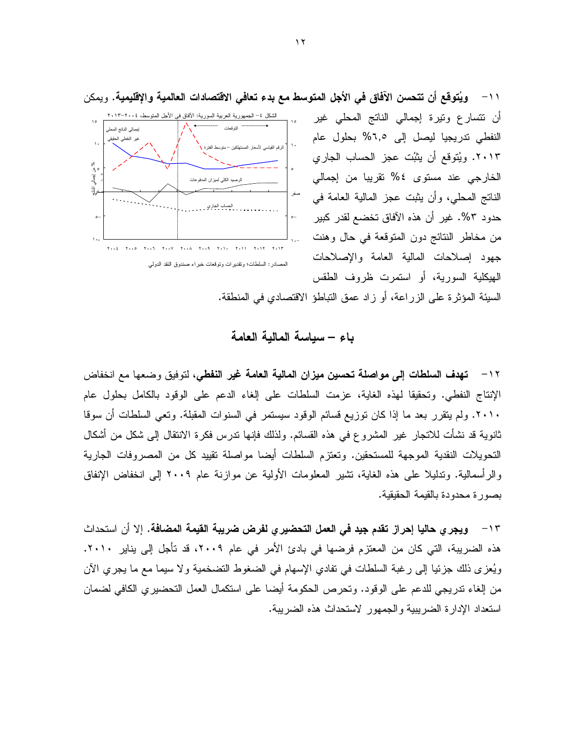١١– **ويُتوقع أن تتحسن الآفاق في الأجل المتوسط مع بدء تعافي الاقتصادات العالمية والإقليمية.** ويمكن أن تتسارع وتيرة إجمالي الناتج المحلي غير النفطي تدريجيا ليصل إلى ٦,٥% بحلول عام ٢٠١٣. ويُتوقع أن يثبُت عجز الحساب الجاري الخارجي عند مستوى ٤% تقريبا من إجمالي الناتج المحلي، وأن يثبت عجز المالية العامة في حدود ٣%. غير أن هذه الآفاق تخضع لقدر كبير من مخاطر النتائج دون المتوقعة في حال وهنت جهود إصلاحات المالية العامة والإصلاحات الهيكلية السورية، أو استمرت ظروف الطقس السيئة المؤثرة على الزراعة، أو زاد عمق التباطؤ الاقتصادي في المنطقة.

الشكل ٤ – الجمهورية العربية السورية: الآفاق في الأجل المتوسط، ٢٠٠٤–٢٠١٣

المصادر: السلطات؛ وتقديرات وتوقعات خبراء صندوق النقد الدولي

## باء – سياسة المالية العامة

١٢– **تهدف السلطات إلى مواصلة تحسين ميزان المالية العامة غير النفطي،** لتوفيق وضعها مع انخفاض الإنتاج النفطي. وتحقيقا لهذه الغاية، عزمت السلطات على إلغاء الدعم على الوقود بالكامل بحلول عام ٢٠١٠. ولم يتقرر بعد ما إذا كان توزيع قسائم الوقود سيستمر في السنوات المقبلة. وتعي السلطات أن سوقا ثانوية قد نشأت للاتجار غير المشروع في هذه القسائم. ولذلك فإنها تدرس فكرة الانتقال إلى شكل من أشكال التحويلات النقدية الموجهة للمستحقين. وتعتزم السلطات أيضا مواصلة تقييد كل من المصروفات الجارية والرأسمالية. وتدليلا على هذه الغاية، تشير المعلومات الأولية عن موازنة عام ٢٠٠٩ إلى انخفاض الإنفاق بصورة محدودة بالقيمة الحقيقية.

١٣– **ويجري حاليا إحراز تقدم جيد في العمل التحضيري لفرض ضريبة القيمة المضافة.** إلا أن استحداث هذه الضريبة، التي كان من المعتزم فرضها في بادئ الأمر في عام ٢٠٠٩، قد تأجل إلى يناير ٢٠١٠. ويُعزى ذلك جزئيا إلى رغبة السلطات في تفادي الإسهام في الضغوط التضخمية ولا سيما مع ما يجري الآن من إلغاء تدريجي للدعم على الوقود. وتحرص الحكومة أيضا على استكمال العمل التحضيري الكافي لضمان استعداد الإدارة الضريبية والجمهور لاستحداث هذه الضريبة.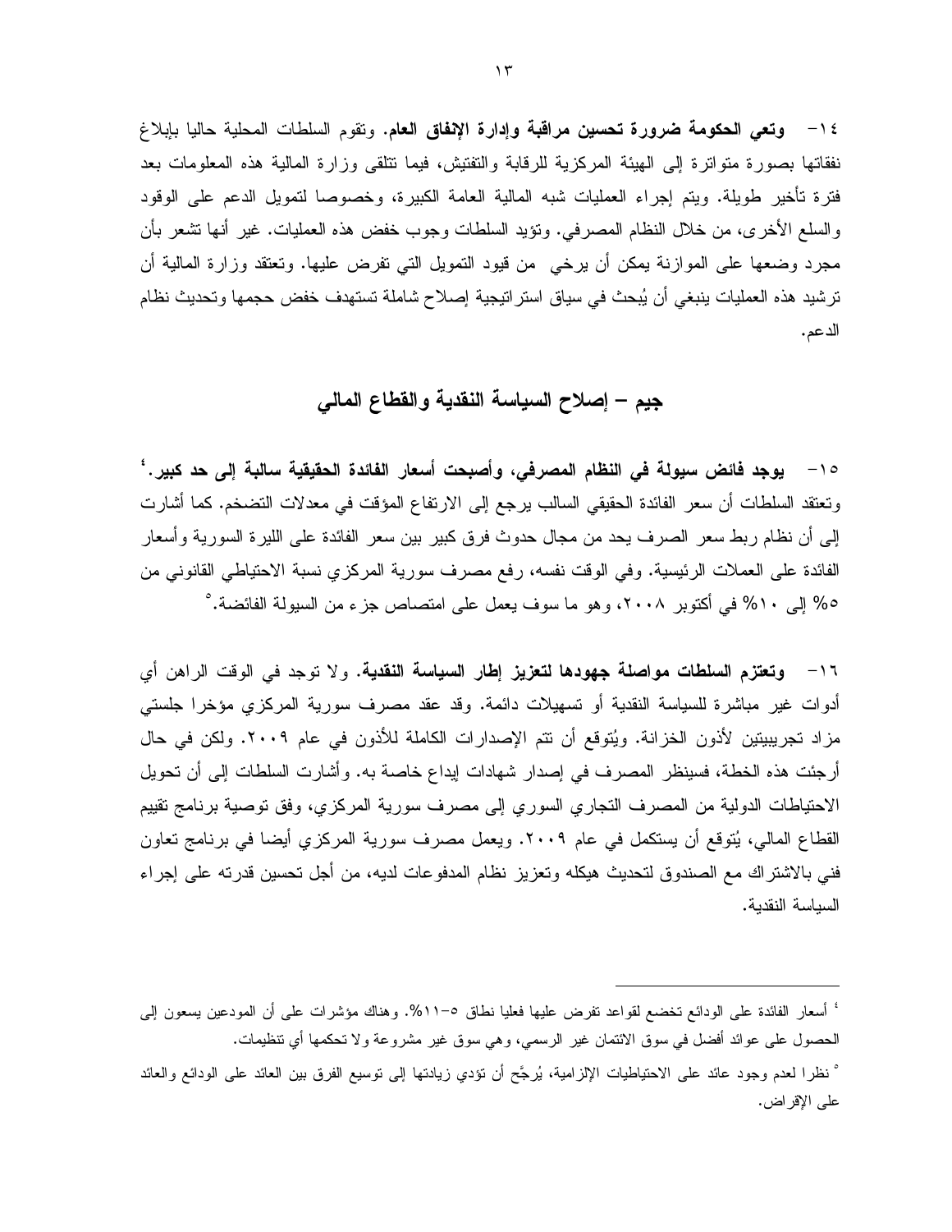١٤- **وتعي الحكومة ضرورة تحسين مراقبة وإدارة الإنفاق العام.** وتقوم السلطات المحلية حاليا بإبلاغ نفقاتها بصورة متواترة إلى الهيئة المركزية للرقابة والتفتيش، فيما تتلقى وزارة المالية هذه المعلومات بعد فترة تأخير طويلة. ويتم إجراء العمليات شبه المالية العامة الكبيرة، وخصوصا لتمويل الدعم على الوقود والسلع الأخرى، من خلال النظام المصرفي. وتؤيد السلطات وجوب خفض هذه العمليات. غير أنها تشعر بأن مجرد وضعها على الموازنة يمكن أن يرخي من قيود التمويل التي تفرض عليها. وتعتقد وزارة المالية أن ترشيد هذه العمليات ينبغي أن يُبحث في سياق استراتيجية إصلاح شاملة تستهدف خفض حجمها وتحديث نظام الدعم.

## جيم – إصلاح السياسة النقدية والقطاع المالي

١٥- **يوجد فائض سيولة في النظام المصرفي، وأصبحت أسعار الفائدة الحقيقية سالبة إلى حد كبير.**[٤] وتعتقد السلطات أن سعر الفائدة الحقيقي السالب يرجع إلى الارتفاع المؤقت في معدلات التضخم. كما أشارت إلى أن نظام ربط سعر الصرف يحد من مجال حدوث فرق كبير بين سعر الفائدة على الليرة السورية وأسعار الفائدة على العملات الرئيسية. وفي الوقت نفسه، رفع مصرف سورية المركزي نسبة الاحتياطي القانوني من ٥% إلى ١٠% في أكتوبر ٢٠٠٨، وهو ما سوف يعمل على امتصاص جزء من السيولة الفائضة.[٥]

١٦- **وتعتزم السلطات مواصلة جهودها لتعزيز إطار السياسة النقدية.** ولا توجد في الوقت الراهن أي أدوات غير مباشرة للسياسة النقدية أو تسهيلات دائمة. وقد عقد مصرف سورية المركزي مؤخرا جلستي مزاد تجريبيتين لأذون الخزانة. ويُتوقع أن تتم الإصدارات الكاملة للأذون في عام ٢٠٠٩. ولكن في حال أرجئت هذه الخطة، فسينظر المصرف في إصدار شهادات إيداع خاصة به. وأشارت السلطات إلى أن تحويل الاحتياطات الدولية من المصرف التجاري السوري إلى مصرف سورية المركزي، وفق توصية برنامج تقييم القطاع المالي، يُتوقع أن يستكمل في عام ٢٠٠٩. ويعمل مصرف سورية المركزي أيضا في برنامج تعاون فني بالاشتراك مع الصندوق لتحديث هيكله وتعزيز نظام المدفوعات لديه، من أجل تحسين قدرته على إجراء السياسة النقدية.

---

[٤] أسعار الفائدة على الودائع تخضع لقواعد تفرض عليها فعليا نطاق ٥–١١%. وهناك مؤشرات على أن المودعين يسعون إلى الحصول على عوائد أفضل في سوق الائتمان غير الرسمي، وهي سوق غير مشروعة ولا تحكمها أي تنظيمات.

[٥] نظرا لعدم وجود عائد على الاحتياطيات الإلزامية، يُرجَّح أن تؤدي زيادتها إلى توسيع الفرق بين العائد على الودائع والعائد على الإقراض.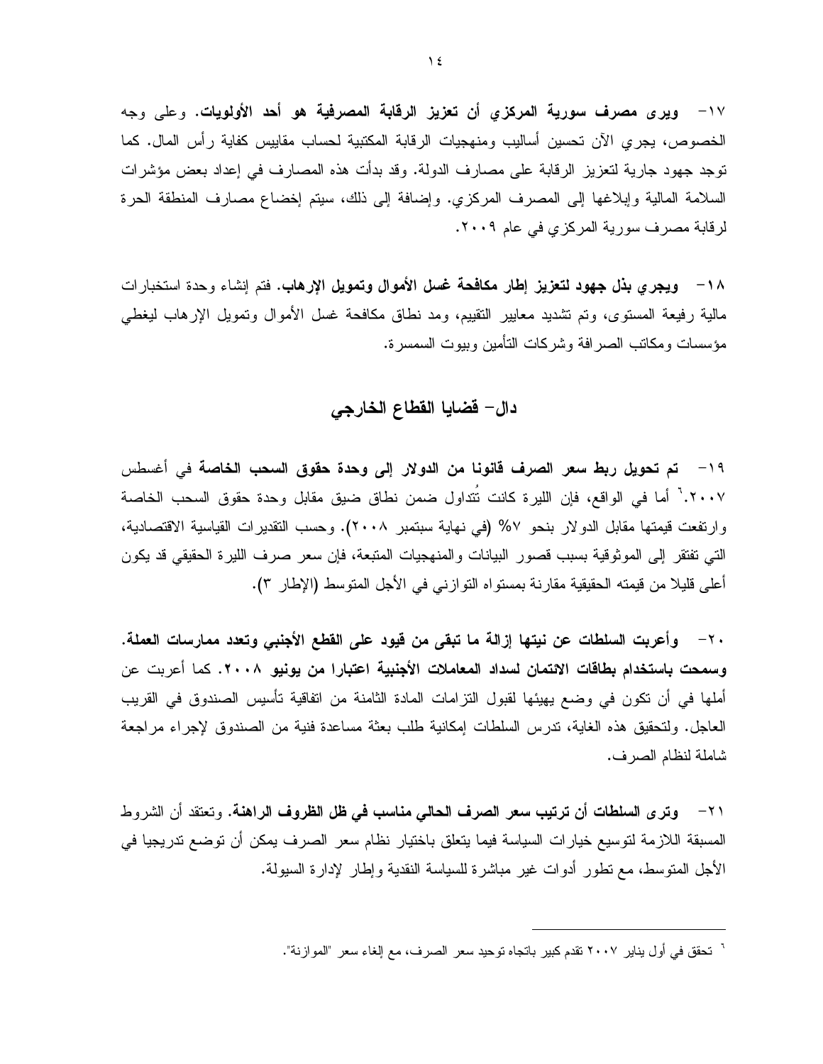١٧- **ويرى مصرف سورية المركزي أن تعزيز الرقابة المصرفية هو أحد الأولويات.** وعلى وجه الخصوص، يجري الآن تحسين أساليب ومنهجيات الرقابة المكتبية لحساب مقاييس كفاية رأس المال. كما توجد جهود جارية لتعزيز الرقابة على مصارف الدولة. وقد بدأت هذه المصارف في إعداد بعض مؤشرات السلامة المالية وإبلاغها إلى المصرف المركزي. وإضافة إلى ذلك، سيتم إخضاع مصارف المنطقة الحرة لرقابة مصرف سورية المركزي في عام ٢٠٠٩.

١٨- **ويجري بذل جهود لتعزيز إطار مكافحة غسل الأموال وتمويل الإرهاب.** فتم إنشاء وحدة استخبارات مالية رفيعة المستوى، وتم تشديد معايير التقييم، ومد نطاق مكافحة غسل الأموال وتمويل الإرهاب ليغطي مؤسسات ومكاتب الصرافة وشركات التأمين وبيوت السمسرة.

## دال- قضايا القطاع الخارجي

١٩- **تم تحويل ربط سعر الصرف قانونا من الدولار إلى وحدة حقوق السحب الخاصة** في أغسطس ٢٠٠٧.[٦] أما في الواقع، فإن الليرة كانت تُتداول ضمن نطاق ضيق مقابل وحدة حقوق السحب الخاصة وارتفعت قيمتها مقابل الدولار بنحو ٧% (في نهاية سبتمبر ٢٠٠٨). وحسب التقديرات القياسية الاقتصادية، التي تفتقر إلى الموثوقية بسبب قصور البيانات والمنهجيات المتبعة، فإن سعر صرف الليرة الحقيقي قد يكون أعلى قليلا من قيمته الحقيقية مقارنة بمستواه التوازني في الأجل المتوسط (الإطار ٣).

٢٠- **وأعربت السلطات عن نيتها إزالة ما تبقى من قيود على القطع الأجنبي وتعدد ممارسات العملة. وسمحت باستخدام بطاقات الائتمان لسداد المعاملات الأجنبية اعتبارا من يونيو ٢٠٠٨.** كما أعربت عن أملها في أن تكون في وضع يهيئها لقبول التزامات المادة الثامنة من اتفاقية تأسيس الصندوق في القريب العاجل. ولتحقيق هذه الغاية، تدرس السلطات إمكانية طلب بعثة مساعدة فنية من الصندوق لإجراء مراجعة شاملة لنظام الصرف.

٢١- **وترى السلطات أن ترتيب سعر الصرف الحالي مناسب في ظل الظروف الراهنة.** وتعتقد أن الشروط المسبقة اللازمة لتوسيع خيارات السياسة فيما يتعلق باختيار نظام سعر الصرف يمكن أن توضع تدريجيا في الأجل المتوسط، مع تطور أدوات غير مباشرة للسياسة النقدية وإطار لإدارة السيولة.

---

[٦] تحقق في أول يناير ٢٠٠٧ تقدم كبير باتجاه توحيد سعر الصرف، مع إلغاء سعر "الموازنة".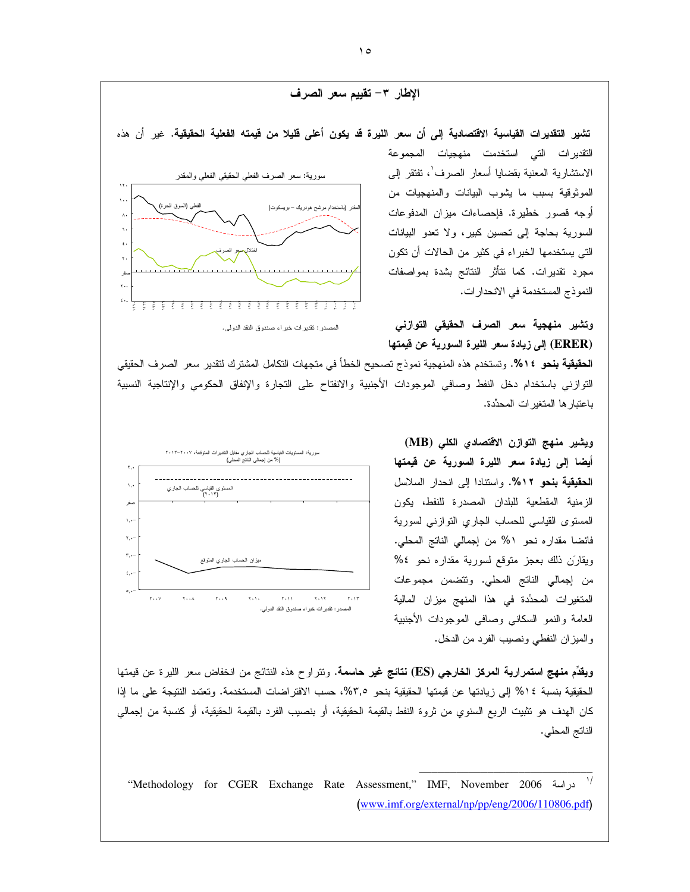## الإطار ٣- تقييم سعر الصرف

**تشير التقديرات القياسية الاقتصادية إلى أن سعر الليرة قد يكون أعلى قليلا من قيمته الفعلية الحقيقية.** غير أن هذه التقديرات التي استخدمت منهجيات المجموعة الاستشارية المعنية بقضايا أسعار الصرف[١]، تفتقر إلى الموثوقية بسبب ما يشوب البيانات والمنهجيات من أوجه قصور خطيرة. فإحصاءات ميزان المدفوعات السورية بحاجة إلى تحسين كبير، ولا تعدو البيانات التي يستخدمها الخبراء في كثير من الحالات أن تكون مجرد تقديرات. كما تتأثر النتائج بشدة بمواصفات النموذج المستخدمة في الانحدارات.

سورية: سعر الصرف الفعلي الحقيقي الفعلي والمقدر

المصدر: تقديرات خبراء صندوق النقد الدولي.

**وتشير منهجية سعر الصرف الحقيقي التوازني (ERER) إلى زيادة سعر الليرة السورية عن قيمتها الحقيقية بنحو ١٤%.** وتستخدم هذه المنهجية نموذج تصحيح الخطأ في متجهات التكامل المشترك لتقدير سعر الصرف الحقيقي التوازني باستخدام دخل النفط وصافي الموجودات الأجنبية والانفتاح على التجارة والإنفاق الحكومي والإنتاجية النسبية باعتبارها المتغيرات المحدِّدة.

**ويشير منهج التوازن الاقتصادي الكلي (MB) أيضا إلى زيادة سعر الليرة السورية عن قيمتها الحقيقية بنحو ١٢%.** واستنادا إلى انحدار السلاسل الزمنية المقطعية للبلدان المصدرة للنفط، يكون المستوى القياسي للحساب الجاري التوازني لسورية فائضا مقداره نحو ١% من إجمالي الناتج المحلي. ويقارَن ذلك بعجز متوقع لسورية مقداره نحو ٤% من إجمالي الناتج المحلي. وتتضمن مجموعات المتغيرات المحدِّدة في هذا المنهج ميزان المالية العامة والنمو السكاني وصافي الموجودات الأجنبية والميزان النفطي ونصيب الفرد من الدخل.

سورية: المستويات القياسية للحساب الجاري مقابل التقديرات المتوقعة، ٢٠٠٧-٢٠١٣ (% من إجمالي الناتج المحلي)

المصدر: تقديرات خبراء صندوق النقد الدولي.

**ويقدِّم منهج استمرارية المركز الخارجي (ES) نتائج غير حاسمة.** وتتراوح هذه النتائج من انخفاض سعر الليرة عن قيمتها الحقيقية بنسبة ١٤% إلى زيادتها عن قيمتها الحقيقية بنحو ٣,٥%، حسب الافتراضات المستخدمة. وتعتمد النتيجة على ما إذا كان الهدف هو تثبيت الريع السنوي من ثروة النفط بالقيمة الحقيقية، أو بنصيب الفرد بالقيمة الحقيقية، أو كنسبة من إجمالي الناتج المحلي.

---

[١] دراسة "Methodology for CGER Exchange Rate Assessment," IMF, November 2006 (www.imf.org/external/np/pp/eng/2006/110806.pdf)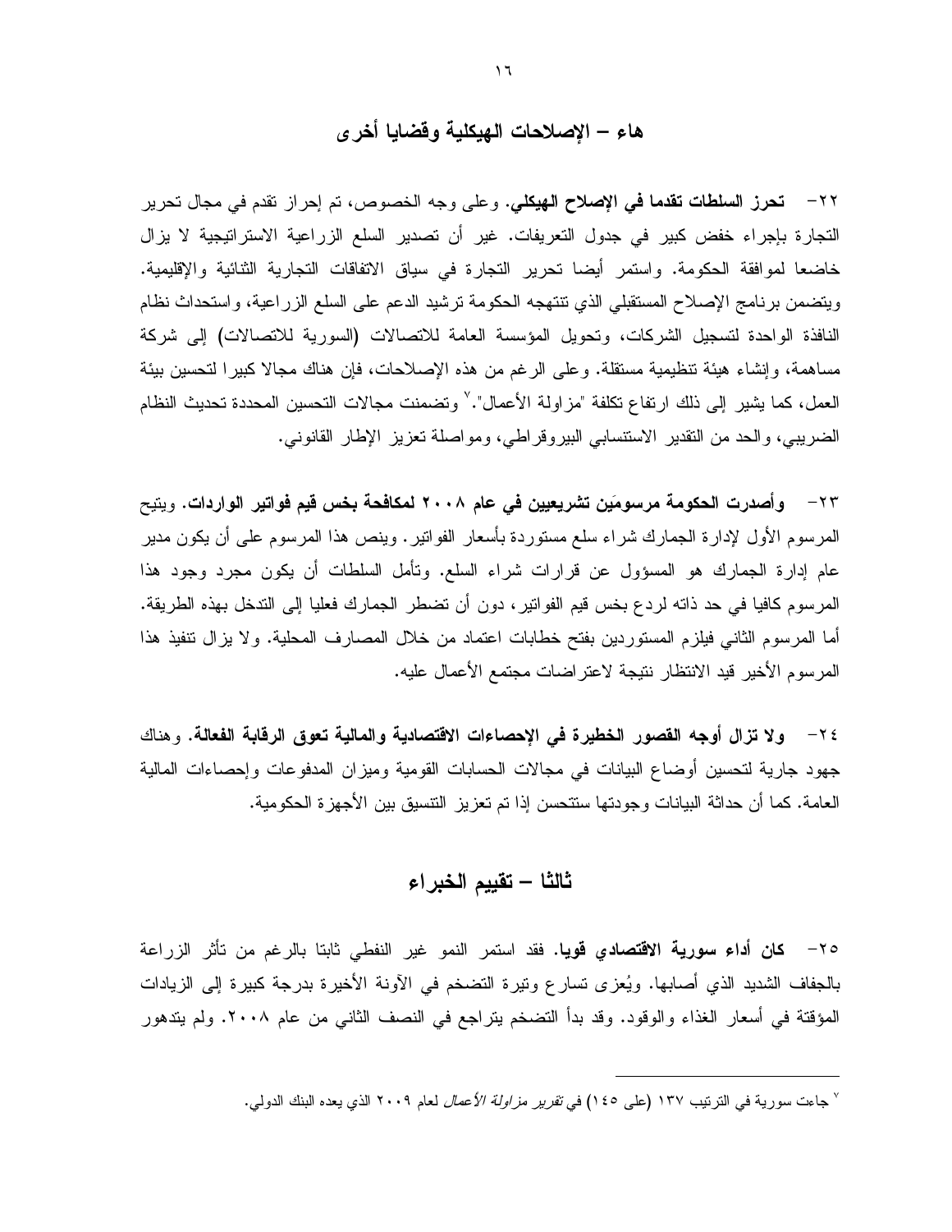## هاء – الإصلاحات الهيكلية وقضايا أخرى

٢٢– **تحرز السلطات تقدما في الإصلاح الهيكلي.** وعلى وجه الخصوص، تم إحراز تقدم في مجال تحرير التجارة بإجراء خفض كبير في جدول التعريفات. غير أن تصدير السلع الزراعية الاستراتيجية لا يزال خاضعا لموافقة الحكومة. واستمر أيضا تحرير التجارة في سياق الاتفاقات التجارية الثنائية والإقليمية. ويتضمن برنامج الإصلاح المستقبلي الذي تنتهجه الحكومة ترشيد الدعم على السلع الزراعية، واستحداث نظام النافذة الواحدة لتسجيل الشركات، وتحويل المؤسسة العامة للاتصالات (السورية للاتصالات) إلى شركة مساهمة، وإنشاء هيئة تنظيمية مستقلة. وعلى الرغم من هذه الإصلاحات، فإن هناك مجالا كبيرا لتحسين بيئة العمل، كما يشير إلى ذلك ارتفاع تكلفة "مزاولة الأعمال".[٧] وتضمنت مجالات التحسين المحددة تحديث النظام الضريبي، والحد من التقدير الاستنسابي البيروقراطي، ومواصلة تعزيز الإطار القانوني.

٢٣– **وأصدرت الحكومة مرسومَين تشريعيين في عام ٢٠٠٨ لمكافحة بخس قيم فواتير الواردات.** ويتيح المرسوم الأول لإدارة الجمارك شراء سلع مستوردة بأسعار الفواتير. وينص هذا المرسوم على أن يكون مدير عام إدارة الجمارك هو المسؤول عن قرارات شراء السلع. وتأمل السلطات أن يكون مجرد وجود هذا المرسوم كافيا في حد ذاته لردع بخس قيم الفواتير، دون أن تضطر الجمارك فعليا إلى التدخل بهذه الطريقة. أما المرسوم الثاني فيلزم المستوردين بفتح خطابات اعتماد من خلال المصارف المحلية. ولا يزال تنفيذ هذا المرسوم الأخير قيد الانتظار نتيجة لاعتراضات مجتمع الأعمال عليه.

٢٤– **ولا تزال أوجه القصور الخطيرة في الإحصاءات الاقتصادية والمالية تعوق الرقابة الفعالة.** وهناك جهود جارية لتحسين أوضاع البيانات في مجالات الحسابات القومية وميزان المدفوعات وإحصاءات المالية العامة. كما أن حداثة البيانات وجودتها ستتحسن إذا تم تعزيز التنسيق بين الأجهزة الحكومية.

# ثالثا – تقييم الخبراء

٢٥– **كان أداء سورية الاقتصادي قويا.** فقد استمر النمو غير النفطي ثابتا بالرغم من تأثر الزراعة بالجفاف الشديد الذي أصابها. ويُعزى تسارع وتيرة التضخم في الآونة الأخيرة بدرجة كبيرة إلى الزيادات المؤقتة في أسعار الغذاء والوقود. وقد بدأ التضخم يتراجع في النصف الثاني من عام ٢٠٠٨. ولم يتدهور

---

[٧] جاءت سورية في الترتيب ١٣٧ (على ١٤٥) في *تقرير مزاولة الأعمال* لعام ٢٠٠٩ الذي يعده البنك الدولي.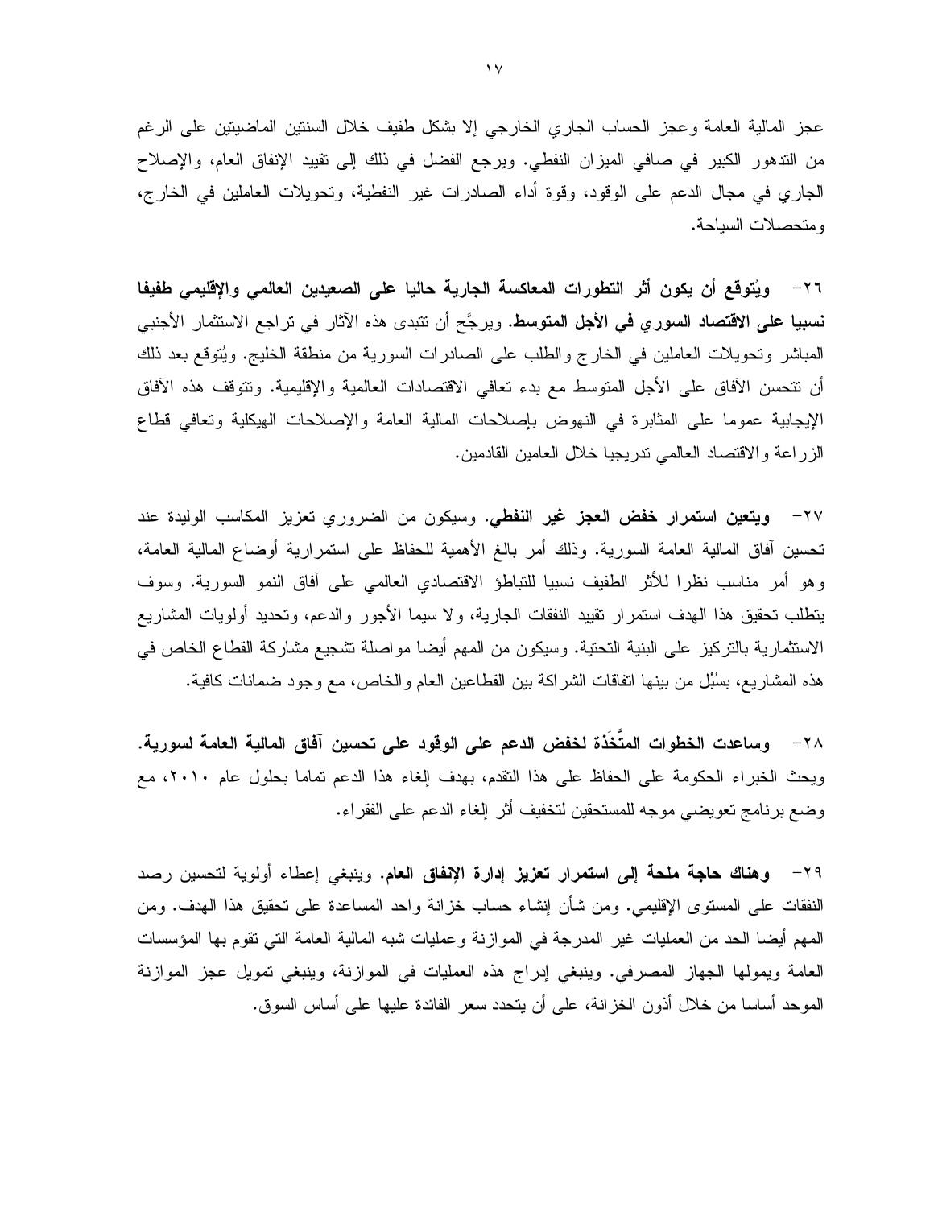عجز المالية العامة وعجز الحساب الجاري الخارجي إلا بشكل طفيف خلال السنتين الماضيتين على الرغم من التدهور الكبير في صافي الميزان النفطي. ويرجع الفضل في ذلك إلى تقييد الإنفاق العام، والإصلاح الجاري في مجال الدعم على الوقود، وقوة أداء الصادرات غير النفطية، وتحويلات العاملين في الخارج، ومتحصلات السياحة.

٢٦- **ويُتوقع أن يكون أثر التطورات المعاكسة الجارية حاليا على الصعيدين العالمي والإقليمي طفيفا نسبيا على الاقتصاد السوري في الأجل المتوسط.** ويرجَّح أن تتبدى هذه الآثار في تراجع الاستثمار الأجنبي المباشر وتحويلات العاملين في الخارج والطلب على الصادرات السورية من منطقة الخليج. ويُتوقع بعد ذلك أن تتحسن الآفاق على الأجل المتوسط مع بدء تعافي الاقتصادات العالمية والإقليمية. وتتوقف هذه الآفاق الإيجابية عموما على المثابرة في النهوض بإصلاحات المالية العامة والإصلاحات الهيكلية وتعافي قطاع الزراعة والاقتصاد العالمي تدريجيا خلال العامين القادمين.

٢٧- **ويتعين استمرار خفض العجز غير النفطي.** وسيكون من الضروري تعزيز المكاسب الوليدة عند تحسين آفاق المالية العامة السورية. وذلك أمر بالغ الأهمية للحفاظ على استمرارية أوضاع المالية العامة، وهو أمر مناسب نظرا للأثر الطفيف نسبيا للتباطؤ الاقتصادي العالمي على آفاق النمو السورية. وسوف يتطلب تحقيق هذا الهدف استمرار تقييد النفقات الجارية، ولا سيما الأجور والدعم، وتحديد أولويات المشاريع الاستثمارية بالتركيز على البنية التحتية. وسيكون من المهم أيضا مواصلة تشجيع مشاركة القطاع الخاص في هذه المشاريع، بسُبُل من بينها اتفاقات الشراكة بين القطاعين العام والخاص، مع وجود ضمانات كافية.

٢٨- **وساعدت الخطوات المتَّخَذة لخفض الدعم على الوقود على تحسين آفاق المالية العامة لسورية.** ويحث الخبراء الحكومة على الحفاظ على هذا التقدم، بهدف إلغاء هذا الدعم تماما بحلول عام ٢٠١٠، مع وضع برنامج تعويضي موجه للمستحقين لتخفيف أثر إلغاء الدعم على الفقراء.

٢٩- **وهناك حاجة ملحة إلى استمرار تعزيز إدارة الإنفاق العام.** وينبغي إعطاء أولوية لتحسين رصد النفقات على المستوى الإقليمي. ومن شأن إنشاء حساب خزانة واحد المساعدة على تحقيق هذا الهدف. ومن المهم أيضا الحد من العمليات غير المدرجة في الموازنة وعمليات شبه المالية العامة التي تقوم بها المؤسسات العامة ويمولها الجهاز المصرفي. وينبغي إدراج هذه العمليات في الموازنة، وينبغي تمويل عجز الموازنة الموحد أساسا من خلال أذون الخزانة، على أن يتحدد سعر الفائدة عليها على أساس السوق.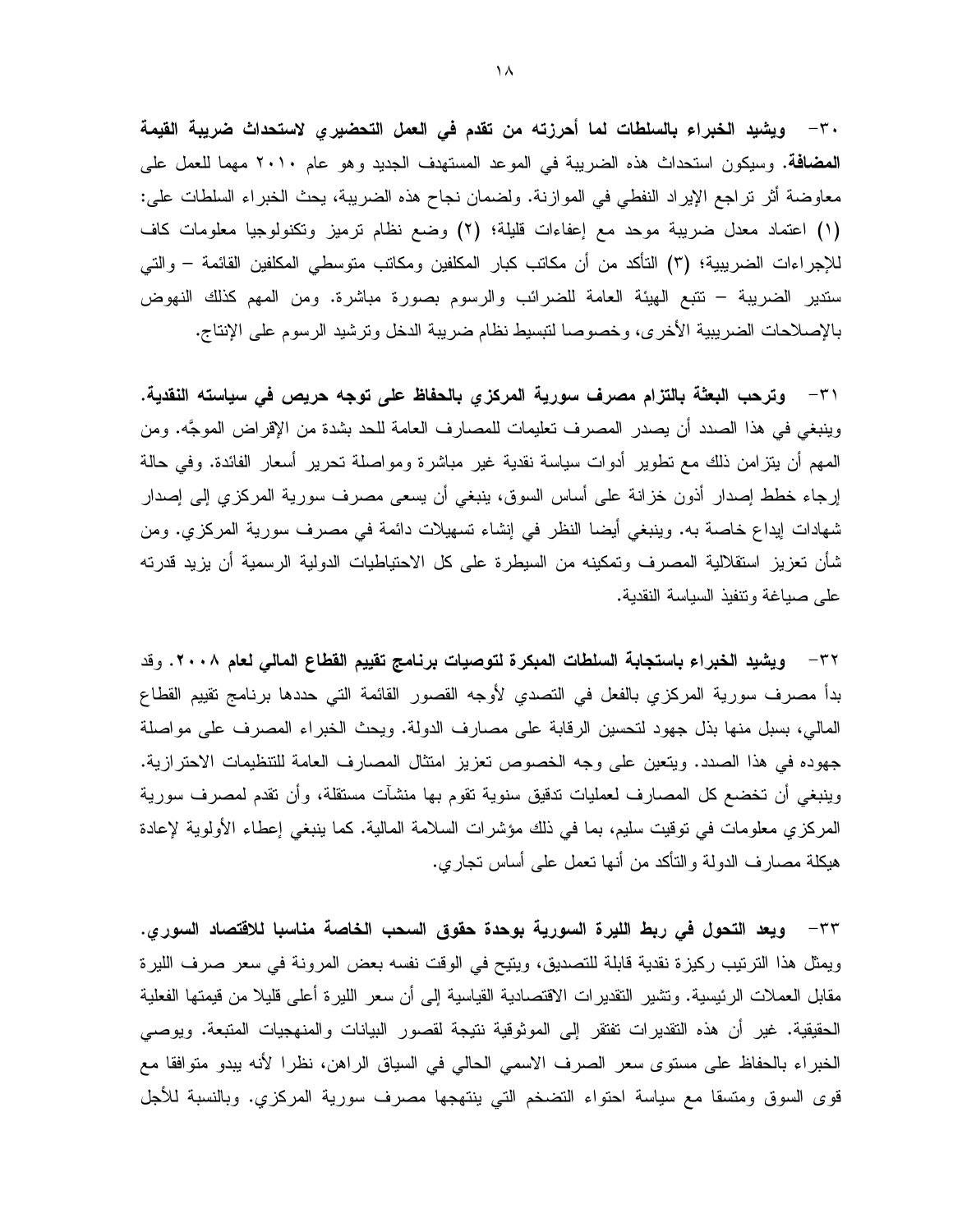٣٠- **ويشيد الخبراء بالسلطات لما أحرزته من تقدم في العمل التحضيري لاستحداث ضريبة القيمة المضافة.** وسيكون استحداث هذه الضريبة في الموعد المستهدف الجديد وهو عام ٢٠١٠ مهما للعمل على معاوضة أثر تراجع الإيراد النفطي في الموازنة. ولضمان نجاح هذه الضريبة، يحث الخبراء السلطات على: (١) اعتماد معدل ضريبة موحد مع إعفاءات قليلة؛ (٢) وضع نظام ترميز وتكنولوجيا معلومات كاف للإجراءات الضريبية؛ (٣) التأكد من أن مكاتب كبار المكلفين ومكاتب متوسطي المكلفين القائمة – والتي ستدير الضريبة – تتبع الهيئة العامة للضرائب والرسوم بصورة مباشرة. ومن المهم كذلك النهوض بالإصلاحات الضريبية الأخرى، وخصوصا لتبسيط نظام ضريبة الدخل وترشيد الرسوم على الإنتاج.

٣١- **وترحب البعثة بالتزام مصرف سورية المركزي بالحفاظ على توجه حريص في سياسته النقدية.** وينبغي في هذا الصدد أن يصدر المصرف تعليمات للمصارف العامة للحد بشدة من الإقراض الموجَّه. ومن المهم أن يتزامن ذلك مع تطوير أدوات سياسة نقدية غير مباشرة ومواصلة تحرير أسعار الفائدة. وفي حالة إرجاء خطط إصدار أذون خزانة على أساس السوق، ينبغي أن يسعى مصرف سورية المركزي إلى إصدار شهادات إيداع خاصة به. وينبغي أيضا النظر في إنشاء تسهيلات دائمة في مصرف سورية المركزي. ومن شأن تعزيز استقلالية المصرف وتمكينه من السيطرة على كل الاحتياطيات الدولية الرسمية أن يزيد قدرته على صياغة وتنفيذ السياسة النقدية.

٣٢- **ويشيد الخبراء باستجابة السلطات المبكرة لتوصيات برنامج تقييم القطاع المالي لعام ٢٠٠٨.** وقد بدأ مصرف سورية المركزي بالفعل في التصدي لأوجه القصور القائمة التي حددها برنامج تقييم القطاع المالي، بسبل منها بذل جهود لتحسين الرقابة على مصارف الدولة. ويحث الخبراء المصرف على مواصلة جهوده في هذا الصدد. ويتعين على وجه الخصوص تعزيز امتثال المصارف العامة للتنظيمات الاحترازية. وينبغي أن تخضع كل المصارف لعمليات تدقيق سنوية تقوم بها منشآت مستقلة، وأن تقدم لمصرف سورية المركزي معلومات في توقيت سليم، بما في ذلك مؤشرات السلامة المالية. كما ينبغي إعطاء الأولوية لإعادة هيكلة مصارف الدولة والتأكد من أنها تعمل على أساس تجاري.

٣٣- **ويعد التحول في ربط الليرة السورية بوحدة حقوق السحب الخاصة مناسبا للاقتصاد السوري.** ويمثل هذا الترتيب ركيزة نقدية قابلة للتصديق، ويتيح في الوقت نفسه بعض المرونة في سعر صرف الليرة مقابل العملات الرئيسية. وتشير التقديرات الاقتصادية القياسية إلى أن سعر الليرة أعلى قليلا من قيمتها الفعلية الحقيقية. غير أن هذه التقديرات تفتقر إلى الموثوقية نتيجة لقصور البيانات والمنهجيات المتبعة. ويوصي الخبراء بالحفاظ على مستوى سعر الصرف الاسمي الحالي في السياق الراهن، نظرا لأنه يبدو متوافقا مع قوى السوق ومتسقا مع سياسة احتواء التضخم التي ينتهجها مصرف سورية المركزي. وبالنسبة للأجل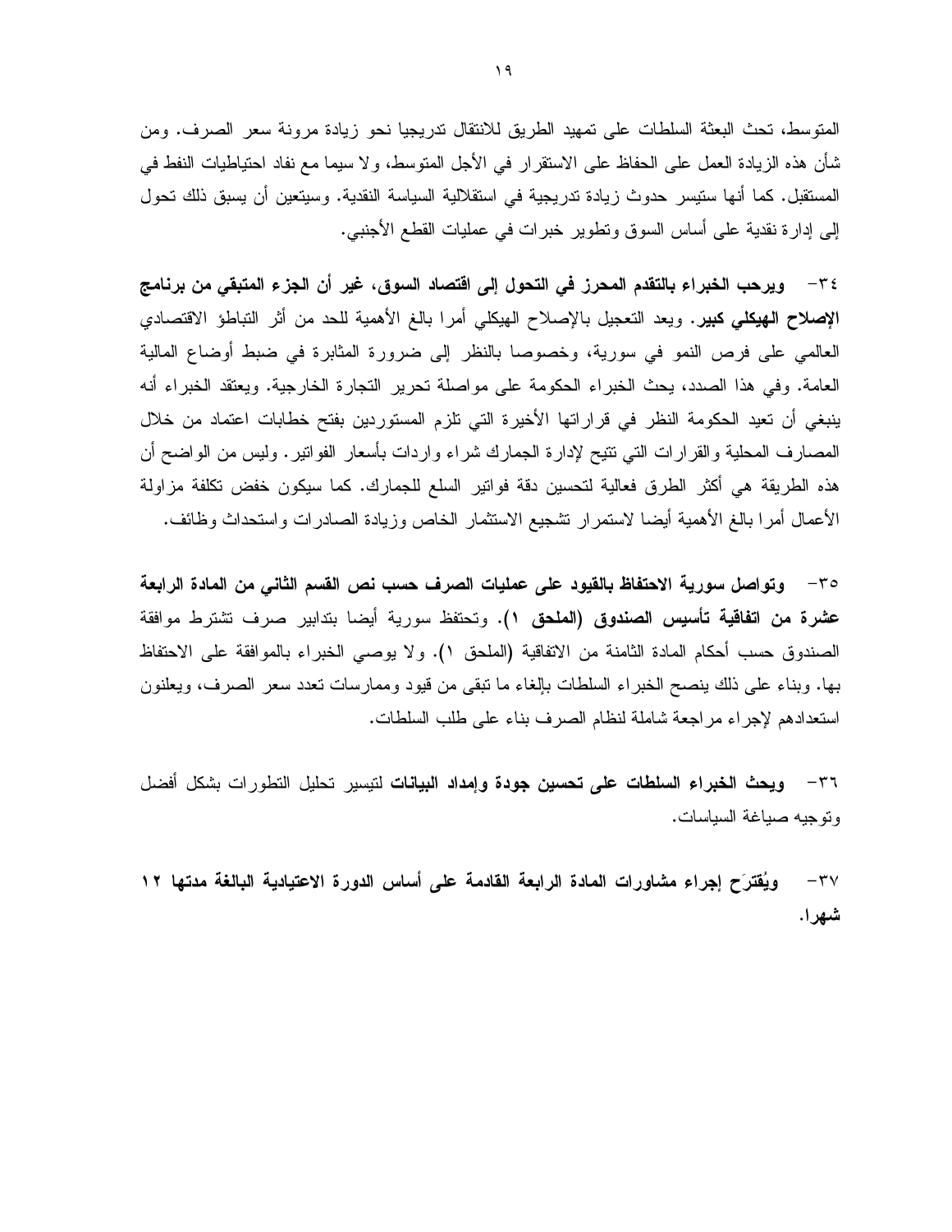المتوسط، تحث البعثة السلطات على تمهيد الطريق للانتقال تدريجيا نحو زيادة مرونة سعر الصرف. ومن شأن هذه الزيادة العمل على الحفاظ على الاستقرار في الأجل المتوسط، ولا سيما مع نفاد احتياطيات النفط في المستقبل. كما أنها ستيسر حدوث زيادة تدريجية في استقلالية السياسة النقدية. وسيتعين أن يسبق ذلك تحول إلى إدارة نقدية على أساس السوق وتطوير خبرات في عمليات القطع الأجنبي.

٣٤- **ويرحب الخبراء بالتقدم المحرز في التحول إلى اقتصاد السوق، غير أن الجزء المتبقي من برنامج الإصلاح الهيكلي كبير.** ويعد التعجيل بالإصلاح الهيكلي أمرا بالغ الأهمية للحد من أثر التباطؤ الاقتصادي العالمي على فرص النمو في سورية، وخصوصا بالنظر إلى ضرورة المثابرة في ضبط أوضاع المالية العامة. وفي هذا الصدد، يحث الخبراء الحكومة على مواصلة تحرير التجارة الخارجية. ويعتقد الخبراء أنه ينبغي أن تعيد الحكومة النظر في قراراتها الأخيرة التي تلزم المستوردين بفتح خطابات اعتماد من خلال المصارف المحلية والقرارات التي تتيح لإدارة الجمارك شراء واردات بأسعار الفواتير. وليس من الواضح أن هذه الطريقة هي أكثر الطرق فعالية لتحسين دقة فواتير السلع للجمارك. كما سيكون خفض تكلفة مزاولة الأعمال أمرا بالغ الأهمية أيضا لاستمرار تشجيع الاستثمار الخاص وزيادة الصادرات واستحداث وظائف.

٣٥- **وتواصل سورية الاحتفاظ بالقيود على عمليات الصرف حسب نص القسم الثاني من المادة الرابعة عشرة من اتفاقية تأسيس الصندوق (الملحق ١).** وتحتفظ سورية أيضا بتدابير صرف تشترط موافقة الصندوق حسب أحكام المادة الثامنة من الاتفاقية (الملحق ١). ولا يوصي الخبراء بالموافقة على الاحتفاظ بها. وبناء على ذلك ينصح الخبراء السلطات بإلغاء ما تبقى من قيود وممارسات تعدد سعر الصرف، ويعلنون استعدادهم لإجراء مراجعة شاملة لنظام الصرف بناء على طلب السلطات.

٣٦- **ويحث الخبراء السلطات على تحسين جودة وإمداد البيانات** لتيسير تحليل التطورات بشكل أفضل وتوجيه صياغة السياسات.

٣٧- **ويُقترَح إجراء مشاورات المادة الرابعة القادمة على أساس الدورة الاعتيادية البالغة مدتها ١٢ شهرا.**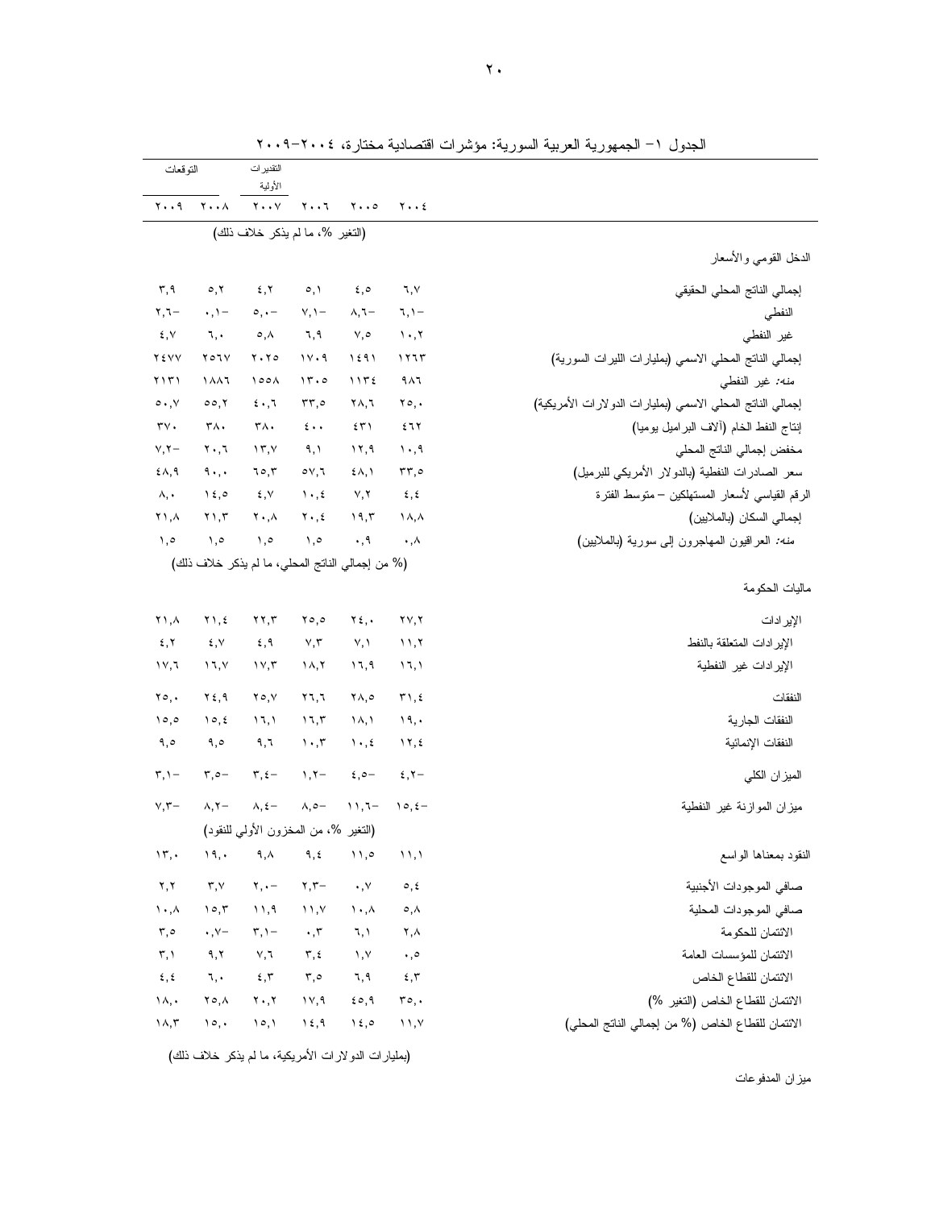الجدول ١- الجمهورية العربية السورية: مؤشرات اقتصادية مختارة، ٢٠٠٤-٢٠٠٩

| | ٢٠٠٤ | ٢٠٠٥ | ٢٠٠٦ | التقديرات الأولية ٢٠٠٧ | التوقعات ٢٠٠٨ | التوقعات ٢٠٠٩ |
|---|---|---|---|---|---|---|
| | | | (التغير %، ما لم يذكر خلاف ذلك) | | | |
| **الدخل القومي والأسعار** | | | | | | |
| إجمالي الناتج المحلي الحقيقي | ٦,٧ | ٤,٥ | ٥,١ | ٤,٢ | ٥,٢ | ٣,٩ |
| النفطي | ٦,١- | ٨,٦- | ٧,١- | ٥,٠- | ٠,١- | ٢,٦- |
| غير النفطي | ١٠,٢ | ٧,٥ | ٦,٩ | ٥,٨ | ٦,٠ | ٤,٧ |
| إجمالي الناتج المحلي الاسمي (بمليارات الليرات السورية) | ١٢٦٣ | ١٤٩١ | ١٧٠٩ | ٢٠٢٥ | ٢٥٦٧ | ٢٤٧٧ |
| *منه:* غير النفطي | ٩٨٦ | ١١٣٤ | ١٣٠٥ | ١٥٥٨ | ١٨٨٦ | ٢١٣١ |
| إجمالي الناتج المحلي الاسمي (بمليارات الدولارات الأمريكية) | ٢٥,٠ | ٢٨,٦ | ٣٣,٥ | ٤٠,٦ | ٥٥,٢ | ٥٠,٧ |
| إنتاج النفط الخام (آلاف البراميل يوميا) | ٤٦٢ | ٤٣١ | ٤٠٠ | ٣٨٠ | ٣٨٠ | ٣٧٠ |
| مخفض إجمالي الناتج المحلي | ١٠,٩ | ١٢,٩ | ٩,١ | ١٣,٧ | ٢٠,٦ | ٧,٢- |
| سعر الصادرات النفطية (بالدولار الأمريكي للبرميل) | ٣٣,٥ | ٤٨,١ | ٥٧,٦ | ٦٥,٣ | ٩٠,٠ | ٤٨,٩ |
| الرقم القياسي لأسعار المستهلكين – متوسط الفترة | ٤,٤ | ٧,٢ | ١٠,٤ | ٤,٧ | ١٤,٥ | ٨,٠ |
| إجمالي السكان (بالملايين) | ١٨,٨ | ١٩,٣ | ٢٠,٤ | ٢٠,٨ | ٢١,٣ | ٢١,٨ |
| *منه:* العراقيون المهاجرون إلى سورية (بالملايين) | ٠,٨ | ٠,٩ | ١,٥ | ١,٥ | ١,٥ | ١,٥ |
| | | | (% من إجمالي الناتج المحلي، ما لم يذكر خلاف ذلك) | | | |
| **ماليات الحكومة** | | | | | | |
| الإيرادات | ٢٧,٢ | ٢٤,٠ | ٢٥,٥ | ٢٢,٣ | ٢١,٤ | ٢١,٨ |
| الإيرادات المتعلقة بالنفط | ١١,٢ | ٧,١ | ٧,٣ | ٤,٩ | ٤,٧ | ٤,٢ |
| الإيرادات غير النفطية | ١٦,١ | ١٦,٩ | ١٨,٢ | ١٧,٣ | ١٦,٧ | ١٧,٦ |
| النفقات | ٣١,٤ | ٢٨,٥ | ٢٦,٦ | ٢٥,٧ | ٢٤,٩ | ٢٥,٠ |
| النفقات الجارية | ١٩,٠ | ١٨,١ | ١٦,٣ | ١٦,١ | ١٥,٤ | ١٥,٥ |
| النفقات الإنمائية | ١٢,٤ | ١٠,٤ | ١٠,٣ | ٩,٦ | ٩,٥ | ٩,٥ |
| الميزان الكلي | ٤,٢- | ٤,٥- | ١,٢- | ٣,٤- | ٣,٥- | ٣,١- |
| ميزان الموازنة غير النفطية | ١٥,٤- | ١١,٦- | ٨,٥- | ٨,٤- | ٨,٢- | ٧,٣- |
| | | | (التغير %، من المخزون الأولي للنقود) | | | |
| النقود بمعناها الواسع | ١١,١ | ١١,٥ | ٩,٤ | ٩,٨ | ١٩,٠ | ١٣,٠ |
| صافي الموجودات الأجنبية | ٥,٤ | ٠,٧ | ٢,٣- | ٢,٠- | ٣,٧ | ٢,٢ |
| صافي الموجودات المحلية | ٥,٨ | ١٠,٨ | ١١,٧ | ١١,٩ | ١٥,٣ | ١٠,٨ |
| الائتمان للحكومة | ٢,٨ | ٦,١ | ٠,٣ | ٣,١- | ٠,٧- | ٣,٥ |
| الائتمان للمؤسسات العامة | ٠,٥ | ١,٧ | ٣,٤ | ٧,٦ | ٩,٢ | ٣,١ |
| الائتمان للقطاع الخاص | ٤,٣ | ٦,٩ | ٣,٥ | ٤,٣ | ٦,٠ | ٤,٤ |
| الائتمان للقطاع الخاص (التغير %) | ٣٥,٠ | ٤٥,٩ | ١٧,٩ | ٢٠,٢ | ٢٥,٨ | ١٨,٠ |
| الائتمان للقطاع الخاص (% من إجمالي الناتج المحلي) | ١١,٧ | ١٤,٥ | ١٤,٩ | ١٥,١ | ١٥,٠ | ١٨,٣ |
| | | | (بمليارات الدولارات الأمريكية، ما لم يذكر خلاف ذلك) | | | |
| **ميزان المدفوعات** | | | | | | |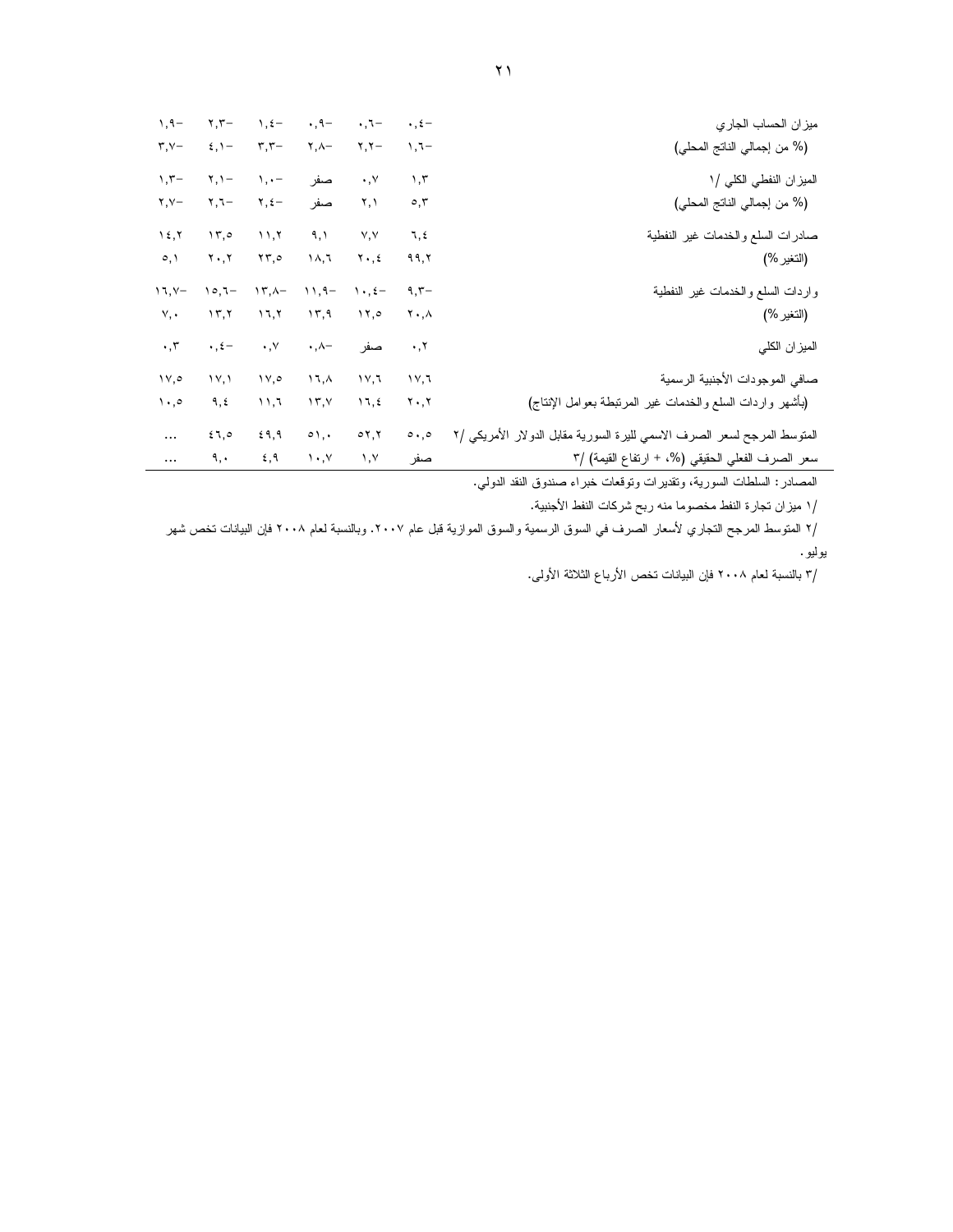| | | | | | | |
|---|---|---|---|---|---|---|
| ميزان الحساب الجاري | −٠,٤ | −٠,٦ | −٠,٩ | −١,٤ | −٢,٣ | −١,٩ |
| (% من إجمالي الناتج المحلي) | −١,٦ | −٢,٢ | −٢,٨ | −٣,٣ | −٤,١ | −٣,٧ |
| الميزان النفطي الكلي /١ | ١,٣ | ٠,٧ | صفر | −١,٠ | −٢,١ | −١,٣ |
| (% من إجمالي الناتج المحلي) | ٥,٣ | ٢,١ | صفر | −٢,٤ | −٢,٦ | −٢,٧ |
| صادرات السلع والخدمات غير النفطية | ٦,٤ | ٧,٧ | ٩,١ | ١١,٢ | ١٣,٥ | ١٤,٢ |
| (التغير %) | ٩٩,٢ | ٢٠,٤ | ١٨,٦ | ٢٣,٥ | ٢٠,٢ | ٥,١ |
| واردات السلع والخدمات غير النفطية | −٩,٣ | −١٠,٤ | −١١,٩ | −١٣,٨ | −١٥,٦ | −١٦,٧ |
| (التغير %) | ٢٠,٨ | ١٢,٥ | ١٣,٩ | ١٦,٢ | ١٣,٢ | ٧,٠ |
| الميزان الكلي | ٠,٢ | صفر | −٠,٨ | ٠,٧ | −٠,٤ | ٠,٣ |
| صافي الموجودات الأجنبية الرسمية | ١٧,٦ | ١٧,٦ | ١٦,٨ | ١٧,٥ | ١٧,١ | ١٧,٥ |
| (بأشهر واردات السلع والخدمات غير المرتبطة بعوامل الإنتاج) | ٢٠,٢ | ١٦,٤ | ١٣,٧ | ١١,٦ | ٩,٤ | ١٠,٥ |
| المتوسط المرجح لسعر الصرف الاسمي لليرة السورية مقابل الدولار الأمريكي /٢ | ٥٠,٥ | ٥٢,٢ | ٥١,٠ | ٤٩,٩ | ٤٦,٥ | ... |
| سعر الصرف الفعلي الحقيقي (%، + ارتفاع القيمة) /٣ | صفر | ١,٧ | ١٠,٧ | ٤,٩ | ٩,٠ | ... |

المصادر: السلطات السورية، وتقديرات وتوقعات خبراء صندوق النقد الدولي.

/١ ميزان تجارة النفط مخصوما منه ربح شركات النفط الأجنبية.

/٢ المتوسط المرجح التجاري لأسعار الصرف في السوق الرسمية والسوق الموازية قبل عام ٢٠٠٧. وبالنسبة لعام ٢٠٠٨ فإن البيانات تخص شهر يوليو.

/٣ بالنسبة لعام ٢٠٠٨ فإن البيانات تخص الأرباع الثلاثة الأولى.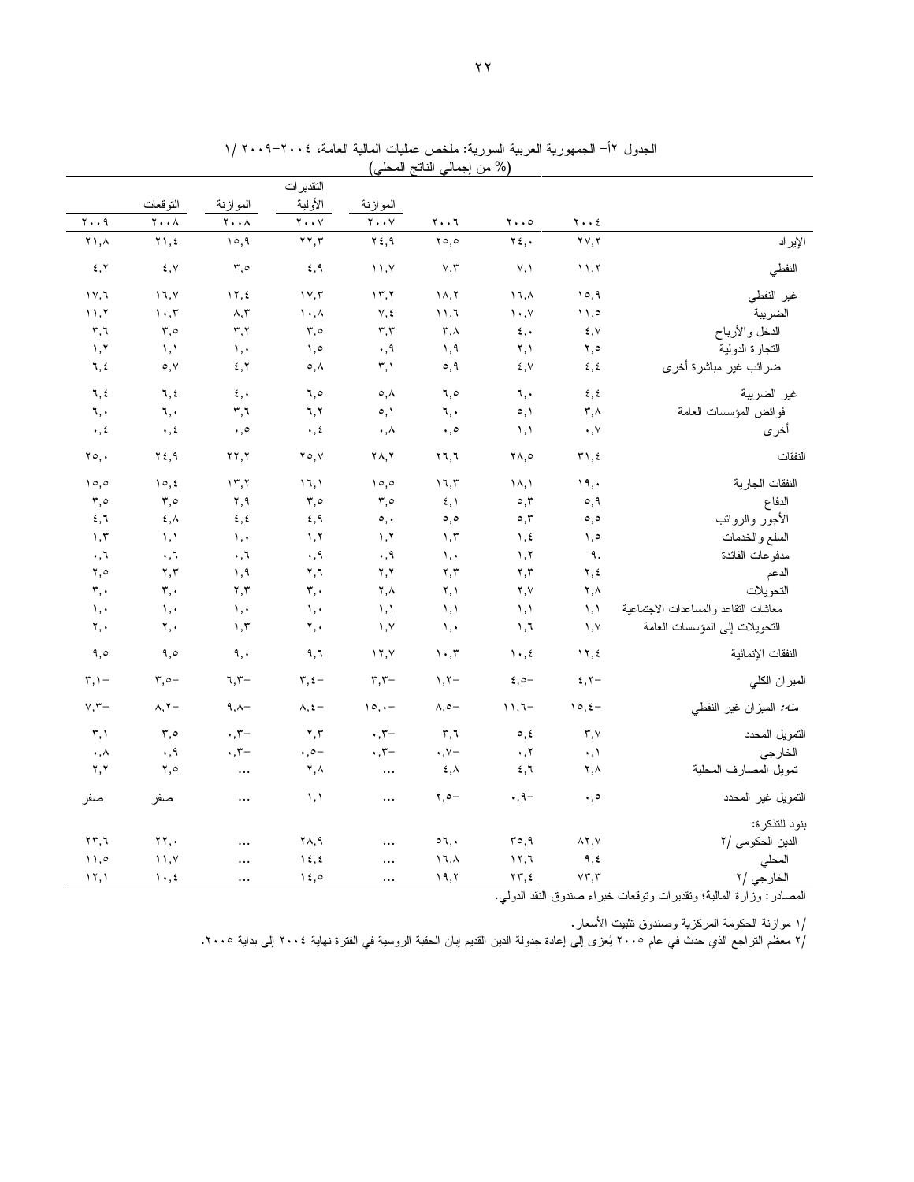الجدول ٢أ– الجمهورية العربية السورية: ملخص عمليات المالية العامة، ٢٠٠٤–٢٠٠٩ /١
(% من إجمالي الناتج المحلي)

| | ٢٠٠٤ | ٢٠٠٥ | ٢٠٠٦ | الموازنة ٢٠٠٧ | التقديرات الأولية ٢٠٠٧ | الموازنة ٢٠٠٨ | التوقعات ٢٠٠٨ | ٢٠٠٩ |
|---|---|---|---|---|---|---|---|---|
| الإيراد | ٢٧,٢ | ٢٤,٠ | ٢٥,٥ | ٢٤,٩ | ٢٢,٣ | ١٥,٩ | ٢١,٤ | ٢١,٨ |
| النفطي | ١١,٢ | ٧,١ | ٧,٣ | ١١,٧ | ٤,٩ | ٣,٥ | ٤,٧ | ٤,٢ |
| غير النفطي | ١٥,٩ | ١٦,٨ | ١٨,٢ | ١٣,٢ | ١٧,٣ | ١٢,٤ | ١٦,٧ | ١٧,٦ |
| الضريبية | ١١,٥ | ١٠,٧ | ١١,٦ | ٧,٤ | ١٠,٨ | ٨,٣ | ١٠,٣ | ١١,٢ |
| الدخل والأرباح | ٤,٧ | ٤,٠ | ٣,٨ | ٣,٣ | ٣,٥ | ٣,٢ | ٣,٥ | ٣,٦ |
| التجارة الدولية | ٢,٥ | ٢,١ | ١,٩ | ٠,٩ | ١,٥ | ١,٠ | ١,١ | ١,٢ |
| ضرائب غير مباشرة أخرى | ٤,٤ | ٤,٧ | ٥,٩ | ٣,١ | ٥,٨ | ٤,٢ | ٥,٧ | ٦,٤ |
| غير الضريبية | ٤,٤ | ٦,٠ | ٦,٥ | ٥,٨ | ٦,٥ | ٤,٠ | ٦,٤ | ٦,٤ |
| فوائض المؤسسات العامة | ٣,٨ | ٥,١ | ٦,٠ | ٥,١ | ٦,٢ | ٣,٦ | ٦,٠ | ٦,٠ |
| أخرى | ٠,٧ | ١,١ | ٠,٥ | ٠,٨ | ٠,٤ | ٠,٥ | ٠,٤ | ٠,٤ |
| النفقات | ٣١,٤ | ٢٨,٥ | ٢٦,٦ | ٢٨,٢ | ٢٥,٧ | ٢٢,٢ | ٢٤,٩ | ٢٥,٠ |
| النفقات الجارية | ١٩,٠ | ١٨,١ | ١٦,٣ | ١٥,٥ | ١٦,١ | ١٣,٢ | ١٥,٤ | ١٥,٥ |
| الدفاع | ٥,٩ | ٥,٣ | ٤,١ | ٣,٥ | ٣,٥ | ٢,٩ | ٣,٥ | ٣,٥ |
| الأجور والرواتب | ٥,٥ | ٥,٣ | ٥,٥ | ٥,٠ | ٤,٩ | ٤,٤ | ٤,٨ | ٤,٦ |
| السلع والخدمات | ١,٥ | ١,٤ | ١,٣ | ١,٢ | ١,٢ | ١,٠ | ١,١ | ١,٣ |
| مدفوعات الفائدة | ٩. | ١,٢ | ١,٠ | ٠,٩ | ٠,٩ | ٠,٦ | ٠,٦ | ٠,٦ |
| الدعم | ٢,٤ | ٢,٣ | ٢,٣ | ٢,٢ | ٢,٦ | ١,٩ | ٢,٣ | ٢,٥ |
| التحويلات | ٢,٨ | ٢,٧ | ٢,١ | ٢,٨ | ٣,٠ | ٢,٣ | ٣,٠ | ٣,٠ |
| معاشات التقاعد والمساعدات الاجتماعية | ١,١ | ١,١ | ١,١ | ١,١ | ١,٠ | ١,٠ | ١,٠ | ١,٠ |
| التحويلات إلى المؤسسات العامة | ١,٧ | ١,٦ | ١,٠ | ١,٧ | ٢,٠ | ١,٣ | ٢,٠ | ٢,٠ |
| النفقات الإنمائية | ١٢,٤ | ١٠,٤ | ١٠,٣ | ١٢,٧ | ٩,٦ | ٩,٠ | ٩,٥ | ٩,٥ |
| الميزان الكلي | ٤,٢– | ٤,٥– | ١,٢– | ٣,٣– | ٣,٤– | ٦,٣– | ٣,٥– | ٣,١– |
| *منه:* الميزان غير النفطي | ١٥,٤– | ١١,٦– | ٨,٥– | ١٥,٠– | ٨,٤– | ٩,٨– | ٨,٢– | ٧,٣– |
| التمويل المحدد | ٣,٧ | ٥,٤ | ٣,٦ | ٠,٣– | ٢,٣ | ٠,٣– | ٣,٥ | ٣,١ |
| الخارجي | ٠,١ | ٠,٢ | ٠,٧– | ٠,٣– | ٠,٥– | ٠,٣– | ٠,٩ | ٠,٨ |
| تمويل المصارف المحلية | ٢,٨ | ٤,٦ | ٤,٨ | ... | ٢,٨ | ... | ٢,٥ | ٢,٢ |
| التمويل غير المحدد | ٠,٥ | ٠,٩– | ٢,٥– | ... | ١,١ | ... | صفر | صفر |
| بنود للتذكرة: | | | | | | | | |
| الدين الحكومي /٢ | ٨٢,٧ | ٣٥,٩ | ٥٦,٠ | ... | ٢٨,٩ | ... | ٢٢,٠ | ٢٣,٦ |
| المحلي | ٩,٤ | ١٢,٦ | ١٦,٨ | ... | ١٤,٤ | ... | ١١,٧ | ١١,٥ |
| الخارجي /٢ | ٧٣,٣ | ٢٣,٤ | ١٩,٢ | ... | ١٤,٥ | ... | ١٠,٤ | ١٢,١ |

المصادر: وزارة المالية؛ وتقديرات وتوقعات خبراء صندوق النقد الدولي.

/١ موازنة الحكومة المركزية وصندوق تثبيت الأسعار.
/٢ معظم التراجع الذي حدث في عام ٢٠٠٥ يُعزى إلى إعادة جدولة الدين القديم إبان الحقبة الروسية في الفترة نهاية ٢٠٠٤ إلى بداية ٢٠٠٥.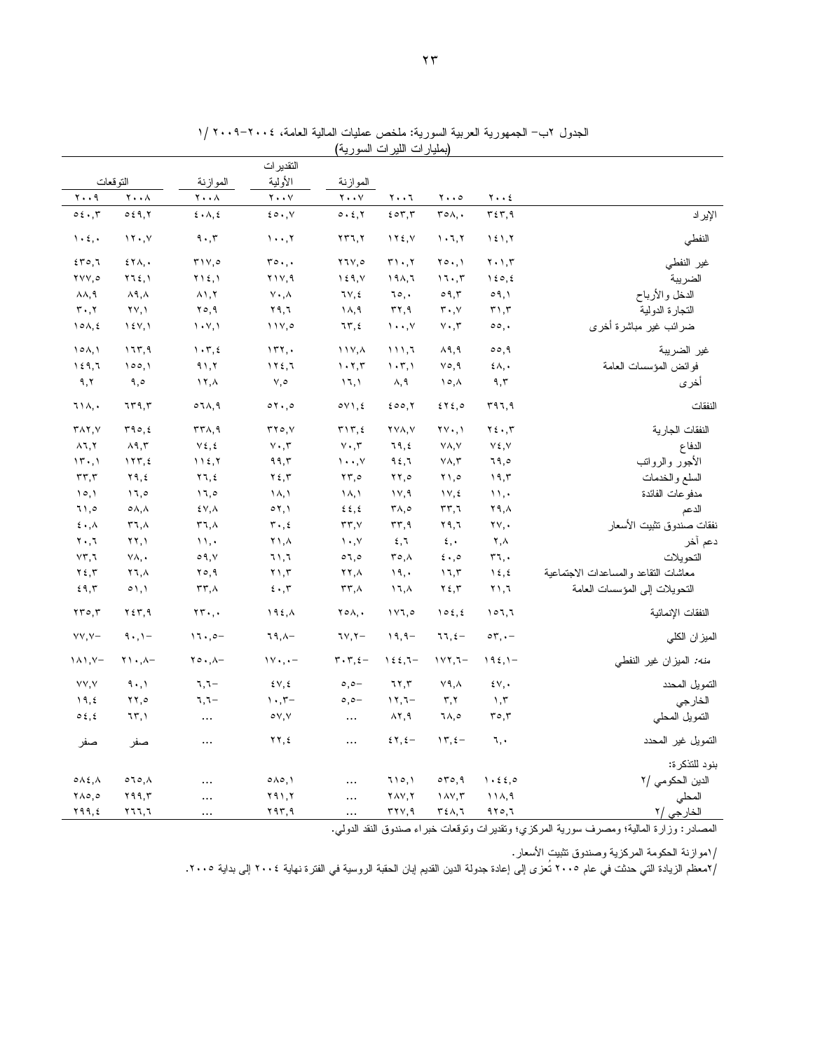الجدول ٢ب- الجمهورية العربية السورية: ملخص عمليات المالية العامة، ٢٠٠٤-٢٠٠٩ /١
(بمليارات الليرات السورية)

| | ٢٠٠٤ | ٢٠٠٥ | ٢٠٠٦ | الموازنة ٢٠٠٧ | التقديرات الأولية ٢٠٠٧ | الموازنة ٢٠٠٨ | التوقعات ٢٠٠٨ | التوقعات ٢٠٠٩ |
|---|---|---|---|---|---|---|---|---|
| الإيراد | ٣٤٣,٩ | ٣٥٨,٠ | ٤٥٣,٣ | ٥٠٤,٢ | ٤٥٠,٧ | ٤٠٨,٤ | ٥٤٩,٢ | ٥٤٠,٣ |
| النفطي | ١٤١,٢ | ١٠٦,٢ | ١٢٤,٧ | ٢٣٦,٢ | ١٠٠,٢ | ٩٠,٣ | ١٢٠,٧ | ١٠٤,٠ |
| غير النفطي | ٢٠١,٣ | ٢٥٠,١ | ٣١٠,٢ | ٢٦٧,٥ | ٣٥٠,٠ | ٣١٧,٥ | ٤٢٨,٠ | ٤٣٥,٦ |
| الضريبة | ١٤٥,٤ | ١٦٠,٣ | ١٩٨,٦ | ١٤٩,٧ | ٢١٧,٩ | ٢١٤,١ | ٢٦٤,١ | ٢٧٧,٥ |
| الدخل والأرباح | ٥٩,١ | ٥٩,٣ | ٦٥,٠ | ٦٧,٤ | ٧٠,٨ | ٨١,٢ | ٨٩,٨ | ٨٨,٩ |
| التجارة الدولية | ٣١,٣ | ٣٠,٧ | ٣٢,٩ | ١٨,٩ | ٢٩,٦ | ٢٥,٩ | ٢٧,١ | ٣٠,٢ |
| ضرائب غير مباشرة أخرى | ٥٥,٠ | ٧٠,٣ | ١٠٠,٧ | ٦٣,٤ | ١١٧,٥ | ١٠٧,١ | ١٤٧,١ | ١٥٨,٤ |
| غير الضريبة | ٥٥,٩ | ٨٩,٩ | ١١١,٦ | ١١٧,٨ | ١٣٢,٠ | ١٠٣,٤ | ١٦٣,٩ | ١٥٨,١ |
| فوائض المؤسسات العامة | ٤٨,٠ | ٧٥,٩ | ١٠٣,١ | ١٠٢,٣ | ١٢٤,٦ | ٩١,٢ | ١٥٥,١ | ١٤٩,٦ |
| أخرى | ٩,٣ | ١٥,٨ | ٨,٩ | ١٦,١ | ٧,٥ | ١٢,٨ | ٩,٥ | ٩,٢ |
| النفقات | ٣٩٦,٩ | ٤٢٤,٥ | ٤٥٥,٢ | ٥٧١,٤ | ٥٢٠,٥ | ٥٦٨,٩ | ٦٣٩,٣ | ٦١٨,٠ |
| النفقات الجارية | ٢٤٠,٣ | ٢٧٠,١ | ٢٧٨,٧ | ٣١٣,٤ | ٣٢٥,٧ | ٣٣٨,٩ | ٣٩٥,٤ | ٣٨٢,٧ |
| الدفاع | ٧٤,٧ | ٧٨,٧ | ٦٩,٤ | ٧٠,٣ | ٧٠,٣ | ٧٤,٤ | ٨٩,٣ | ٨٦,٢ |
| الأجور والرواتب | ٦٩,٥ | ٧٨,٣ | ٩٤,٦ | ١٠٠,٧ | ٩٩,٣ | ١١٤,٢ | ١٢٣,٤ | ١٣٠,١ |
| السلع والخدمات | ١٩,٣ | ٢١,٥ | ٢٢,٥ | ٢٣,٥ | ٢٤,٣ | ٢٦,٤ | ٢٩,٤ | ٣٣,٣ |
| مدفوعات الفائدة | ١١,٠ | ١٧,٤ | ١٧,٩ | ١٨,١ | ١٨,١ | ١٦,٥ | ١٦,٥ | ١٥,١ |
| الدعم | ٢٩,٨ | ٣٣,٦ | ٣٨,٥ | ٤٤,٤ | ٥٢,١ | ٤٧,٨ | ٥٨,٨ | ٦١,٥ |
| نفقات صندوق تثبيت الأسعار | ٢٧,٠ | ٢٩,٦ | ٣٣,٩ | ٣٣,٧ | ٣٠,٤ | ٣٦,٨ | ٣٦,٨ | ٤٠,٨ |
| دعم آخر | ٢,٨ | ٤,٠ | ٤,٦ | ١٠,٧ | ٢١,٨ | ١١,٠ | ٢٢,١ | ٢٠,٦ |
| التحويلات | ٣٦,٠ | ٤٠,٥ | ٣٥,٨ | ٥٦,٥ | ٦١,٦ | ٥٩,٧ | ٧٨,٠ | ٧٣,٦ |
| معاشات التقاعد والمساعدات الاجتماعية | ١٤,٤ | ١٦,٣ | ١٩,٠ | ٢٢,٨ | ٢١,٣ | ٢٥,٩ | ٢٦,٨ | ٢٤,٣ |
| التحويلات إلى المؤسسات العامة | ٢١,٦ | ٢٤,٣ | ١٦,٨ | ٣٣,٨ | ٤٠,٣ | ٣٣,٨ | ٥١,١ | ٤٩,٣ |
| النفقات الإنمائية | ١٥٦,٦ | ١٥٤,٤ | ١٧٦,٥ | ٢٥٨,٠ | ١٩٤,٨ | ٢٣٠,٠ | ٢٤٣,٩ | ٢٣٥,٣ |
| الميزان الكلي | -٥٣,٠ | -٦٦,٤ | -١٩,٩ | -٦٧,٢ | -٦٩,٨ | -١٦٠,٥ | -٩٠,١ | -٧٧,٧ |
| *منه:* الميزان غير النفطي | -١٩٤,١ | -١٧٢,٦ | -١٤٤,٦ | -٣٠٣,٤ | -١٧٠,٠ | -٢٥٠,٨ | -٢١٠,٨ | -١٨١,٧ |
| التمويل المحدد | ٤٧,٠ | ٧٩,٨ | ٦٢,٣ | -٥,٥ | ٤٧,٤ | -٦,٦ | ٩٠,١ | ٧٧,٧ |
| الخارجي | ١,٣ | ٣,٢ | -١٢,٦ | -٥,٥ | -١٠,٣ | -٦,٦ | ٢٢,٥ | ١٩,٤ |
| التمويل المحلي | ٣٥,٣ | ٦٨,٥ | ٨٢,٩ | ... | ٥٧,٧ | ... | ٦٣,١ | ٥٤,٤ |
| التمويل غير المحدد | ٦,٠ | -١٣,٤ | -٤٢,٤ | ... | ٢٢,٤ | ... | صفر | صفر |
| بنود للتذكرة: | | | | | | | | |
| الدين الحكومي /٢ | ١٠٤٤,٥ | ٥٣٥,٩ | ٦١٥,١ | ... | ٥٨٥,١ | ... | ٥٦٥,٨ | ٥٨٤,٨ |
| المحلي | ١١٨,٩ | ١٨٧,٣ | ٢٨٧,٢ | ... | ٢٩١,٢ | ... | ٢٩٩,٣ | ٢٨٥,٥ |
| الخارجي /٢ | ٩٢٥,٦ | ٣٤٨,٦ | ٣٢٧,٩ | ... | ٢٩٣,٩ | ... | ٢٦٦,٦ | ٢٩٩,٤ |

المصادر: وزارة المالية؛ ومصرف سورية المركزي؛ وتقديرات وتوقعات خبراء صندوق النقد الدولي.

/١موازنة الحكومة المركزية وصندوق تثبيت الأسعار.

/٢معظم الزيادة التي حدثت في عام ٢٠٠٥ تُعزى إلى إعادة جدولة الدين القديم إبان الحقبة الروسية في الفترة نهاية ٢٠٠٤ إلى بداية ٢٠٠٥.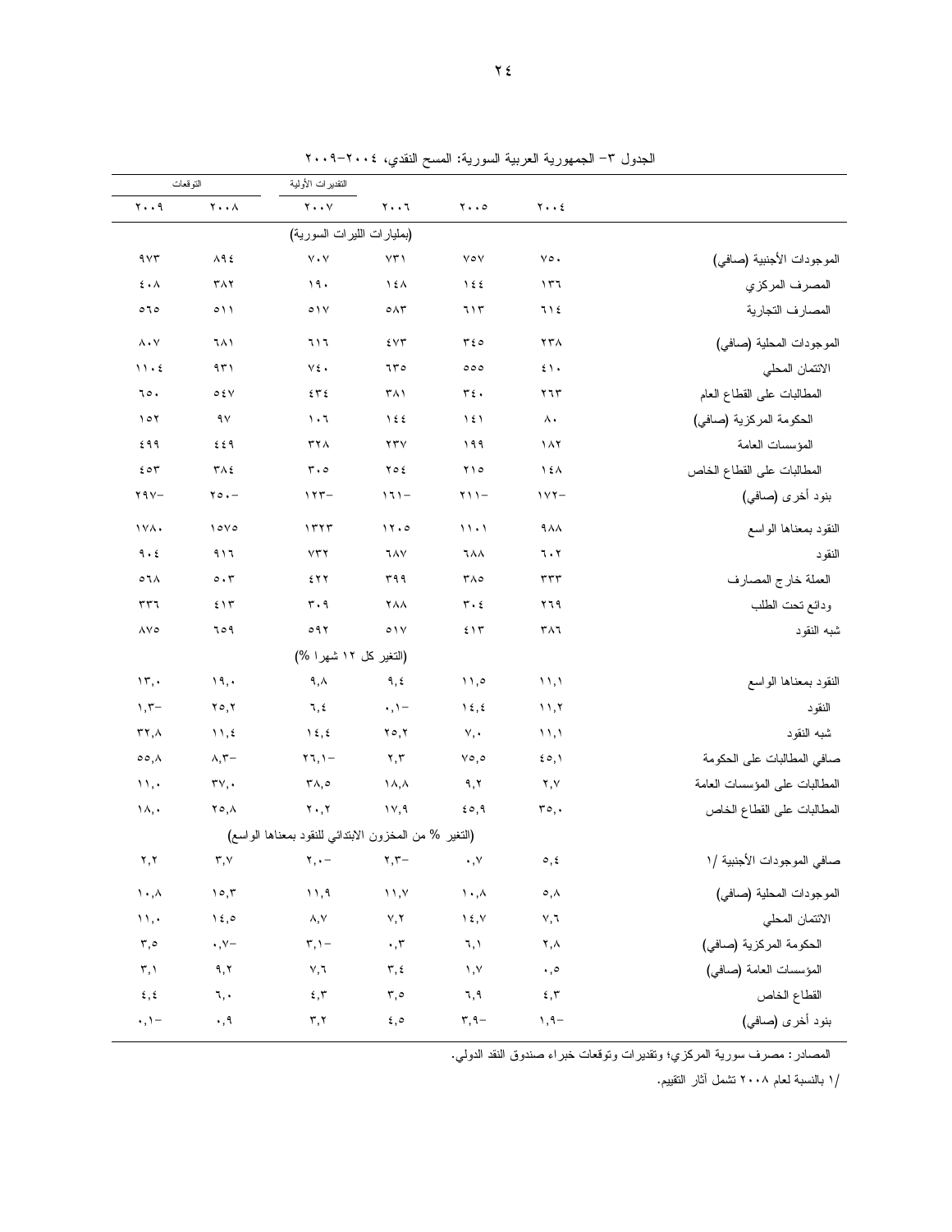الجدول ٣- الجمهورية العربية السورية: المسح النقدي، ٢٠٠٤-٢٠٠٩

| | ٢٠٠٤ | ٢٠٠٥ | ٢٠٠٦ | التقديرات الأولية ٢٠٠٧ | التوقعات ٢٠٠٨ | التوقعات ٢٠٠٩ |
|---|---|---|---|---|---|---|
| | | | (بمليارات الليرات السورية) | | | |
| الموجودات الأجنبية (صافي) | ٧٥٠ | ٧٥٧ | ٧٣١ | ٧٠٧ | ٨٩٤ | ٩٧٣ |
| المصرف المركزي | ١٣٦ | ١٤٤ | ١٤٨ | ١٩٠ | ٣٨٢ | ٤٠٨ |
| المصارف التجارية | ٦١٤ | ٦١٣ | ٥٨٣ | ٥١٧ | ٥١١ | ٥٦٥ |
| الموجودات المحلية (صافي) | ٢٣٨ | ٣٤٥ | ٤٧٣ | ٦١٦ | ٦٨١ | ٨٠٧ |
| الائتمان المحلي | ٤١٠ | ٥٥٥ | ٦٣٥ | ٧٤٠ | ٩٣١ | ١١٠٤ |
| المطالبات على القطاع العام | ٢٦٣ | ٣٤٠ | ٣٨١ | ٤٣٤ | ٥٤٧ | ٦٥٠ |
| الحكومة المركزية (صافي) | ٨٠ | ١٤١ | ١٤٤ | ١٠٦ | ٩٧ | ١٥٢ |
| المؤسسات العامة | ١٨٢ | ١٩٩ | ٢٣٧ | ٣٢٨ | ٤٤٩ | ٤٩٩ |
| المطالبات على القطاع الخاص | ١٤٨ | ٢١٥ | ٢٥٤ | ٣٠٥ | ٣٨٤ | ٤٥٣ |
| بنود أخرى (صافي) | ١٧٢- | ٢١١- | ١٦١- | ١٢٣- | ٢٥٠- | ٢٩٧- |
| النقود بمعناها الواسع | ٩٨٨ | ١١٠١ | ١٢٠٥ | ١٣٢٣ | ١٥٧٥ | ١٧٨٠ |
| النقود | ٦٠٢ | ٦٨٨ | ٦٨٧ | ٧٣٢ | ٩١٦ | ٩٠٤ |
| العملة خارج المصارف | ٣٣٣ | ٣٨٥ | ٣٩٩ | ٤٢٢ | ٥٠٣ | ٥٦٨ |
| ودائع تحت الطلب | ٢٦٩ | ٣٠٤ | ٢٨٨ | ٣٠٩ | ٤١٣ | ٣٣٦ |
| شبه النقود | ٣٨٦ | ٤١٣ | ٥١٧ | ٥٩٢ | ٦٥٩ | ٨٧٥ |
| | | | (التغير كل ١٢ شهرا %) | | | |
| النقود بمعناها الواسع | ١١,١ | ١١,٥ | ٩,٤ | ٩,٨ | ١٩,٠ | ١٣,٠ |
| النقود | ١١,٢ | ١٤,٤ | ٠,١- | ٦,٤ | ٢٥,٢ | ١,٣- |
| شبه النقود | ١١,١ | ٧,٠ | ٢٥,٢ | ١٤,٤ | ١١,٤ | ٣٢,٨ |
| صافي المطالبات على الحكومة | ٤٥,١ | ٧٥,٥ | ٢,٣ | ٢٦,١- | ٨,٣- | ٥٥,٨ |
| المطالبات على المؤسسات العامة | ٢,٧ | ٩,٢ | ١٨,٨ | ٣٨,٥ | ٣٧,٠ | ١١,٠ |
| المطالبات على القطاع الخاص | ٣٥,٠ | ٤٥,٩ | ١٧,٩ | ٢٠,٢ | ٢٥,٨ | ١٨,٠ |
| | | | (التغير % من المخزون الابتدائي للنقود بمعناها الواسع) | | | |
| صافي الموجودات الأجنبية /١ | ٥,٤ | ٠,٧ | ٢,٣- | ٢,٠- | ٣,٧ | ٢,٢ |
| الموجودات المحلية (صافي) | ٥,٨ | ١٠,٨ | ١١,٧ | ١١,٩ | ١٥,٣ | ١٠,٨ |
| الائتمان المحلي | ٧,٦ | ١٤,٧ | ٧,٢ | ٨,٧ | ١٤,٥ | ١١,٠ |
| الحكومة المركزية (صافي) | ٢,٨ | ٦,١ | ٠,٣ | ٣,١- | ٠,٧- | ٣,٥ |
| المؤسسات العامة (صافي) | ٠,٥ | ١,٧ | ٣,٤ | ٧,٦ | ٩,٢ | ٣,١ |
| القطاع الخاص | ٤,٣ | ٦,٩ | ٣,٥ | ٤,٣ | ٦,٠ | ٤,٤ |
| بنود أخرى (صافي) | ١,٩- | ٣,٩- | ٤,٥ | ٣,٢ | ٠,٩ | ٠,١- |

المصادر: مصرف سورية المركزي؛ وتقديرات وتوقعات خبراء صندوق النقد الدولي.

/١ بالنسبة لعام ٢٠٠٨ تشمل آثار التقييم.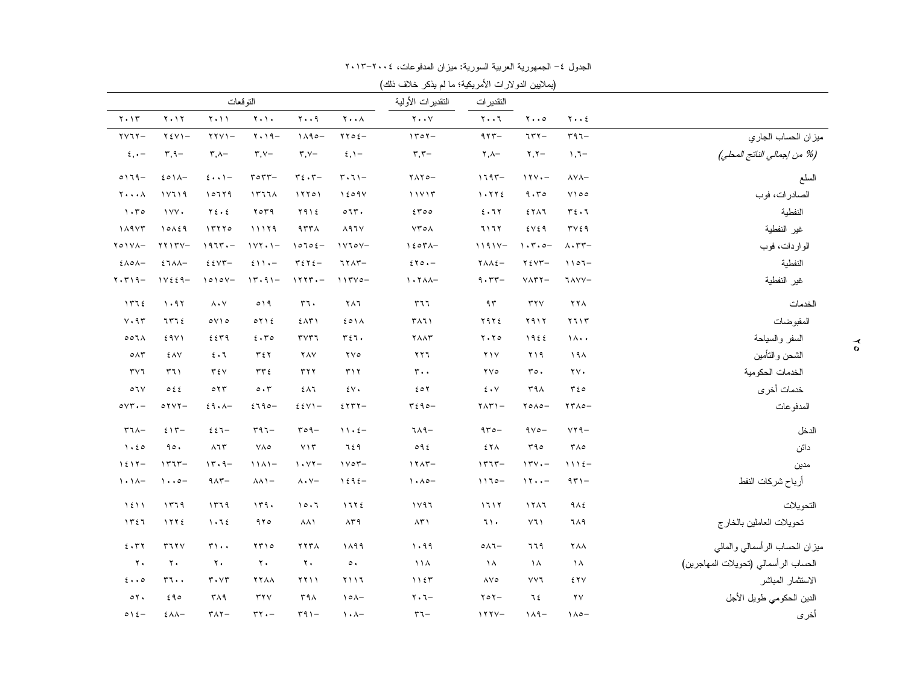الجدول ٤– الجمهورية العربية السورية: ميزان المدفوعات، ٢٠٠٤–٢٠١٣

(بملايين الدولارات الأمريكية؛ ما لم يذكر خلاف ذلك)

| | | | التقديرات | التقديرات الأولية | التوقعات | | | | | |
|---|---|---|---|---|---|---|---|---|---|---|
| | ٢٠٠٤ | ٢٠٠٥ | ٢٠٠٦ | ٢٠٠٧ | ٢٠٠٨ | ٢٠٠٩ | ٢٠١٠ | ٢٠١١ | ٢٠١٢ | ٢٠١٣ |
| ميزان الحساب الجاري | ٣٩٦– | ٦٣٢– | ٩٢٣– | ١٣٥٢– | ٢٢٥٤– | ١٨٩٥– | ٢٠١٩– | ٢٢٧١– | ٢٤٧١– | ٢٧٦٢– |
| *(% من إجمالي الناتج المحلي)* | ١,٦– | ٢,٢– | ٢,٨– | ٣,٣– | ٤,١– | ٣,٧– | ٣,٧– | ٣,٨– | ٣,٩– | ٤,٠– |
| السلع | ٨٧٨– | ١٢٧٠– | ١٦٩٣– | ٢٨٢٥– | ٣٠٦١– | ٣٤٠٣– | ٣٥٣٣– | ٤٠٠١– | ٤٥١٨– | ٥١٦٩– |
| الصادرات، فوب | ٧١٥٥ | ٩٠٣٥ | ١٠٢٢٤ | ١١٧١٣ | ١٤٥٩٧ | ١٢٢٥١ | ١٣٦٦٨ | ١٥٦٢٩ | ١٧٦١٩ | ٢٠٠٠٨ |
| النفطية | ٣٤٠٦ | ٤٢٨٦ | ٤٠٦٢ | ٤٣٥٥ | ٥٦٣٠ | ٢٩١٤ | ٢٥٣٩ | ٢٤٠٤ | ١٧٧٠ | ١٠٣٥ |
| غير النفطية | ٣٧٤٩ | ٤٧٤٩ | ٦١٦٢ | ٧٣٥٨ | ٨٩٦٧ | ٩٣٣٨ | ١١١٢٩ | ١٣٢٢٥ | ١٥٨٤٩ | ١٨٩٧٣ |
| الواردات، فوب | ٨٠٣٣– | ١٠٣٠٥– | ١١٩١٧– | ١٤٥٣٨– | ١٧٦٥٧– | ١٥٦٥٤– | ١٧٢٠١– | ١٩٦٣٠– | ٢٢١٣٧– | ٢٥١٧٨– |
| النفطية | ١١٥٦– | ٢٤٧٣– | ٢٨٨٤– | ٤٢٥٠– | ٦٢٨٣– | ٣٤٢٤– | ٤١١٠– | ٤٤٧٣– | ٤٦٨٨– | ٤٨٥٨– |
| غير النفطية | ٦٨٧٧– | ٧٨٣٢– | ٩٠٣٣– | ١٠٢٨٨– | ١١٣٧٥– | ١٢٢٣٠– | ١٣٠٩١– | ١٥١٥٧– | ١٧٤٤٩– | ٢٠٣١٩– |
| الخدمات | ٢٢٨ | ٣٢٧ | ٩٣ | ٣٦٦ | ٢٨٦ | ٣٦٠ | ٥١٩ | ٨٠٧ | ١٠٩٢ | ١٣٦٤ |
| المقبوضات | ٢٦١٣ | ٢٩١٢ | ٢٩٢٤ | ٣٨٦١ | ٤٥١٨ | ٤٨٣١ | ٥٢١٤ | ٥٧١٥ | ٦٣٦٤ | ٧٠٩٣ |
| السفر والسياحة | ١٨٠٠ | ١٩٤٤ | ٢٠٢٥ | ٢٨٨٣ | ٣٤٦٠ | ٣٧٣٦ | ٤٠٣٥ | ٤٤٣٩ | ٤٩٧١ | ٥٥٦٨ |
| الشحن والتأمين | ١٩٨ | ٢١٩ | ٢١٧ | ٢٢٦ | ٢٧٥ | ٢٨٧ | ٣٤٢ | ٤٠٦ | ٤٨٧ | ٥٨٣ |
| الخدمات الحكومية | ٢٧٠ | ٣٥٠ | ٢٧٥ | ٣٠٠ | ٣١٢ | ٣٢٢ | ٣٣٤ | ٣٤٧ | ٣٦١ | ٣٧٦ |
| خدمات أخرى | ٣٤٥ | ٣٩٨ | ٤٠٧ | ٤٥٢ | ٤٧٠ | ٤٨٦ | ٥٠٣ | ٥٢٣ | ٥٤٤ | ٥٦٧ |
| المدفوعات | ٢٣٨٥– | ٢٥٨٥– | ٢٨٣١– | ٣٤٩٥– | ٤٢٣٢– | ٤٤٧١– | ٤٦٩٥– | ٤٩٠٨– | ٥٢٧٢– | ٥٧٣٠– |
| الدخل | ٧٢٩– | ٩٧٥– | ٩٣٥– | ٦٨٩– | ١١٠٤– | ٣٥٩– | ٣٩٦– | ٤٤٦– | ٤١٣– | ٣٦٨– |
| دائن | ٣٨٥ | ٣٩٥ | ٤٢٨ | ٥٩٤ | ٦٤٩ | ٧١٣ | ٧٨٥ | ٨٦٣ | ٩٥٠ | ١٠٤٥ |
| مدين | ١١١٤– | ١٣٧٠– | ١٣٦٣– | ١٢٨٣– | ١٧٥٣– | ١٠٧٢– | ١١٨١– | ١٣٠٩– | ١٣٦٣– | ١٤١٢– |
| أرباح شركات النفط | ٩٣١– | ١٢٠٠– | ١١٦٥– | ١٠٨٥– | ١٤٩٤– | ٨٠٧– | ٨٨١– | ٩٨٣– | ١٠٠٥– | ١٠١٨– |
| التحويلات | ٩٨٤ | ١٢٨٦ | ١٦١٢ | ١٧٩٦ | ١٦٢٤ | ١٥٠٦ | ١٣٩٠ | ١٣٦٩ | ١٣٦٩ | ١٤١١ |
| تحويلات العاملين بالخارج | ٦٨٩ | ٧٦١ | ٦١٠ | ٨٣١ | ٨٣٩ | ٨٨١ | ٩٢٥ | ١٠٦٤ | ١٢٢٤ | ١٣٤٦ |
| ميزان الحساب الرأسمالي والمالي | ٢٨٨ | ٦٦٩ | ٥٨٦– | ١٠٩٩ | ١٨٩٩ | ٢٢٣٨ | ٢٣١٥ | ٣١٠٠ | ٣٦٢٧ | ٤٠٣٢ |
| الحساب الرأسمالي (تحويلات المهاجرين) | ١٨ | ١٨ | ١٨ | ١١٨ | ٥٠ | ٢٠ | ٢٠ | ٢٠ | ٢٠ | ٢٠ |
| الاستثمار المباشر | ٤٢٧ | ٧٧٦ | ٨٧٥ | ١١٤٣ | ٢١١٦ | ٢٢١١ | ٢٢٨٨ | ٣٠٧٣ | ٣٦٠٠ | ٤٠٠٥ |
| الدين الحكومي طويل الأجل | ٢٧ | ٦٤ | ٢٥٢– | ٢٠٦– | ١٥٨– | ٣٩٨ | ٣٢٧ | ٣٨٩ | ٤٩٥ | ٥٢٠ |
| أخرى | ١٨٥– | ١٨٩– | ١٢٢٧– | ٣٦– | ١٠٨– | ٣٩١– | ٣٢٠– | ٣٨٢– | ٤٨٨– | ٥١٤– |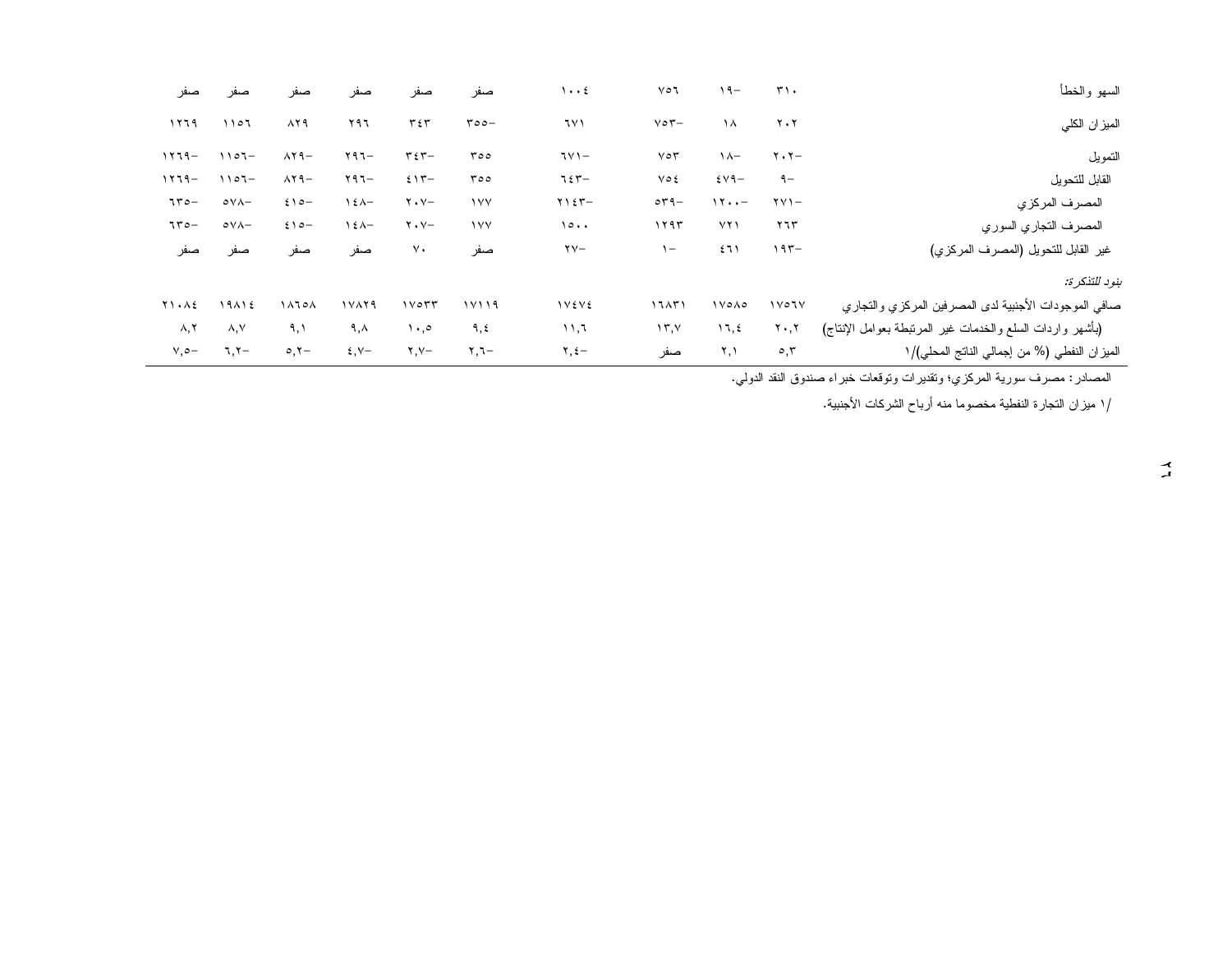| | | | | | | | | | | |
|---|---|---|---|---|---|---|---|---|---|---|
| السهو والخطأ | ٣١٠ | ١٩- | ٧٥٦ | ١٠٠٤ | صفر | صفر | صفر | صفر | صفر | صفر |
| الميزان الكلي | ٢٠٢ | ١٨ | ٧٥٣- | ٦٧١ | ٣٥٥- | ٣٤٣ | ٢٩٦ | ٨٢٩ | ١١٥٦ | ١٢٦٩ |
| التمويل | ٢٠٢- | ١٨- | ٧٥٣ | ٦٧١- | ٣٥٥ | ٣٤٣- | ٢٩٦- | ٨٢٩- | ١١٥٦- | ١٢٦٩- |
| القابل للتحويل | ٩- | ٤٧٩- | ٧٥٤ | ٦٤٣- | ٣٥٥ | ٤١٣- | ٢٩٦- | ٨٢٩- | ١١٥٦- | ١٢٦٩- |
| المصرف المركزي | ٢٧١- | ١٢٠٠- | ٥٣٩- | ٢١٤٣- | ١٧٧ | ٢٠٧- | ١٤٨- | ٤١٥- | ٥٧٨- | ٦٣٥- |
| المصرف التجاري السوري | ٢٦٣ | ٧٢١ | ١٢٩٣ | ١٥٠٠ | ١٧٧ | ٢٠٧- | ١٤٨- | ٤١٥- | ٥٧٨- | ٦٣٥- |
| غير القابل للتحويل (المصرف المركزي) | ١٩٣- | ٤٦١ | ١- | ٢٧- | صفر | ٧٠ | صفر | صفر | صفر | صفر |
| *بنود للتذكرة:* | | | | | | | | | | |
| صافي الموجودات الأجنبية لدى المصرفين المركزي والتجاري | ١٧٥٦٧ | ١٧٥٨٥ | ١٦٨٣١ | ١٧٤٧٤ | ١٧١١٩ | ١٧٥٣٣ | ١٧٨٢٩ | ١٨٦٥٨ | ١٩٨١٤ | ٢١٠٨٤ |
| (بأشهر واردات السلع والخدمات غير المرتبطة بعوامل الإنتاج) | ٢٠,٢ | ١٦,٤ | ١٣,٧ | ١١,٦ | ٩,٤ | ١٠,٥ | ٩,٨ | ٩,١ | ٨,٧ | ٨,٢ |
| الميزان النفطي (% من إجمالي الناتج المحلي)/١ | ٥,٣ | ٢,١ | صفر | ٢,٤- | ٢,٦- | ٢,٧- | ٤,٧- | ٥,٢- | ٦,٢- | ٧,٥- |

المصادر: مصرف سورية المركزي؛ وتقديرات وتوقعات خبراء صندوق النقد الدولي.

/١ ميزان التجارة النفطية مخصوما منه أرباح الشركات الأجنبية.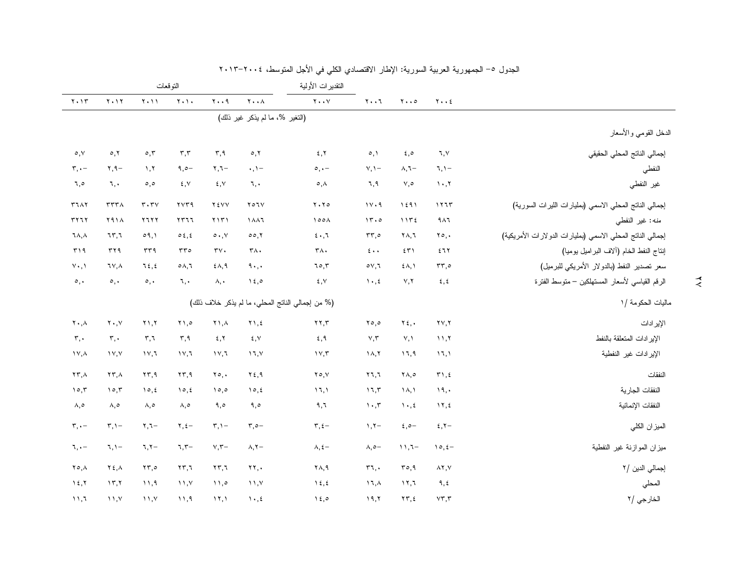الجدول ٥– الجمهورية العربية السورية: الإطار الاقتصادي الكلي في الأجل المتوسط، ٢٠٠٤–٢٠١٣

| | ٢٠٠٤ | ٢٠٠٥ | ٢٠٠٦ | التقديرات الأولية ٢٠٠٧ | التوقعات ٢٠٠٨ | ٢٠٠٩ | ٢٠١٠ | ٢٠١١ | ٢٠١٢ | ٢٠١٣ |
|---|---|---|---|---|---|---|---|---|---|---|
| | | | | | (التغير %، ما لم يذكر غير ذلك) | | | | | |
| **الدخل القومي والأسعار** | | | | | | | | | | |
| إجمالي الناتج المحلي الحقيقي | ٦,٧ | ٤,٥ | ٥,١ | ٤,٢ | ٥,٢ | ٣,٩ | ٣,٣ | ٥,٣ | ٥,٢ | ٥,٧ |
| النفطي | –٦,١ | –٨,٦ | –٧,١ | –٥,٠ | –٠,١ | –٢,٦ | –٩,٥ | ١,٢ | –٢,٩ | –٣,٠ |
| غير النفطي | ١٠,٢ | ٧,٥ | ٦,٩ | ٥,٨ | ٦,٠ | ٤,٧ | ٤,٧ | ٥,٥ | ٦,٠ | ٦,٥ |
| إجمالي الناتج المحلي الاسمي (بمليارات الليرات السورية) | ١٢٦٣ | ١٤٩١ | ١٧٠٩ | ٢٠٢٥ | ٢٥٦٧ | ٢٤٧٧ | ٢٧٣٩ | ٣٠٣٧ | ٣٣٣٨ | ٣٦٨٢ |
| منه: غير النفطي | ٩٨٦ | ١١٣٤ | ١٣٠٥ | ١٥٥٨ | ١٨٨٦ | ٢١٣١ | ٢٣٦٦ | ٢٦٢٢ | ٢٩١٨ | ٣٢٦٢ |
| إجمالي الناتج المحلي الاسمي (بمليارات الدولارات الأمريكية) | ٢٥,٠ | ٢٨,٦ | ٣٣,٥ | ٤٠,٦ | ٥٥,٢ | ٥٠,٧ | ٥٤,٤ | ٥٩,١ | ٦٣,٦ | ٦٨,٨ |
| إنتاج النفط الخام (آلاف البراميل يوميا) | ٤٦٢ | ٤٣١ | ٤٠٠ | ٣٨٠ | ٣٨٠ | ٣٧٠ | ٣٣٥ | ٣٣٩ | ٣٢٩ | ٣١٩ |
| سعر تصدير النفط (بالدولار الأمريكي للبرميل) | ٣٣,٥ | ٤٨,١ | ٥٧,٦ | ٦٥,٣ | ٩٠,٠ | ٤٨,٩ | ٥٨,٦ | ٦٤,٤ | ٦٧,٨ | ٧٠,١ |
| الرقم القياسي لأسعار المستهلكين – متوسط الفترة | ٤,٤ | ٧,٢ | ١٠,٤ | ٤,٧ | ١٤,٥ | ٨,٠ | ٦,٠ | ٥,٠ | ٥,٠ | ٥,٠ |
| | | | | | (% من إجمالي الناتج المحلي، ما لم يذكر خلاف ذلك) | | | | | |
| **ماليات الحكومة /١** | | | | | | | | | | |
| الإيرادات | ٢٧,٢ | ٢٤,٠ | ٢٥,٥ | ٢٢,٣ | ٢١,٤ | ٢١,٨ | ٢١,٥ | ٢١,٢ | ٢٠,٧ | ٢٠,٨ |
| الإيرادات المتعلقة بالنفط | ١١,٢ | ٧,١ | ٧,٣ | ٤,٩ | ٤,٧ | ٤,٢ | ٣,٩ | ٣,٦ | ٣,٠ | ٣,٠ |
| الإيرادات غير النفطية | ١٦,١ | ١٦,٩ | ١٨,٢ | ١٧,٣ | ١٦,٧ | ١٧,٦ | ١٧,٦ | ١٧,٦ | ١٧,٧ | ١٧,٨ |
| النفقات | ٣١,٤ | ٢٨,٥ | ٢٦,٦ | ٢٥,٧ | ٢٤,٩ | ٢٥,٠ | ٢٣,٩ | ٢٣,٩ | ٢٣,٨ | ٢٣,٨ |
| النفقات الجارية | ١٩,٠ | ١٨,١ | ١٦,٣ | ١٦,١ | ١٥,٤ | ١٥,٥ | ١٥,٤ | ١٥,٤ | ١٥,٣ | ١٥,٣ |
| النفقات الإنمائية | ١٢,٤ | ١٠,٤ | ١٠,٣ | ٩,٦ | ٩,٥ | ٩,٥ | ٨,٥ | ٨,٥ | ٨,٥ | ٨,٥ |
| الميزان الكلي | –٤,٢ | –٤,٥ | –١,٢ | –٣,٤ | –٣,٥ | –٣,١ | –٢,٤ | –٢,٦ | –٣,١ | –٣,٠ |
| ميزان الموازنة غير النفطية | –١٥,٤ | –١١,٦ | –٨,٥ | –٨,٤ | –٨,٢ | –٧,٣ | –٦,٣ | –٦,٢ | –٦,١ | –٦,٠ |
| إجمالي الدين /٢ | ٨٢,٧ | ٣٥,٩ | ٣٦,٠ | ٢٨,٩ | ٢٢,٠ | ٢٣,٦ | ٢٣,٦ | ٢٣,٥ | ٢٤,٨ | ٢٥,٨ |
| المحلي | ٩,٤ | ١٢,٦ | ١٦,٨ | ١٤,٤ | ١١,٧ | ١١,٥ | ١١,٧ | ١١,٩ | ١٣,٢ | ١٤,٢ |
| الخارجي /٢ | ٧٣,٣ | ٢٣,٤ | ١٩,٢ | ١٤,٥ | ١٠,٤ | ١٢,١ | ١١,٩ | ١١,٧ | ١١,٧ | ١١,٦ |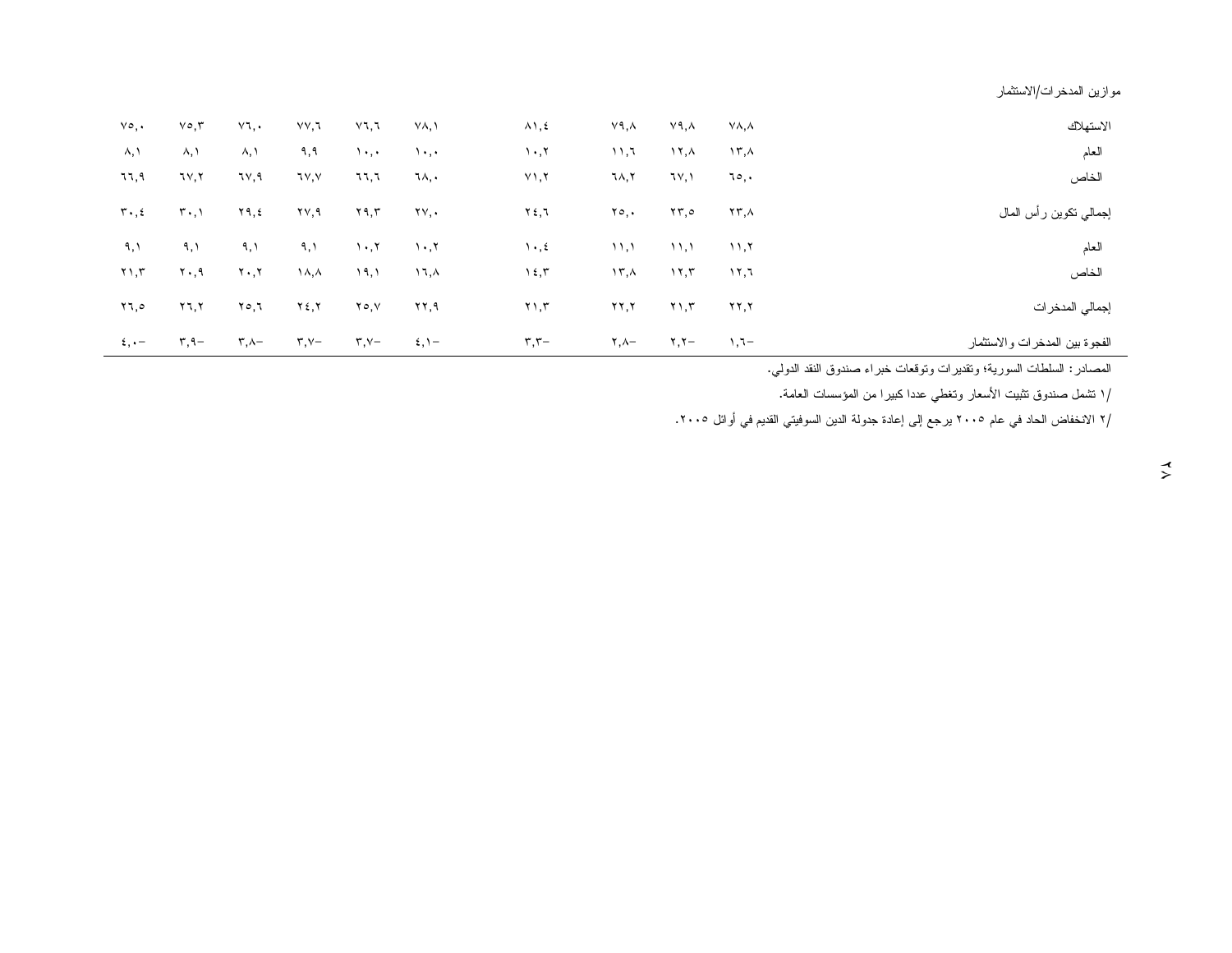موازين المدخرات/الاستثمار

| | | | | | | | | | | |
|---|---|---|---|---|---|---|---|---|---|---|
| الاستهلاك | ٧٨,٨ | ٧٩,٨ | ٧٩,٨ | ٨١,٤ | ٧٨,١ | ٧٦,٦ | ٧٧,٦ | ٧٦,٠ | ٧٥,٣ | ٧٥,٠ |
| العام | ١٣,٨ | ١٢,٨ | ١١,٦ | ١٠,٢ | ١٠,٠ | ١٠,٠ | ٩,٩ | ٨,١ | ٨,١ | ٨,١ |
| الخاص | ٦٥,٠ | ٦٧,١ | ٦٨,٢ | ٧١,٢ | ٦٨,٠ | ٦٦,٦ | ٦٧,٧ | ٦٧,٩ | ٦٧,٢ | ٦٦,٩ |
| إجمالي تكوين رأس المال | ٢٣,٨ | ٢٣,٥ | ٢٥,٠ | ٢٤,٦ | ٢٧,٠ | ٢٩,٣ | ٢٧,٩ | ٢٩,٤ | ٣٠,١ | ٣٠,٤ |
| العام | ١١,٢ | ١١,١ | ١١,١ | ١٠,٤ | ١٠,٢ | ١٠,٢ | ٩,١ | ٩,١ | ٩,١ | ٩,١ |
| الخاص | ١٢,٦ | ١٢,٣ | ١٣,٨ | ١٤,٣ | ١٦,٨ | ١٩,١ | ١٨,٨ | ٢٠,٢ | ٢٠,٩ | ٢١,٣ |
| إجمالي المدخرات | ٢٢,٢ | ٢١,٣ | ٢٢,٢ | ٢١,٣ | ٢٢,٩ | ٢٥,٧ | ٢٤,٢ | ٢٥,٦ | ٢٦,٢ | ٢٦,٥ |
| الفجوة بين المدخرات والاستثمار | ١,٦- | ٢,٢- | ٢,٨- | ٣,٣- | ٤,١- | ٣,٧- | ٣,٧- | ٣,٨- | ٣,٩- | ٤,٠- |

المصادر: السلطات السورية؛ وتقديرات وتوقعات خبراء صندوق النقد الدولي.

١/ تشمل صندوق تثبيت الأسعار وتغطي عددا كبيرا من المؤسسات العامة.

٢/ الانخفاض الحاد في عام ٢٠٠٥ يرجع إلى إعادة جدولة الدين السوفيتي القديم في أوائل ٢٠٠٥.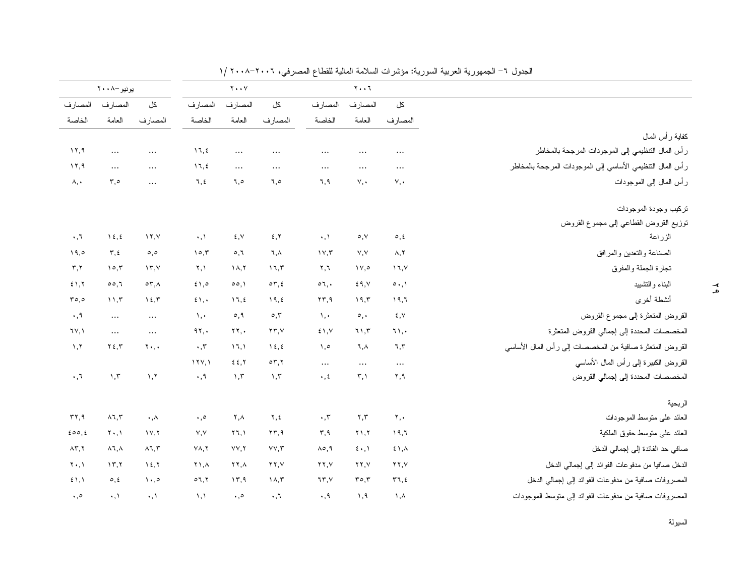الجدول ٦– الجمهورية العربية السورية: مؤشرات السلامة المالية للقطاع المصرفي، ٢٠٠٦–٢٠٠٨ /١

| | ٢٠٠٦ | | | ٢٠٠٧ | | | يونيو–٢٠٠٨ | | |
|---|---|---|---|---|---|---|---|---|---|
| | كل المصارف | المصارف العامة | المصارف الخاصة | كل المصارف | المصارف العامة | المصارف الخاصة | كل المصارف | المصارف العامة | المصارف الخاصة |
| **كفاية رأس المال** | | | | | | | | | |
| رأس المال التنظيمي إلى الموجودات المرجحة بالمخاطر | ... | ... | ... | ... | ... | ١٦,٤ | ... | ... | ١٢,٩ |
| رأس المال التنظيمي الأساسي إلى الموجودات المرجحة بالمخاطر | ... | ... | ... | ... | ... | ١٦,٤ | ... | ... | ١٢,٩ |
| رأس المال إلى الموجودات | ٧,٠ | ٧,٠ | ٦,٩ | ٦,٥ | ٦,٥ | ٦,٤ | ... | ٣,٥ | ٨,٠ |
| **تركيب وجودة الموجودات** | | | | | | | | | |
| توزيع القروض القطاعي إلى مجموع القروض | | | | | | | | | |
| الزراعة | ٥,٤ | ٥,٧ | ٠,١ | ٤,٢ | ٤,٧ | ٠,١ | ١٢,٧ | ١٤,٤ | ٠,٦ |
| الصناعة والتعدين والمرافق | ٨,٢ | ٧,٧ | ١٧,٣ | ٦,٨ | ٥,٦ | ١٥,٣ | ٥,٥ | ٣,٤ | ١٩,٥ |
| تجارة الجملة والمفرق | ١٦,٧ | ١٧,٥ | ٢,٦ | ١٦,٣ | ١٨,٢ | ٢,١ | ١٣,٧ | ١٥,٣ | ٣,٢ |
| البناء والتشييد | ٥٠,١ | ٤٩,٧ | ٥٦,٠ | ٥٣,٤ | ٥٥,١ | ٤١,٥ | ٥٣,٨ | ٥٥,٦ | ٤١,٢ |
| أنشطة أخرى | ١٩,٦ | ١٩,٣ | ٢٣,٩ | ١٩,٤ | ١٦,٤ | ٤١,٠ | ١٤,٣ | ١١,٣ | ٣٥,٥ |
| القروض المتعثرة إلى مجموع القروض | ٤,٧ | ٥,٠ | ١,٠ | ٥,٣ | ٥,٩ | ١,٠ | ... | ... | ٠,٩ |
| المخصصات المحددة إلى إجمالي القروض المتعثرة | ٦١,٠ | ٦١,٣ | ٤١,٧ | ٢٣,٧ | ٢٢,٠ | ٩٢,٠ | ... | ... | ٦٧,١ |
| القروض المتعثرة صافية من المخصصات إلى رأس المال الأساسي | ٦,٣ | ٦,٨ | ١,٥ | ١٤,٤ | ١٦,١ | ٠,٣ | ٢٠,٠ | ٢٤,٣ | ١,٢ |
| القروض الكبيرة إلى رأس المال الأساسي | ... | ... | ... | ٥٣,٢ | ٤٤,٢ | ١٢٧,١ | | | |
| المخصصات المحددة إلى إجمالي القروض | ٢,٩ | ٣,١ | ٠,٤ | ١,٣ | ١,٣ | ٠,٩ | ١,٢ | ١,٣ | ٠,٦ |
| **الربحية** | | | | | | | | | |
| العائد على متوسط الموجودات | ٢,٠ | ٢,٣ | ٠,٣ | ٢,٤ | ٢,٨ | ٠,٥ | ٠,٨ | ٨٦,٣ | ٣٢,٩ |
| العائد على متوسط حقوق الملكية | ١٩,٦ | ٢١,٢ | ٣,٩ | ٢٣,٩ | ٢٦,١ | ٧,٧ | ١٧,٢ | ٢٠,١ | ٤٥٥,٤ |
| صافي حد الفائدة إلى إجمالي الدخل | ٤١,٨ | ٤٠,١ | ٨٥,٩ | ٧٧,٣ | ٧٧,٢ | ٧٨,٢ | ٨٦,٣ | ٨٦,٨ | ٨٣,٢ |
| الدخل صافيا من مدفوعات الفوائد إلى إجمالي الدخل | ٢٢,٧ | ٢٢,٧ | ٢٢,٧ | ٢٢,٧ | ٢٢,٨ | ٢١,٨ | ١٤,٢ | ١٣,٢ | ٢٠,١ |
| المصروفات صافية من مدفوعات الفوائد إلى إجمالي الدخل | ٣٦,٤ | ٣٥,٣ | ٦٣,٧ | ١٨,٣ | ١٣,٩ | ٥٦,٢ | ١٠,٥ | ٥,٤ | ٤١,١ |
| المصروفات صافية من مدفوعات الفوائد إلى متوسط الموجودات | ١,٨ | ١,٩ | ٠,٩ | ٠,٦ | ٠,٥ | ١,١ | ٠,١ | ٠,١ | ٠,٥ |

السيولة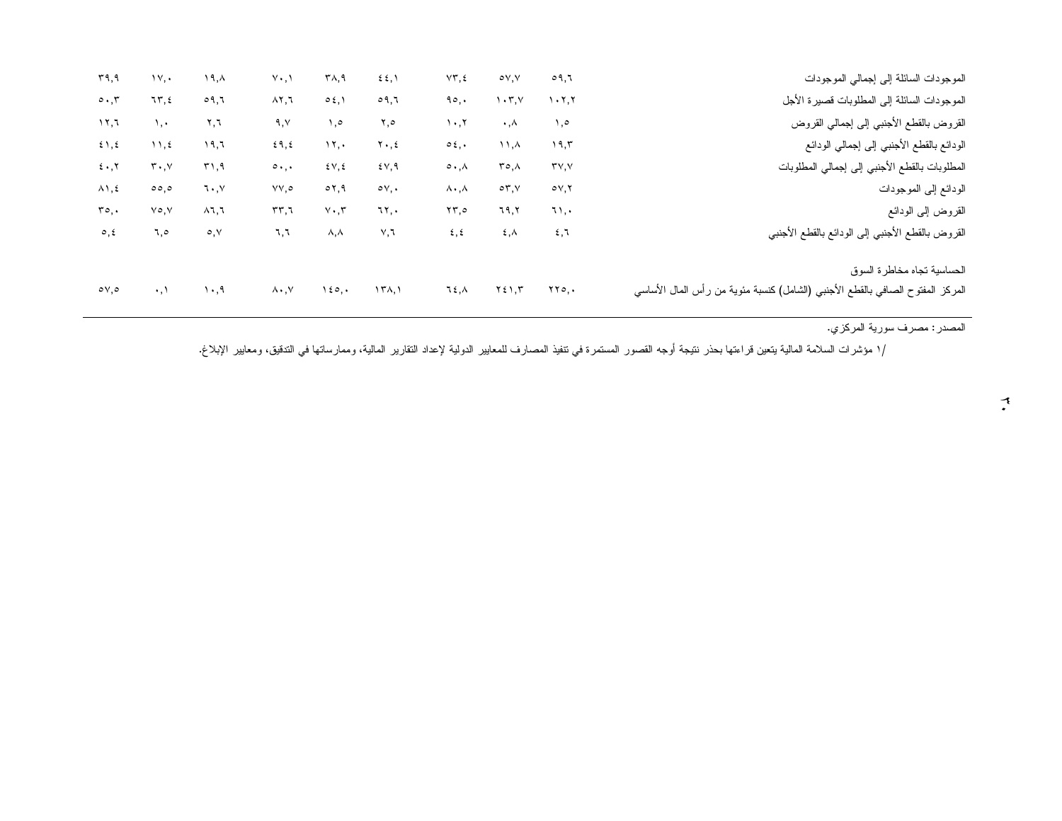| | | | | | | | | | |
|---|---|---|---|---|---|---|---|---|---|
| الموجودات السائلة إلى إجمالي الموجودات | ٥٩,٦ | ٥٧,٧ | ٧٣,٤ | ٤٤,١ | ٣٨,٩ | ٧٠,١ | ١٩,٨ | ١٧,٠ | ٣٩,٩ |
| الموجودات السائلة إلى المطلوبات قصيرة الأجل | ١٠٢,٢ | ١٠٣,٧ | ٩٥,٠ | ٥٩,٦ | ٥٤,١ | ٨٢,٦ | ٥٩,٦ | ٦٣,٤ | ٥٠,٣ |
| القروض بالقطع الأجنبي إلى إجمالي القروض | ١,٥ | ٠,٨ | ١٠,٢ | ٢,٥ | ١,٥ | ٩,٧ | ٢,٦ | ١,٠ | ١٢,٦ |
| الودائع بالقطع الأجنبي إلى إجمالي الودائع | ١٩,٣ | ١١,٨ | ٥٤,٠ | ٢٠,٤ | ١٢,٠ | ٤٩,٤ | ١٩,٦ | ١١,٤ | ٤١,٤ |
| المطلوبات بالقطع الأجنبي إلى إجمالي المطلوبات | ٣٧,٧ | ٣٥,٨ | ٥٠,٨ | ٤٧,٩ | ٤٧,٤ | ٥٠,٠ | ٣١,٩ | ٣٠,٧ | ٤٠,٢ |
| الودائع إلى الموجودات | ٥٧,٢ | ٥٣,٧ | ٨٠,٨ | ٥٧,٠ | ٥٢,٩ | ٧٧,٥ | ٦٠,٧ | ٥٥,٥ | ٨١,٤ |
| القروض إلى الودائع | ٦١,٠ | ٦٩,٢ | ٢٣,٥ | ٦٢,٠ | ٧٠,٣ | ٣٣,٦ | ٨٦,٦ | ٧٥,٧ | ٣٥,٠ |
| القروض بالقطع الأجنبي إلى الودائع بالقطع الأجنبي | ٤,٦ | ٤,٨ | ٤,٤ | ٧,٦ | ٨,٨ | ٦,٦ | ٥,٧ | ٦,٥ | ٥,٤ |
| الحساسية تجاه مخاطرة السوق | | | | | | | | | |
| المركز المفتوح الصافي بالقطع الأجنبي (الشامل) كنسبة مئوية من رأس المال الأساسي | ٢٢٥,٠ | ٢٤١,٣ | ٦٤,٨ | ١٣٨,١ | ١٤٥,٠ | ٨٠,٧ | ١٠,٩ | ٠,١ | ٥٧,٥ |

المصدر: مصرف سورية المركزي.

/١ مؤشرات السلامة المالية يتعين قراءتها بحذر نتيجة أوجه القصور المستمرة في تنفيذ المصارف للمعايير الدولية لإعداد التقارير المالية، وممارساتها في التدقيق، ومعايير الإبلاغ.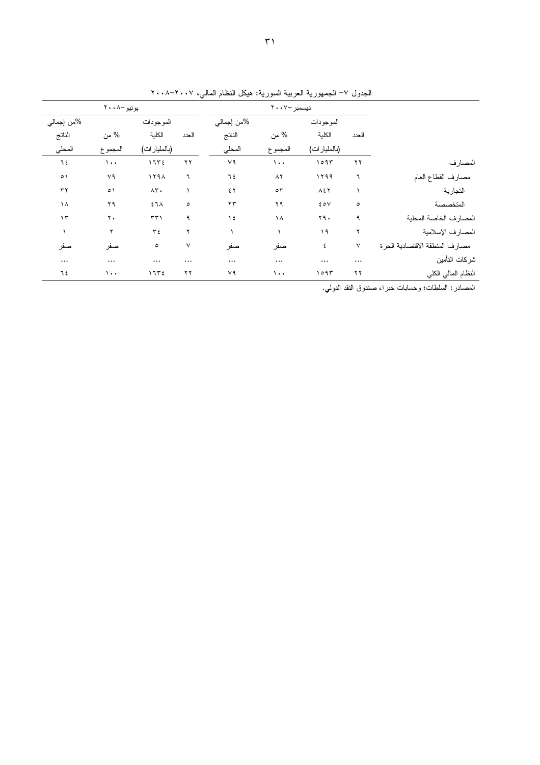الجدول ٧– الجمهورية العربية السورية: هيكل النظام المالي، ٢٠٠٧–٢٠٠٨

| | ديسمبر–٢٠٠٧ | | | | يونيو–٢٠٠٨ | | | |
|---|---|---|---|---|---|---|---|---|
| | العدد | الموجودات الكلية (بالمليارات) | % من المجموع | %من إجمالي الناتج المحلي | العدد | الموجودات الكلية (بالمليارات) | % من المجموع | %من إجمالي الناتج المحلي |
| المصارف | ٢٢ | ١٥٩٣ | ١٠٠ | ٧٩ | ٢٢ | ١٦٣٤ | ١٠٠ | ٦٤ |
| مصارف القطاع العام | ٦ | ١٢٩٩ | ٨٢ | ٦٤ | ٦ | ١٢٩٨ | ٧٩ | ٥١ |
| التجارية | ١ | ٨٤٢ | ٥٣ | ٤٢ | ١ | ٨٣٠ | ٥١ | ٣٢ |
| المتخصصة | ٥ | ٤٥٧ | ٢٩ | ٢٣ | ٥ | ٤٦٨ | ٢٩ | ١٨ |
| المصارف الخاصة المحلية | ٩ | ٢٩٠ | ١٨ | ١٤ | ٩ | ٣٣١ | ٢٠ | ١٣ |
| المصارف الإسلامية | ٢ | ١٩ | ١ | ١ | ٢ | ٣٤ | ٢ | ١ |
| مصارف المنطقة الاقتصادية الحرة | ٧ | ٤ | صفر | صفر | ٧ | ٥ | صفر | صفر |
| شركات التأمين | ... | ... | ... | ... | ... | ... | ... | ... |
| النظام المالي الكلي | ٢٢ | ١٥٩٣ | ١٠٠ | ٧٩ | ٢٢ | ١٦٣٤ | ١٠٠ | ٦٤ |

المصادر: السلطات؛ وحسابات خبراء صندوق النقد الدولي.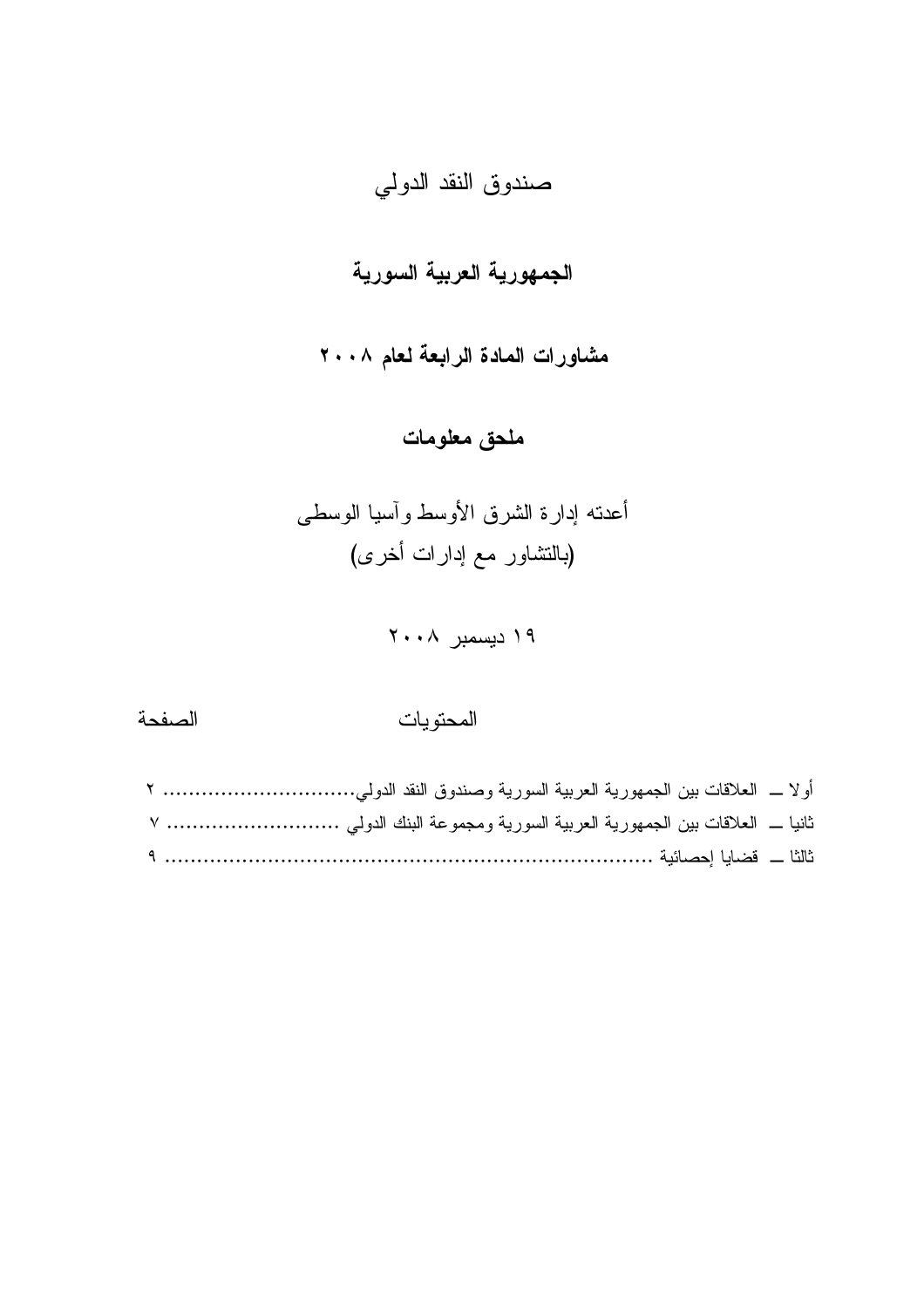# صندوق النقد الدولي

## الجمهورية العربية السورية

## مشاورات المادة الرابعة لعام ٢٠٠٨

## ملحق معلومات

أعدته إدارة الشرق الأوسط وآسيا الوسطى
(بالتشاور مع إدارات أخرى)

١٩ ديسمبر ٢٠٠٨

| المحتويات | الصفحة |
|---|---|
| أولا ــ العلاقات بين الجمهورية العربية السورية وصندوق النقد الدولي.............................. | ٢ |
| ثانيا ــ العلاقات بين الجمهورية العربية السورية ومجموعة البنك الدولي .......................... | ٧ |
| ثالثا ــ قضايا إحصائية ........................................................................ | ٩ |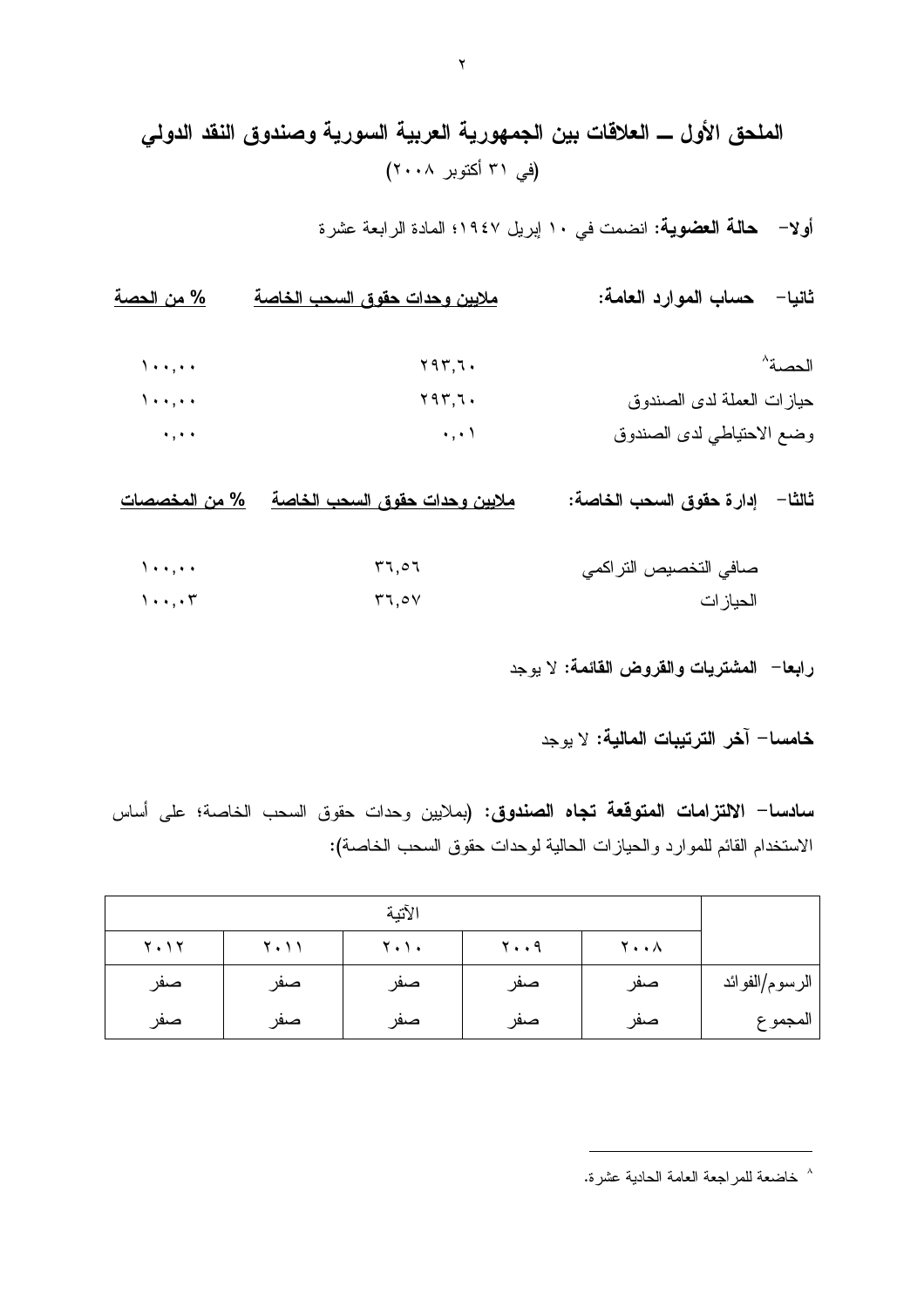# الملحق الأول ــ العلاقات بين الجمهورية العربية السورية وصندوق النقد الدولي

(في ٣١ أكتوبر ٢٠٠٨)

**أولا- حالة العضوية:** انضمت في ١٠ إبريل ١٩٤٧؛ المادة الرابعة عشرة

| **ثانيا- حساب الموارد العامة:** | **ملايين وحدات حقوق السحب الخاصة** | **% من الحصة** |
|---|---|---|
| الحصة[٨] | ٢٩٣,٦٠ | ١٠٠,٠٠ |
| حيازات العملة لدى الصندوق | ٢٩٣,٦٠ | ١٠٠,٠٠ |
| وضع الاحتياطي لدى الصندوق | ٠,٠١ | ٠,٠٠ |

| **ثالثا- إدارة حقوق السحب الخاصة:** | **ملايين وحدات حقوق السحب الخاصة** | **% من المخصصات** |
|---|---|---|
| صافي التخصيص التراكمي | ٣٦,٥٦ | ١٠٠,٠٠ |
| الحيازات | ٣٦,٥٧ | ١٠٠,٠٣ |

**رابعا- المشتريات والقروض القائمة:** لا يوجد

**خامسا- آخر الترتيبات المالية:** لا يوجد

**سادسا- الالتزامات المتوقعة تجاه الصندوق:** (بملايين وحدات حقوق السحب الخاصة؛ على أساس الاستخدام القائم للموارد والحيازات الحالية لوحدات حقوق السحب الخاصة):

| | الآتية | | | | |
|---|---|---|---|---|---|
| | ٢٠٠٨ | ٢٠٠٩ | ٢٠١٠ | ٢٠١١ | ٢٠١٢ |
| الرسوم/الفوائد | صفر | صفر | صفر | صفر | صفر |
| المجموع | صفر | صفر | صفر | صفر | صفر |

[٨] خاضعة للمراجعة العامة الحادية عشرة.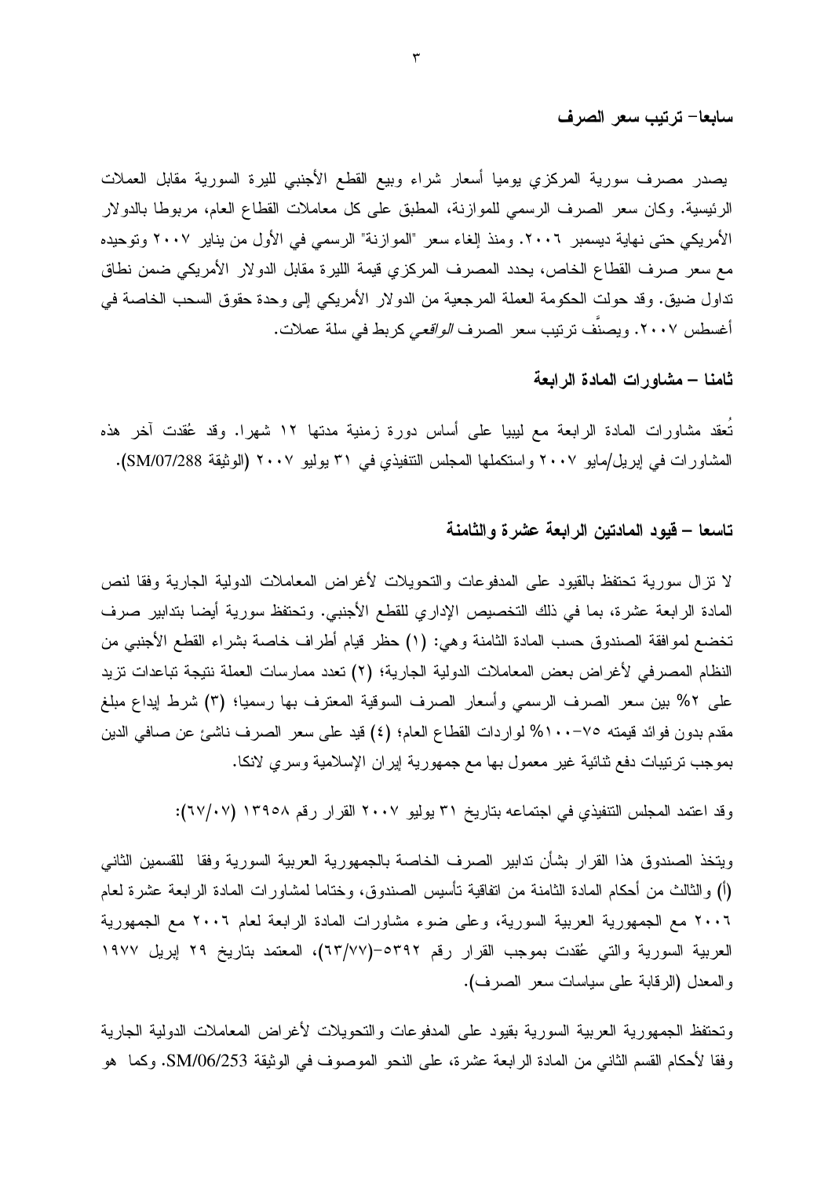### سابعا– ترتيب سعر الصرف

يصدر مصرف سورية المركزي يوميا أسعار شراء وبيع القطع الأجنبي لليرة السورية مقابل العملات الرئيسية. وكان سعر الصرف الرسمي للموازنة، المطبق على كل معاملات القطاع العام، مربوطا بالدولار الأمريكي حتى نهاية ديسمبر ٢٠٠٦. ومنذ إلغاء سعر "الموازنة" الرسمي في الأول من يناير ٢٠٠٧ وتوحيده مع سعر صرف القطاع الخاص، يحدد المصرف المركزي قيمة الليرة مقابل الدولار الأمريكي ضمن نطاق تداول ضيق. وقد حولت الحكومة العملة المرجعية من الدولار الأمريكي إلى وحدة حقوق السحب الخاصة في أغسطس ٢٠٠٧. ويصنَّف ترتيب سعر الصرف *الواقعي* كربط في سلة عملات.

### ثامنا – مشاورات المادة الرابعة

تُعقد مشاورات المادة الرابعة مع ليبيا على أساس دورة زمنية مدتها ١٢ شهرا. وقد عُقدت آخر هذه المشاورات في إبريل/مايو ٢٠٠٧ واستكملها المجلس التنفيذي في ٣١ يوليو ٢٠٠٧ (الوثيقة SM/07/288).

### تاسعا – قيود المادتين الرابعة عشرة والثامنة

لا تزال سورية تحتفظ بالقيود على المدفوعات والتحويلات لأغراض المعاملات الدولية الجارية وفقا لنص المادة الرابعة عشرة، بما في ذلك التخصيص الإداري للقطع الأجنبي. وتحتفظ سورية أيضا بتدابير صرف تخضع لموافقة الصندوق حسب المادة الثامنة وهي: (١) حظر قيام أطراف خاصة بشراء القطع الأجنبي من النظام المصرفي لأغراض بعض المعاملات الدولية الجارية؛ (٢) تعدد ممارسات العملة نتيجة تباعدات تزيد على ٢% بين سعر الصرف الرسمي وأسعار الصرف السوقية المعترف بها رسميا؛ (٣) شرط إيداع مبلغ مقدم بدون فوائد قيمته ٧٥–١٠٠% لواردات القطاع العام؛ (٤) قيد على سعر الصرف ناشئ عن صافي الدين بموجب ترتيبات دفع ثنائية غير معمول بها مع جمهورية إيران الإسلامية وسري لانكا.

وقد اعتمد المجلس التنفيذي في اجتماعه بتاريخ ٣١ يوليو ٢٠٠٧ القرار رقم ١٣٩٥٨ (٦٧/٠٧):

ويتخذ الصندوق هذا القرار بشأن تدابير الصرف الخاصة بالجمهورية العربية السورية وفقا للقسمين الثاني (أ) والثالث من أحكام المادة الثامنة من اتفاقية تأسيس الصندوق، وختاما لمشاورات المادة الرابعة عشرة لعام ٢٠٠٦ مع الجمهورية العربية السورية، وعلى ضوء مشاورات المادة الرابعة لعام ٢٠٠٦ مع الجمهورية العربية السورية والتي عُقدت بموجب القرار رقم ٥٣٩٢–(٦٣/٧٧)، المعتمد بتاريخ ٢٩ إبريل ١٩٧٧ والمعدل (الرقابة على سياسات سعر الصرف).

وتحتفظ الجمهورية العربية السورية بقيود على المدفوعات والتحويلات لأغراض المعاملات الدولية الجارية وفقا لأحكام القسم الثاني من المادة الرابعة عشرة، على النحو الموصوف في الوثيقة SM/06/253. وكما هو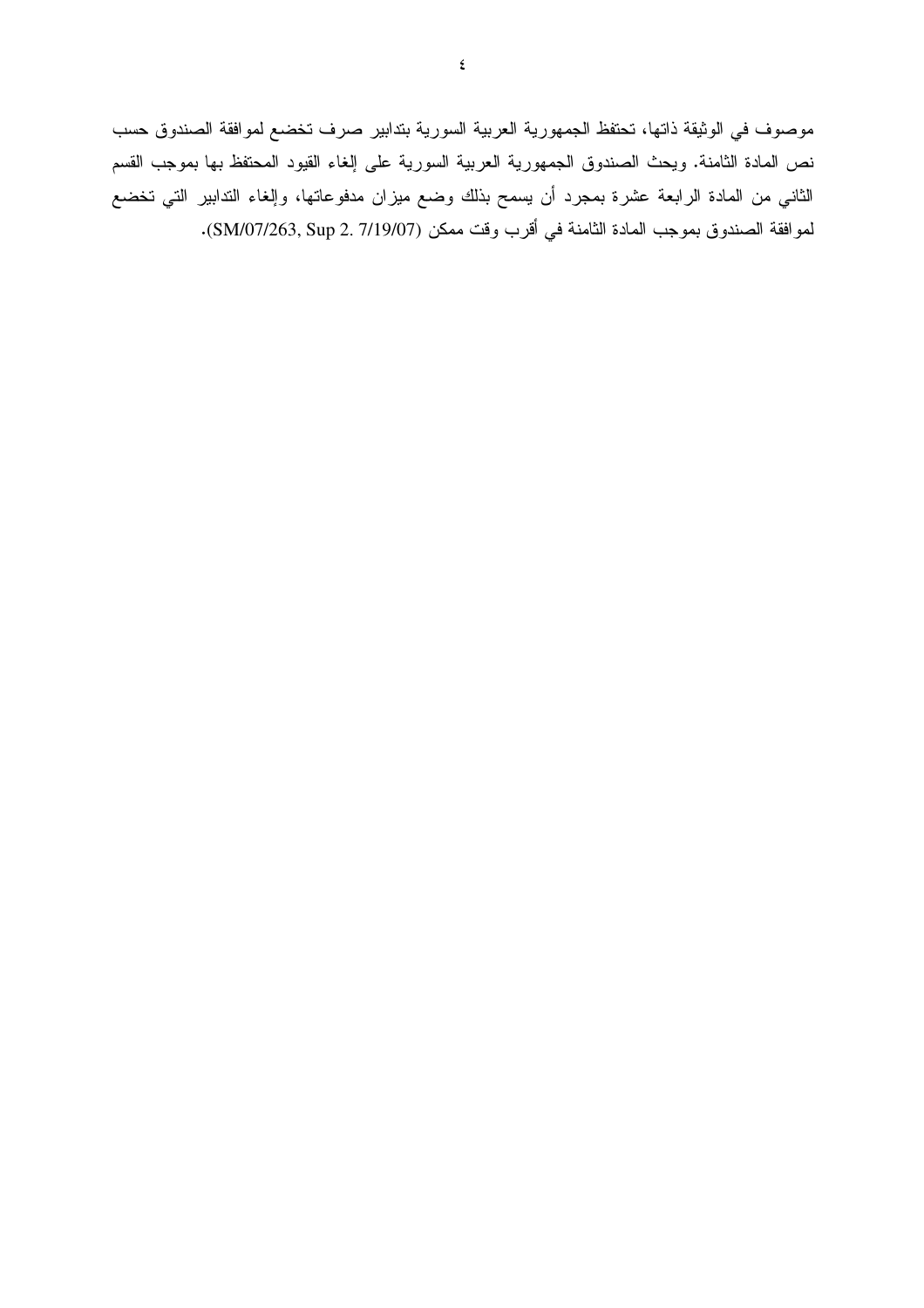موصوف في الوثيقة ذاتها، تحتفظ الجمهورية العربية السورية بتدابير صرف تخضع لموافقة الصندوق حسب نص المادة الثامنة. ويحث الصندوق الجمهورية العربية السورية على إلغاء القيود المحتفظ بها بموجب القسم الثاني من المادة الرابعة عشرة بمجرد أن يسمح بذلك وضع ميزان مدفوعاتها، وإلغاء التدابير التي تخضع لموافقة الصندوق بموجب المادة الثامنة في أقرب وقت ممكن (SM/07/263, Sup 2. 7/19/07).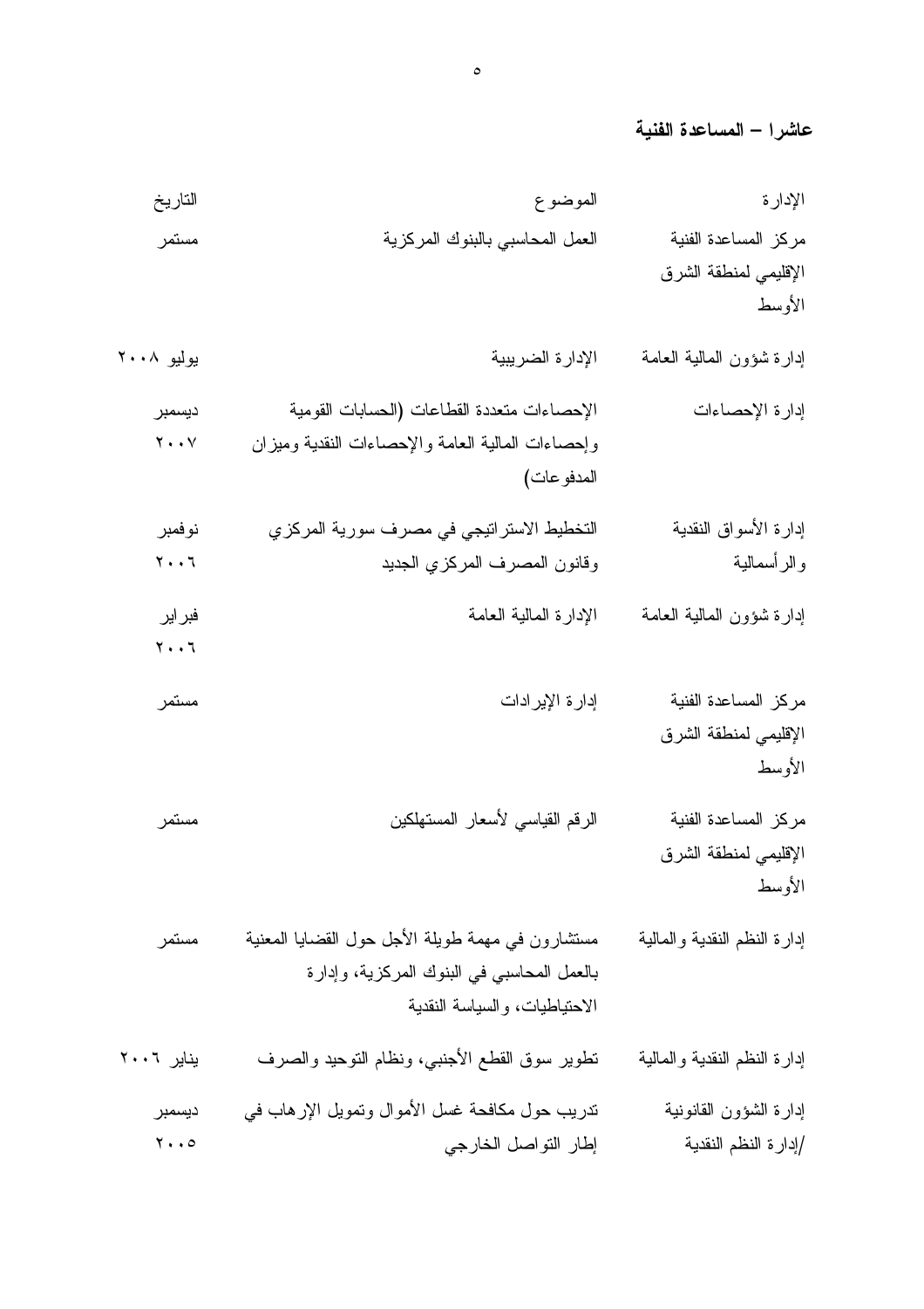## عاشرا – المساعدة الفنية

| الإدارة | الموضوع | التاريخ |
|---|---|---|
| مركز المساعدة الفنية الإقليمي لمنطقة الشرق الأوسط | العمل المحاسبي بالبنوك المركزية | مستمر |
| إدارة شؤون المالية العامة | الإدارة الضريبية | يوليو ٢٠٠٨ |
| إدارة الإحصاءات | الإحصاءات متعددة القطاعات (الحسابات القومية وإحصاءات المالية العامة والإحصاءات النقدية وميزان المدفوعات) | ديسمبر ٢٠٠٧ |
| إدارة الأسواق النقدية والرأسمالية | التخطيط الاستراتيجي في مصرف سورية المركزي وقانون المصرف المركزي الجديد | نوفمبر ٢٠٠٦ |
| إدارة شؤون المالية العامة | الإدارة المالية العامة | فبراير ٢٠٠٦ |
| مركز المساعدة الفنية الإقليمي لمنطقة الشرق الأوسط | إدارة الإيرادات | مستمر |
| مركز المساعدة الفنية الإقليمي لمنطقة الشرق الأوسط | الرقم القياسي لأسعار المستهلكين | مستمر |
| إدارة النظم النقدية والمالية | مستشارون في مهمة طويلة الأجل حول القضايا المعنية بالعمل المحاسبي في البنوك المركزية، وإدارة الاحتياطيات، والسياسة النقدية | مستمر |
| إدارة النظم النقدية والمالية | تطوير سوق القطع الأجنبي، ونظام التوحيد والصرف | يناير ٢٠٠٦ |
| إدارة الشؤون القانونية /إدارة النظم النقدية | تدريب حول مكافحة غسل الأموال وتمويل الإرهاب في إطار التواصل الخارجي | ديسمبر ٢٠٠٥ |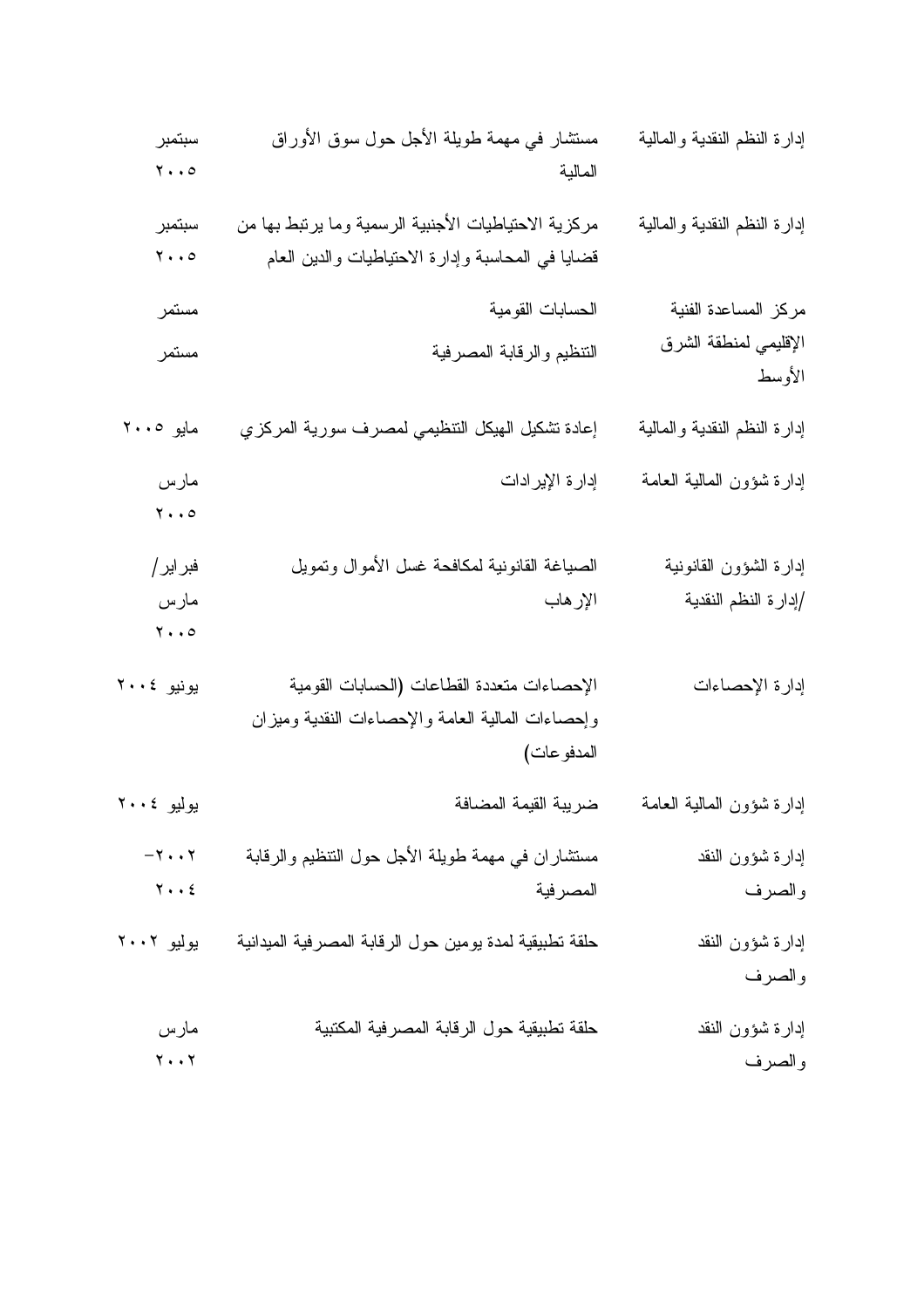| | | |
|---|---|---|
| إدارة النظم النقدية والمالية | مستشار في مهمة طويلة الأجل حول سوق الأوراق المالية | سبتمبر ٢٠٠٥ |
| إدارة النظم النقدية والمالية | مركزية الاحتياطيات الأجنبية الرسمية وما يرتبط بها من قضايا في المحاسبة وإدارة الاحتياطيات والدين العام | سبتمبر ٢٠٠٥ |
| مركز المساعدة الفنية الإقليمي لمنطقة الشرق الأوسط | الحسابات القومية | مستمر |
| | التنظيم والرقابة المصرفية | مستمر |
| إدارة النظم النقدية والمالية | إعادة تشكيل الهيكل التنظيمي لمصرف سورية المركزي | مايو ٢٠٠٥ |
| إدارة شؤون المالية العامة | إدارة الإيرادات | مارس ٢٠٠٥ |
| إدارة الشؤون القانونية /إدارة النظم النقدية | الصياغة القانونية لمكافحة غسل الأموال وتمويل الإرهاب | فبراير/ مارس ٢٠٠٥ |
| إدارة الإحصاءات | الإحصاءات متعددة القطاعات (الحسابات القومية وإحصاءات المالية العامة والإحصاءات النقدية وميزان المدفوعات) | يونيو ٢٠٠٤ |
| إدارة شؤون المالية العامة | ضريبة القيمة المضافة | يوليو ٢٠٠٤ |
| إدارة شؤون النقد والصرف | مستشاران في مهمة طويلة الأجل حول التنظيم والرقابة المصرفية | ٢٠٠٢- ٢٠٠٤ |
| إدارة شؤون النقد والصرف | حلقة تطبيقية لمدة يومين حول الرقابة المصرفية الميدانية | يوليو ٢٠٠٢ |
| إدارة شؤون النقد والصرف | حلقة تطبيقية حول الرقابة المصرفية المكتبية | مارس ٢٠٠٢ |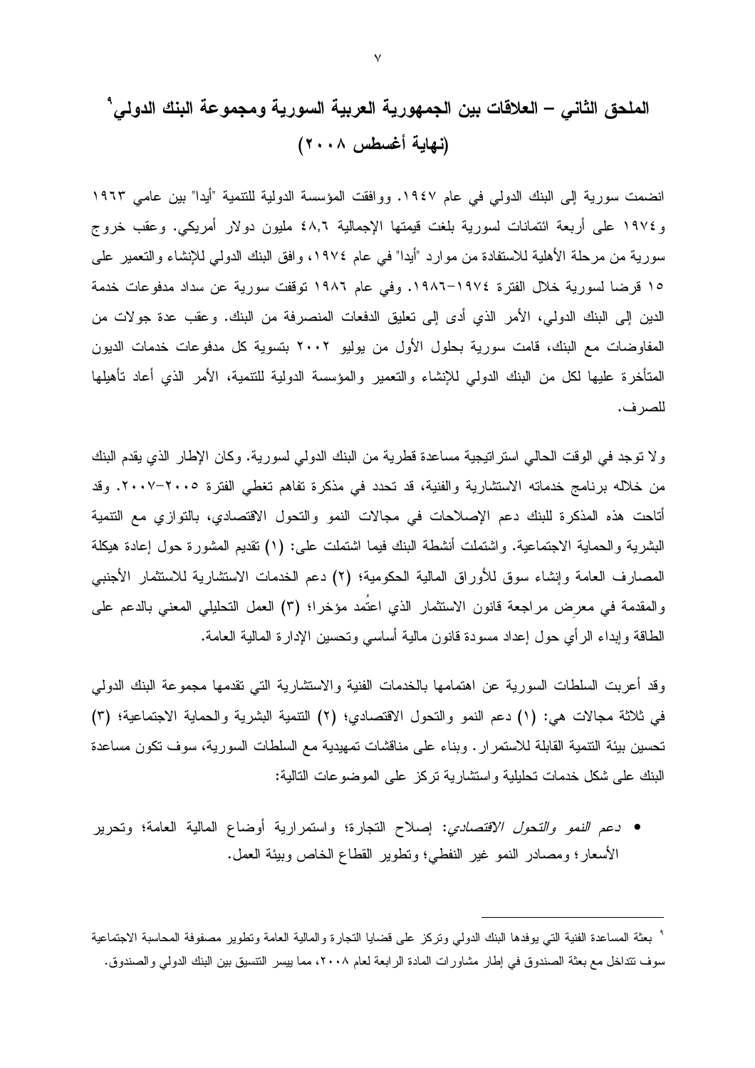## الملحق الثاني – العلاقات بين الجمهورية العربية السورية ومجموعة البنك الدولي[9] (نهاية أغسطس ٢٠٠٨)

انضمت سورية إلى البنك الدولي في عام ١٩٤٧. ووافقت المؤسسة الدولية للتنمية "أيدا" بين عامي ١٩٦٣ و١٩٧٤ على أربعة ائتمانات لسورية بلغت قيمتها الإجمالية ٤٨,٦ مليون دولار أمريكي. وعقب خروج سورية من مرحلة الأهلية للاستفادة من موارد "أيدا" في عام ١٩٧٤، وافق البنك الدولي للإنشاء والتعمير على ١٥ قرضا لسورية خلال الفترة ١٩٧٤–١٩٨٦. وفي عام ١٩٨٦ توقفت سورية عن سداد مدفوعات خدمة الدين إلى البنك الدولي، الأمر الذي أدى إلى تعليق الدفعات المنصرفة من البنك. وعقب عدة جولات من المفاوضات مع البنك، قامت سورية بحلول الأول من يوليو ٢٠٠٢ بتسوية كل مدفوعات خدمات الديون المتأخرة عليها لكل من البنك الدولي للإنشاء والتعمير والمؤسسة الدولية للتنمية، الأمر الذي أعاد تأهيلها للصرف.

ولا توجد في الوقت الحالي استراتيجية مساعدة قطرية من البنك الدولي لسورية. وكان الإطار الذي يقدم البنك من خلاله برنامج خدماته الاستشارية والفنية، قد تحدد في مذكرة تفاهم تغطي الفترة ٢٠٠٥–٢٠٠٧. وقد أتاحت هذه المذكرة للبنك دعم الإصلاحات في مجالات النمو والتحول الاقتصادي، بالتوازي مع التنمية البشرية والحماية الاجتماعية. واشتملت أنشطة البنك فيما اشتملت على: (١) تقديم المشورة حول إعادة هيكلة المصارف العامة وإنشاء سوق للأوراق المالية الحكومية؛ (٢) دعم الخدمات الاستشارية للاستثمار الأجنبي والمقدمة في معرِض مراجعة قانون الاستثمار الذي اعتُمد مؤخرا؛ (٣) العمل التحليلي المعني بالدعم على الطاقة وإبداء الرأي حول إعداد مسودة قانون مالية أساسي وتحسين الإدارة المالية العامة.

وقد أعربت السلطات السورية عن اهتمامها بالخدمات الفنية والاستشارية التي تقدمها مجموعة البنك الدولي في ثلاثة مجالات هي: (١) دعم النمو والتحول الاقتصادي؛ (٢) التنمية البشرية والحماية الاجتماعية؛ (٣) تحسين بيئة التنمية القابلة للاستمرار. وبناء على مناقشات تمهيدية مع السلطات السورية، سوف تكون مساعدة البنك على شكل خدمات تحليلية واستشارية تركز على الموضوعات التالية:

- *دعم النمو والتحول الاقتصادي*: إصلاح التجارة؛ واستمرارية أوضاع المالية العامة؛ وتحرير الأسعار؛ ومصادر النمو غير النفطي؛ وتطوير القطاع الخاص وبيئة العمل.

---

[9] بعثة المساعدة الفنية التي يوفدها البنك الدولي وتركز على قضايا التجارة والمالية العامة وتطوير مصفوفة المحاسبة الاجتماعية سوف تتداخل مع بعثة الصندوق في إطار مشاورات المادة الرابعة لعام ٢٠٠٨، مما ييسر التنسيق بين البنك الدولي والصندوق.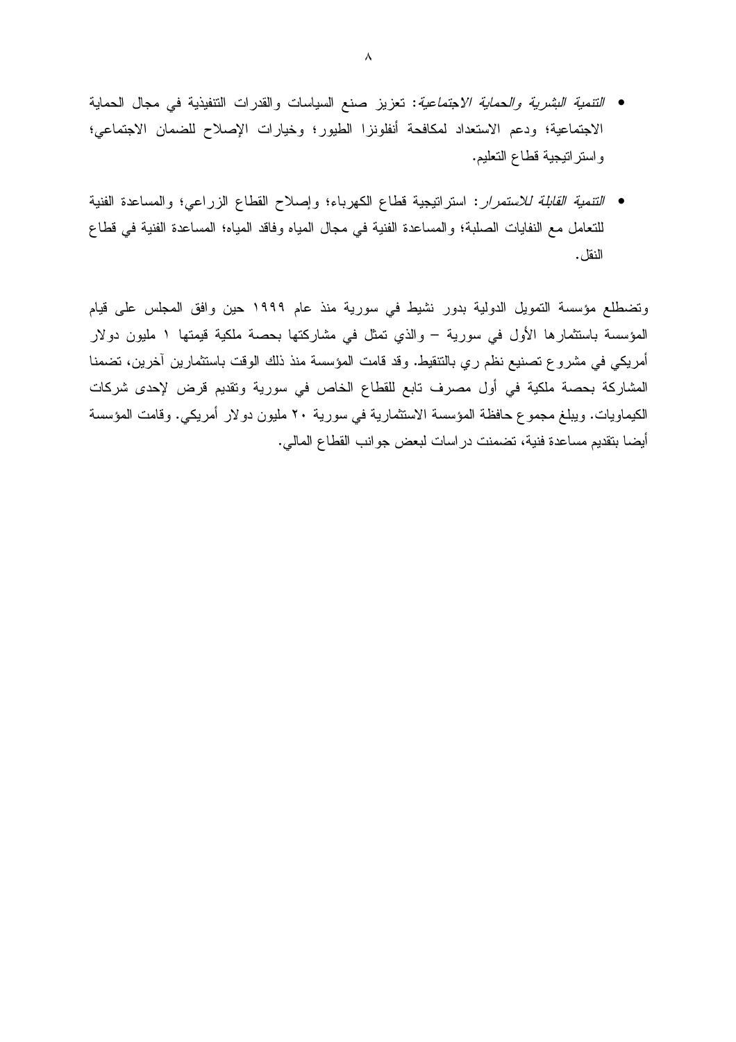- *التنمية البشرية والحماية الاجتماعية*: تعزيز صنع السياسات والقدرات التنفيذية في مجال الحماية الاجتماعية؛ ودعم الاستعداد لمكافحة أنفلونزا الطيور؛ وخيارات الإصلاح للضمان الاجتماعي؛ واستراتيجية قطاع التعليم.

- *التنمية القابلة للاستمرار*: استراتيجية قطاع الكهرباء؛ وإصلاح القطاع الزراعي؛ والمساعدة الفنية للتعامل مع النفايات الصلبة؛ والمساعدة الفنية في مجال المياه وفاقد المياه؛ المساعدة الفنية في قطاع النقل.

وتضطلع مؤسسة التمويل الدولية بدور نشيط في سورية منذ عام ١٩٩٩ حين وافق المجلس على قيام المؤسسة باستثمارها الأول في سورية – والذي تمثل في مشاركتها بحصة ملكية قيمتها ١ مليون دولار أمريكي في مشروع تصنيع نظم ري بالتنقيط. وقد قامت المؤسسة منذ ذلك الوقت باستثمارين آخرين، تضمنا المشاركة بحصة ملكية في أول مصرف تابع للقطاع الخاص في سورية وتقديم قرض لإحدى شركات الكيماويات. ويبلغ مجموع حافظة المؤسسة الاستثمارية في سورية ٢٠ مليون دولار أمريكي. وقامت المؤسسة أيضا بتقديم مساعدة فنية، تضمنت دراسات لبعض جوانب القطاع المالي.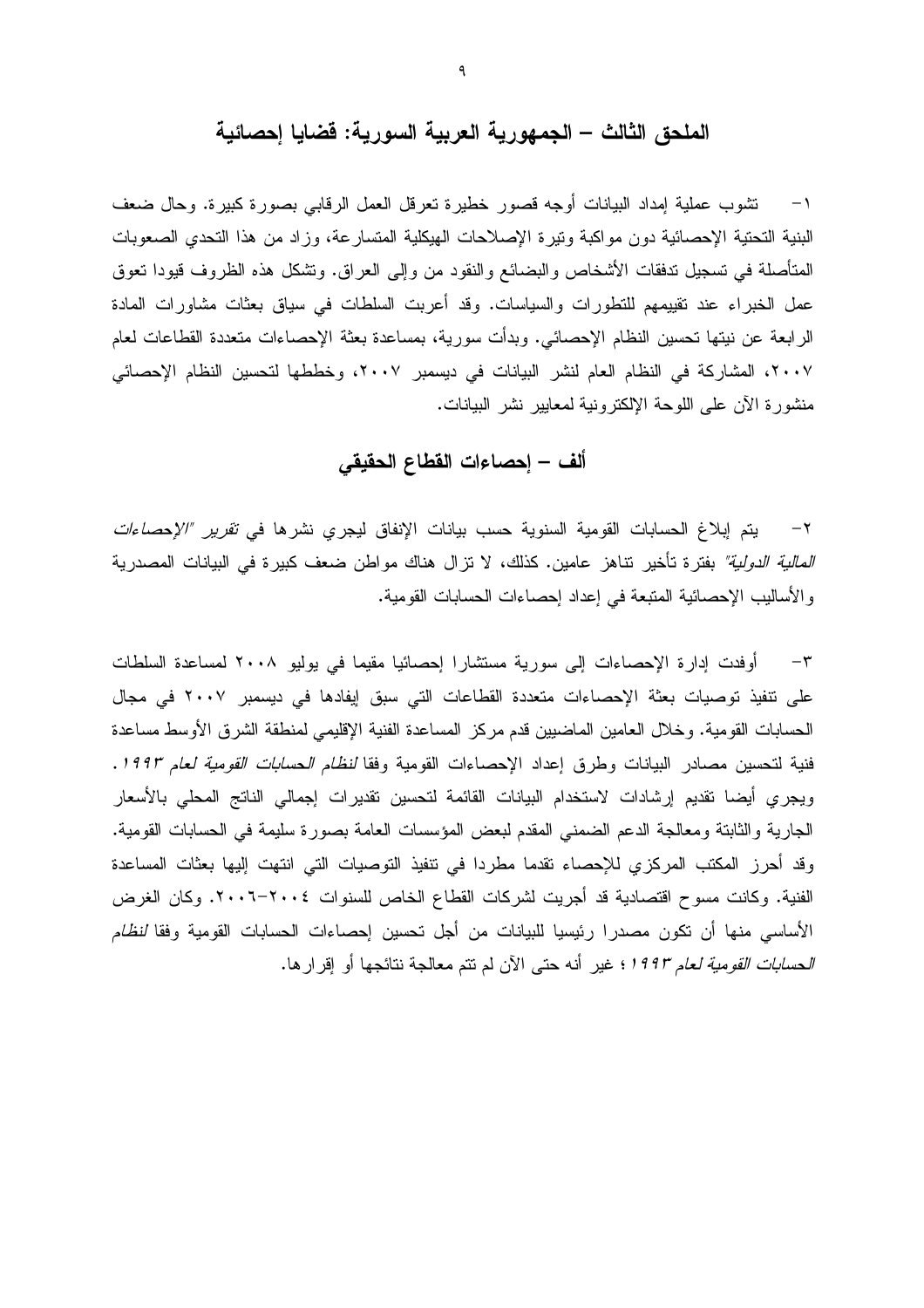## الملحق الثالث – الجمهورية العربية السورية: قضايا إحصائية

١- تشوب عملية إمداد البيانات أوجه قصور خطيرة تعرقل العمل الرقابي بصورة كبيرة. وحال ضعف البنية التحتية الإحصائية دون مواكبة وتيرة الإصلاحات الهيكلية المتسارعة، وزاد من هذا التحدي الصعوبات المتأصلة في تسجيل تدفقات الأشخاص والبضائع والنقود من وإلى العراق. وتشكل هذه الظروف قيودا تعوق عمل الخبراء عند تقييمهم للتطورات والسياسات. وقد أعربت السلطات في سياق بعثات مشاورات المادة الرابعة عن نيتها تحسين النظام الإحصائي. وبدأت سورية، بمساعدة بعثة الإحصاءات متعددة القطاعات لعام ٢٠٠٧، المشاركة في النظام العام لنشر البيانات في ديسمبر ٢٠٠٧، وخططها لتحسين النظام الإحصائي منشورة الآن على اللوحة الإلكترونية لمعايير نشر البيانات.

## ألف – إحصاءات القطاع الحقيقي

٢- يتم إبلاغ الحسابات القومية السنوية حسب بيانات الإنفاق ليجري نشرها في *تقرير "الإحصاءات المالية الدولية"* بفترة تأخير تناهز عامين. كذلك، لا تزال هناك مواطن ضعف كبيرة في البيانات المصدرية والأساليب الإحصائية المتبعة في إعداد إحصاءات الحسابات القومية.

٣- أوفدت إدارة الإحصاءات إلى سورية مستشارا إحصائيا مقيما في يوليو ٢٠٠٨ لمساعدة السلطات على تنفيذ توصيات بعثة الإحصاءات متعددة القطاعات التي سبق إيفادها في ديسمبر ٢٠٠٧ في مجال الحسابات القومية. وخلال العامين الماضيين قدم مركز المساعدة الفنية الإقليمي لمنطقة الشرق الأوسط مساعدة فنية لتحسين مصادر البيانات وطرق إعداد الإحصاءات القومية وفقا *لنظام الحسابات القومية لعام ١٩٩٣*. ويجري أيضا تقديم إرشادات لاستخدام البيانات القائمة لتحسين تقديرات إجمالي الناتج المحلي بالأسعار الجارية والثابتة ومعالجة الدعم الضمني المقدم لبعض المؤسسات العامة بصورة سليمة في الحسابات القومية. وقد أحرز المكتب المركزي للإحصاء تقدما مطردا في تنفيذ التوصيات التي انتهت إليها بعثات المساعدة الفنية. وكانت مسوح اقتصادية قد أجريت لشركات القطاع الخاص للسنوات ٢٠٠٤-٢٠٠٦. وكان الغرض الأساسي منها أن تكون مصدرا رئيسيا للبيانات من أجل تحسين إحصاءات الحسابات القومية وفقا *لنظام الحسابات القومية لعام ١٩٩٣*؛ غير أنه حتى الآن لم تتم معالجة نتائجها أو إقرارها.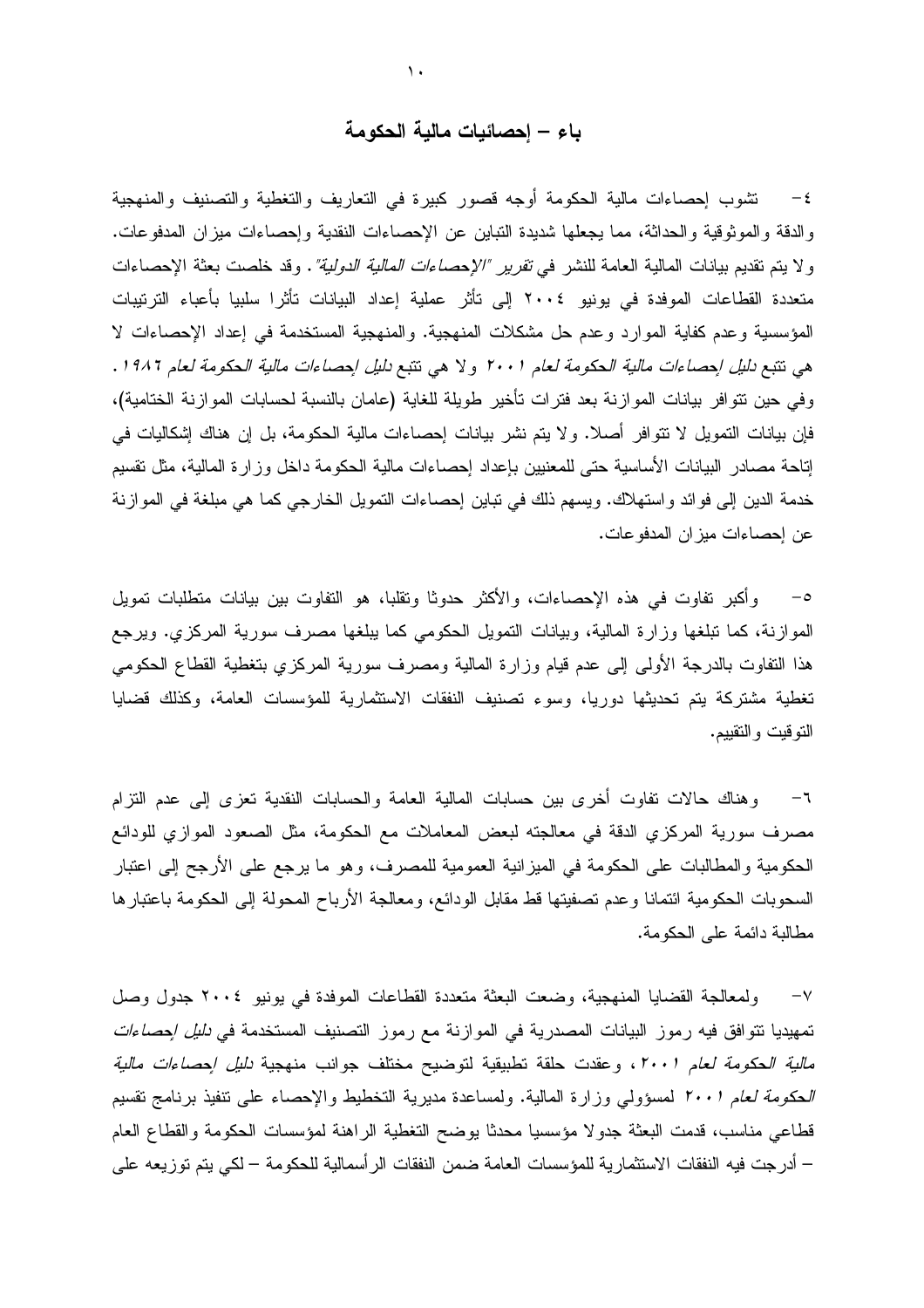## باء – إحصائيات مالية الحكومة

٤- تشوب إحصاءات مالية الحكومة أوجه قصور كبيرة في التعاريف والتغطية والتصنيف والمنهجية والدقة والموثوقية والحداثة، مما يجعلها شديدة التباين عن الإحصاءات النقدية وإحصاءات ميزان المدفوعات. ولا يتم تقديم بيانات المالية العامة للنشر في *تقرير "الإحصاءات المالية الدولية"*. وقد خلصت بعثة الإحصاءات متعددة القطاعات الموفدة في يونيو ٢٠٠٤ إلى تأثر عملية إعداد البيانات تأثرا سلبيا بأعباء الترتيبات المؤسسية وعدم كفاية الموارد وعدم حل مشكلات المنهجية. والمنهجية المستخدمة في إعداد الإحصاءات لا هي تتبع *دليل إحصاءات مالية الحكومة لعام ٢٠٠١* ولا هي تتبع *دليل إحصاءات مالية الحكومة لعام ١٩٨٦*. وفي حين تتوافر بيانات الموازنة بعد فترات تأخير طويلة للغاية (عامان بالنسبة لحسابات الموازنة الختامية)، فإن بيانات التمويل لا تتوافر أصلا. ولا يتم نشر بيانات إحصاءات مالية الحكومة، بل إن هناك إشكاليات في إتاحة مصادر البيانات الأساسية حتى للمعنيين بإعداد إحصاءات مالية الحكومة داخل وزارة المالية، مثل تقسيم خدمة الدين إلى فوائد واستهلاك. ويسهم ذلك في تباين إحصاءات التمويل الخارجي كما هي مبلغة في الموازنة عن إحصاءات ميزان المدفوعات.

٥- وأكبر تفاوت في هذه الإحصاءات، والأكثر حدوثا وتقلبا، هو التفاوت بين بيانات متطلبات تمويل الموازنة، كما تبلغها وزارة المالية، وبيانات التمويل الحكومي كما يبلغها مصرف سورية المركزي. ويرجع هذا التفاوت بالدرجة الأولى إلى عدم قيام وزارة المالية ومصرف سورية المركزي بتغطية القطاع الحكومي تغطية مشتركة يتم تحديثها دوريا، وسوء تصنيف النفقات الاستثمارية للمؤسسات العامة، وكذلك قضايا التوقيت والتقييم.

٦- وهناك حالات تفاوت أخرى بين حسابات المالية العامة والحسابات النقدية تعزى إلى عدم التزام مصرف سورية المركزي الدقة في معالجته لبعض المعاملات مع الحكومة، مثل الصعود الموازي للودائع الحكومية والمطالبات على الحكومة في الميزانية العمومية للمصرف، وهو ما يرجع على الأرجح إلى اعتبار السحوبات الحكومية ائتمانا وعدم تصفيتها قط مقابل الودائع، ومعالجة الأرباح المحولة إلى الحكومة باعتبارها مطالبة دائمة على الحكومة.

٧- ولمعالجة القضايا المنهجية، وضعت البعثة متعددة القطاعات الموفدة في يونيو ٢٠٠٤ جدول وصل تمهيديا تتوافق فيه رموز البيانات المصدرية في الموازنة مع رموز التصنيف المستخدمة في *دليل إحصاءات مالية الحكومة لعام ٢٠٠١*، وعقدت حلقة تطبيقية لتوضيح مختلف جوانب منهجية *دليل إحصاءات مالية الحكومة لعام ٢٠٠١* لمسؤولي وزارة المالية. ولمساعدة مديرية التخطيط والإحصاء على تنفيذ برنامج تقسيم قطاعي مناسب، قدمت البعثة جدولا مؤسسيا محدثا يوضح التغطية الراهنة لمؤسسات الحكومة والقطاع العام – أدرجت فيه النفقات الاستثمارية للمؤسسات العامة ضمن النفقات الرأسمالية للحكومة – لكي يتم توزيعه على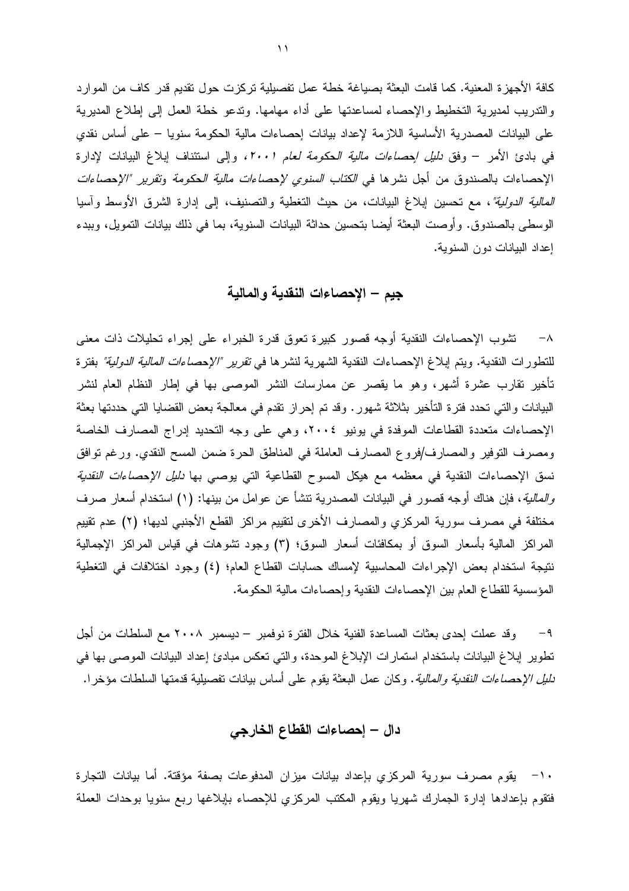كافة الأجهزة المعنية. كما قامت البعثة بصياغة خطة عمل تفصيلية تركزت حول تقديم قدر كاف من الموارد والتدريب لمديرية التخطيط والإحصاء لمساعدتها على أداء مهامها. وتدعو خطة العمل إلى إطلاع المديرية على البيانات المصدرية الأساسية اللازمة لإعداد بيانات إحصاءات مالية الحكومة سنويا – على أساس نقدي في بادئ الأمر – وفق *دليل إحصاءات مالية الحكومة لعام ٢٠٠١*، وإلى استئناف إبلاغ البيانات لإدارة الإحصاءات بالصندوق من أجل نشرها في *الكتاب السنوي لإحصاءات مالية الحكومة وتقرير "الإحصاءات المالية الدولية"*، مع تحسين إبلاغ البيانات، من حيث التغطية والتصنيف، إلى إدارة الشرق الأوسط وآسيا الوسطى بالصندوق. وأوصت البعثة أيضا بتحسين حداثة البيانات السنوية، بما في ذلك بيانات التمويل، وببدء إعداد البيانات دون السنوية.

## جيم – الإحصاءات النقدية والمالية

٨- تشوب الإحصاءات النقدية أوجه قصور كبيرة تعوق قدرة الخبراء على إجراء تحليلات ذات معنى للتطورات النقدية. ويتم إبلاغ الإحصاءات النقدية الشهرية لنشرها في *تقرير "الإحصاءات المالية الدولية"* بفترة تأخير تقارب عشرة أشهر، وهو ما يقصر عن ممارسات النشر الموصى بها في إطار النظام العام لنشر البيانات والتي تحدد فترة التأخير بثلاثة شهور. وقد تم إحراز تقدم في معالجة بعض القضايا التي حددتها بعثة الإحصاءات متعددة القطاعات الموفدة في يونيو ٢٠٠٤، وهي على وجه التحديد إدراج المصارف الخاصة ومصرف التوفير والمصارف/فروع المصارف العاملة في المناطق الحرة ضمن المسح النقدي. ورغم توافق نسق الإحصاءات النقدية في معظمه مع هيكل المسوح القطاعية التي يوصي بها *دليل الإحصاءات النقدية والمالية*، فإن هناك أوجه قصور في البيانات المصدرية تنشأ عن عوامل من بينها: (١) استخدام أسعار صرف مختلفة في مصرف سورية المركزي والمصارف الأخرى لتقييم مراكز القطع الأجنبي لديها؛ (٢) عدم تقييم المراكز المالية بأسعار السوق أو بمكافئات أسعار السوق؛ (٣) وجود تشوهات في قياس المراكز الإجمالية نتيجة استخدام بعض الإجراءات المحاسبية لإمساك حسابات القطاع العام؛ (٤) وجود اختلافات في التغطية المؤسسية للقطاع العام بين الإحصاءات النقدية وإحصاءات مالية الحكومة.

٩- وقد عملت إحدى بعثات المساعدة الفنية خلال الفترة نوفمبر – ديسمبر ٢٠٠٨ مع السلطات من أجل تطوير إبلاغ البيانات باستخدام استمارات الإبلاغ الموحدة، والتي تعكس مبادئ إعداد البيانات الموصى بها في *دليل الإحصاءات النقدية والمالية*. وكان عمل البعثة يقوم على أساس بيانات تفصيلية قدمتها السلطات مؤخرا.

## دال – إحصاءات القطاع الخارجي

١٠- يقوم مصرف سورية المركزي بإعداد بيانات ميزان المدفوعات بصفة مؤقتة. أما بيانات التجارة فتقوم بإعدادها إدارة الجمارك شهريا ويقوم المكتب المركزي للإحصاء بإبلاغها ربع سنويا بوحدات العملة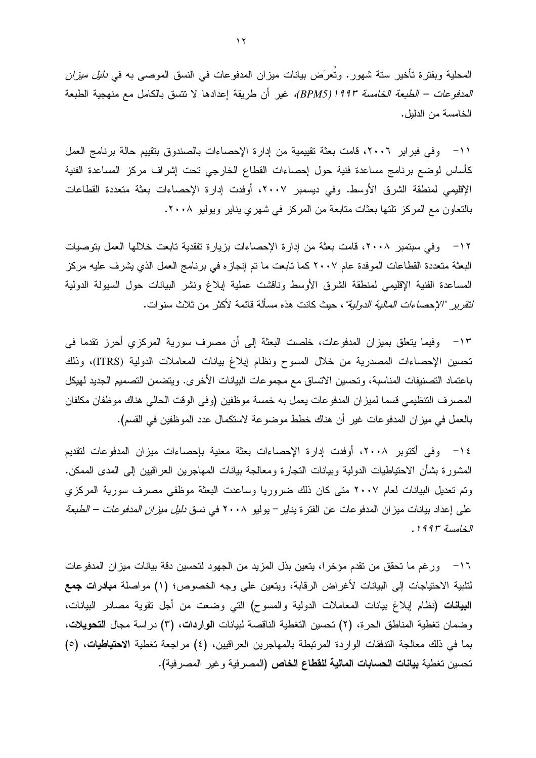المحلية وبفترة تأخير ستة شهور. وتُعرَض بيانات ميزان المدفوعات في النسق الموصى به في *دليل ميزان المدفوعات – الطبعة الخامسة ١٩٩٣ (BPM5)*، غير أن طريقة إعدادها لا تتسق بالكامل مع منهجية الطبعة الخامسة من الدليل.

١١- وفي فبراير ٢٠٠٦، قامت بعثة تقييمية من إدارة الإحصاءات بالصندوق بتقييم حالة برنامج العمل كأساس لوضع برنامج مساعدة فنية حول إحصاءات القطاع الخارجي تحت إشراف مركز المساعدة الفنية الإقليمي لمنطقة الشرق الأوسط. وفي ديسمبر ٢٠٠٧، أوفدت إدارة الإحصاءات بعثة متعددة القطاعات بالتعاون مع المركز تلتها بعثات متابعة من المركز في شهري يناير ويوليو ٢٠٠٨.

١٢- وفي سبتمبر ٢٠٠٨، قامت بعثة من إدارة الإحصاءات بزيارة تفقدية تابعت خلالها العمل بتوصيات البعثة متعددة القطاعات الموفدة عام ٢٠٠٧ كما تابعت ما تم إنجازه في برنامج العمل الذي يشرف عليه مركز المساعدة الفنية الإقليمي لمنطقة الشرق الأوسط وناقشت عملية إبلاغ ونشر البيانات حول السيولة الدولية *لتقرير "الإحصاءات المالية الدولية"*، حيث كانت هذه مسألة قائمة لأكثر من ثلاث سنوات.

١٣- وفيما يتعلق بميزان المدفوعات، خلصت البعثة إلى أن مصرف سورية المركزي أحرز تقدما في تحسين الإحصاءات المصدرية من خلال المسوح ونظام إبلاغ بيانات المعاملات الدولية (ITRS)، وذلك باعتماد التصنيفات المناسبة، وتحسين الاتساق مع مجموعات البيانات الأخرى. ويتضمن التصميم الجديد لهيكل المصرف التنظيمي قسما لميزان المدفوعات يعمل به خمسة موظفين (وفي الوقت الحالي هناك موظفان مكلفان بالعمل في ميزان المدفوعات غير أن هناك خطط موضوعة لاستكمال عدد الموظفين في القسم).

١٤- وفي أكتوبر ٢٠٠٨، أوفدت إدارة الإحصاءات بعثة معنية بإحصاءات ميزان المدفوعات لتقديم المشورة بشأن الاحتياطيات الدولية وبيانات التجارة ومعالجة بيانات المهاجرين العراقيين إلى المدى الممكن. وتم تعديل البيانات لعام ٢٠٠٧ متى كان ذلك ضروريا وساعدت البعثة موظفي مصرف سورية المركزي على إعداد بيانات ميزان المدفوعات عن الفترة يناير– يوليو ٢٠٠٨ في نسق *دليل ميزان المدفوعات – الطبعة الخامسة ١٩٩٣*.

١٦- ورغم ما تحقق من تقدم مؤخرا، يتعين بذل المزيد من الجهود لتحسين دقة بيانات ميزان المدفوعات لتلبية الاحتياجات إلى البيانات لأغراض الرقابة، ويتعين على وجه الخصوص؛ (١) مواصلة **مبادرات جمع البيانات** (نظام إبلاغ بيانات المعاملات الدولية والمسوح) التي وضعت من أجل تقوية مصادر البيانات، وضمان تغطية المناطق الحرة، (٢) تحسين التغطية الناقصة لبيانات **الواردات**، (٣) دراسة مجال **التحويلات**، بما في ذلك معالجة التدفقات الواردة المرتبطة بالمهاجرين العراقيين، (٤) مراجعة تغطية **الاحتياطيات**، (٥) تحسين تغطية **بيانات الحسابات المالية للقطاع الخاص** (المصرفية وغير المصرفية).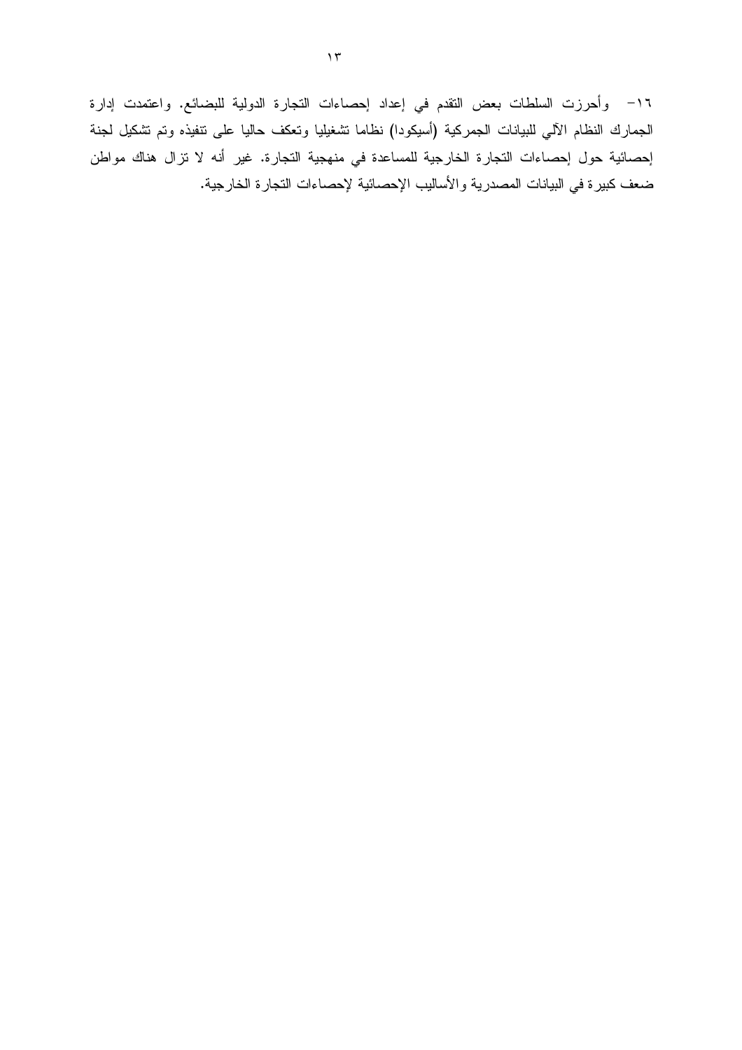١٦- وأحرزت السلطات بعض التقدم في إعداد إحصاءات التجارة الدولية للبضائع. واعتمدت إدارة الجمارك النظام الآلي للبيانات الجمركية (أسيكودا) نظاما تشغيليا وتعكف حاليا على تنفيذه وتم تشكيل لجنة إحصائية حول إحصاءات التجارة الخارجية للمساعدة في منهجية التجارة. غير أنه لا تزال هناك مواطن ضعف كبيرة في البيانات المصدرية والأساليب الإحصائية لإحصاءات التجارة الخارجية.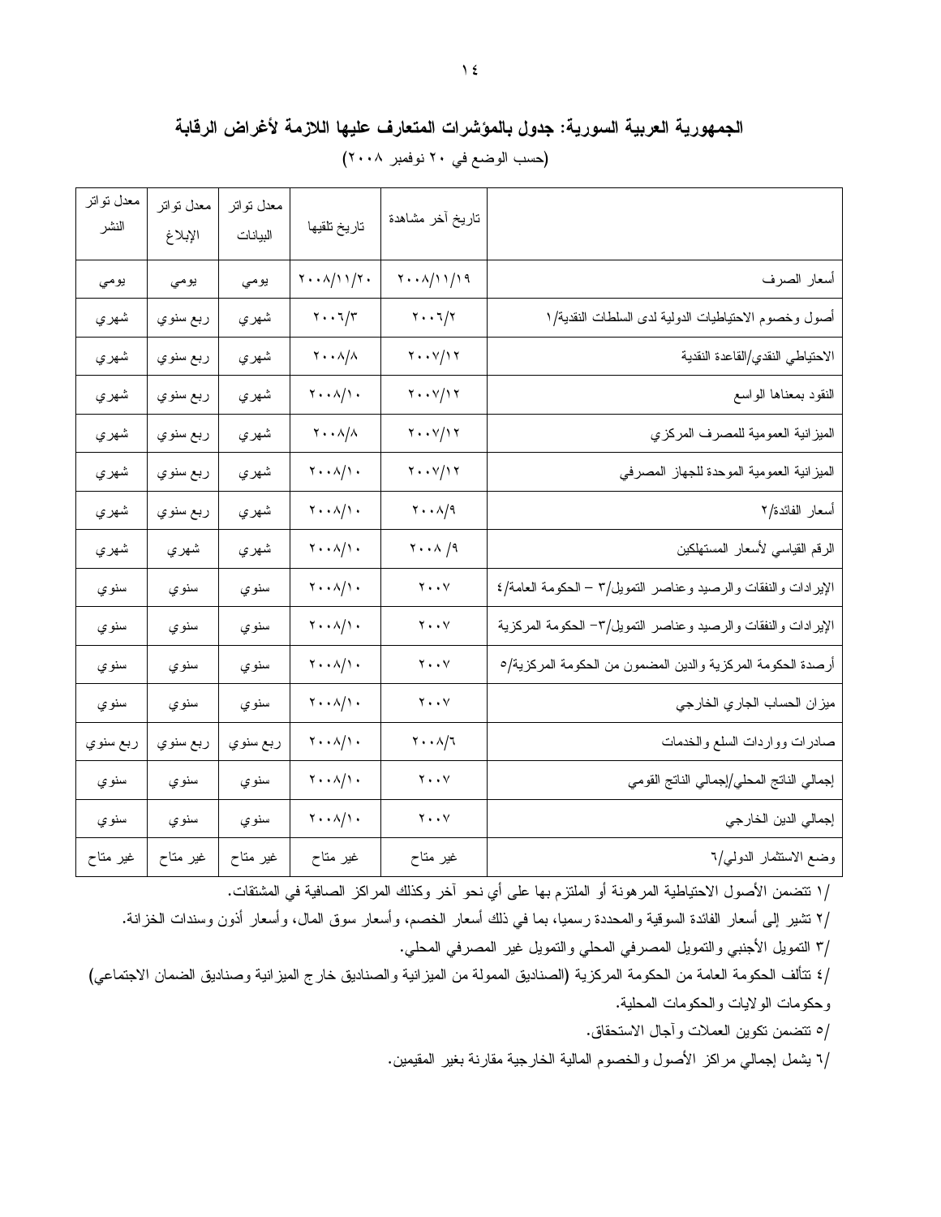## الجمهورية العربية السورية: جدول بالمؤشرات المتعارف عليها اللازمة لأغراض الرقابة

(حسب الوضع في ٢٠ نوفمبر ٢٠٠٨)

| | تاريخ آخر مشاهدة | تاريخ تلقيها | معدل تواتر البيانات | معدل تواتر الإبلاغ | معدل تواتر النشر |
|---|---|---|---|---|---|
| أسعار الصرف | ٢٠٠٨/١١/١٩ | ٢٠٠٨/١١/٢٠ | يومي | يومي | يومي |
| أصول وخصوم الاحتياطيات الدولية لدى السلطات النقدية/١ | ٢٠٠٦/٢ | ٢٠٠٦/٣ | شهري | ربع سنوي | شهري |
| الاحتياطي النقدي/القاعدة النقدية | ٢٠٠٧/١٢ | ٢٠٠٨/٨ | شهري | ربع سنوي | شهري |
| النقود بمعناها الواسع | ٢٠٠٧/١٢ | ٢٠٠٨/١٠ | شهري | ربع سنوي | شهري |
| الميزانية العمومية للمصرف المركزي | ٢٠٠٧/١٢ | ٢٠٠٨/٨ | شهري | ربع سنوي | شهري |
| الميزانية العمومية الموحدة للجهاز المصرفي | ٢٠٠٧/١٢ | ٢٠٠٨/١٠ | شهري | ربع سنوي | شهري |
| أسعار الفائدة/٢ | ٢٠٠٨/٩ | ٢٠٠٨/١٠ | شهري | ربع سنوي | شهري |
| الرقم القياسي لأسعار المستهلكين | ٢٠٠٨ /٩ | ٢٠٠٨/١٠ | شهري | شهري | شهري |
| الإيرادات والنفقات والرصيد وعناصر التمويل/٣ – الحكومة العامة/٤ | ٢٠٠٧ | ٢٠٠٨/١٠ | سنوي | سنوي | سنوي |
| الإيرادات والنفقات والرصيد وعناصر التمويل/٣– الحكومة المركزية | ٢٠٠٧ | ٢٠٠٨/١٠ | سنوي | سنوي | سنوي |
| أرصدة الحكومة المركزية والدين المضمون من الحكومة المركزية/٥ | ٢٠٠٧ | ٢٠٠٨/١٠ | سنوي | سنوي | سنوي |
| ميزان الحساب الجاري الخارجي | ٢٠٠٧ | ٢٠٠٨/١٠ | سنوي | سنوي | سنوي |
| صادرات وواردات السلع والخدمات | ٢٠٠٨/٦ | ٢٠٠٨/١٠ | ربع سنوي | ربع سنوي | ربع سنوي |
| إجمالي الناتج المحلي/إجمالي الناتج القومي | ٢٠٠٧ | ٢٠٠٨/١٠ | سنوي | سنوي | سنوي |
| إجمالي الدين الخارجي | ٢٠٠٧ | ٢٠٠٨/١٠ | سنوي | سنوي | سنوي |
| وضع الاستثمار الدولي/٦ | غير متاح | غير متاح | غير متاح | غير متاح | غير متاح |

/١ تتضمن الأصول الاحتياطية المرهونة أو الملتزم بها على أي نحو آخر وكذلك المراكز الصافية في المشتقات.

/٢ تشير إلى أسعار الفائدة السوقية والمحددة رسميا، بما في ذلك أسعار الخصم، وأسعار سوق المال، وأسعار أذون وسندات الخزانة.

/٣ التمويل الأجنبي والتمويل المصرفي المحلي والتمويل غير المصرفي المحلي.

/٤ تتألف الحكومة العامة من الحكومة المركزية (الصناديق الممولة من الميزانية والصناديق خارج الميزانية وصناديق الضمان الاجتماعي) وحكومات الولايات والحكومات المحلية.

/٥ تتضمن تكوين العملات وآجال الاستحقاق.

/٦ يشمل إجمالي مراكز الأصول والخصوم المالية الخارجية مقارنة بغير المقيمين.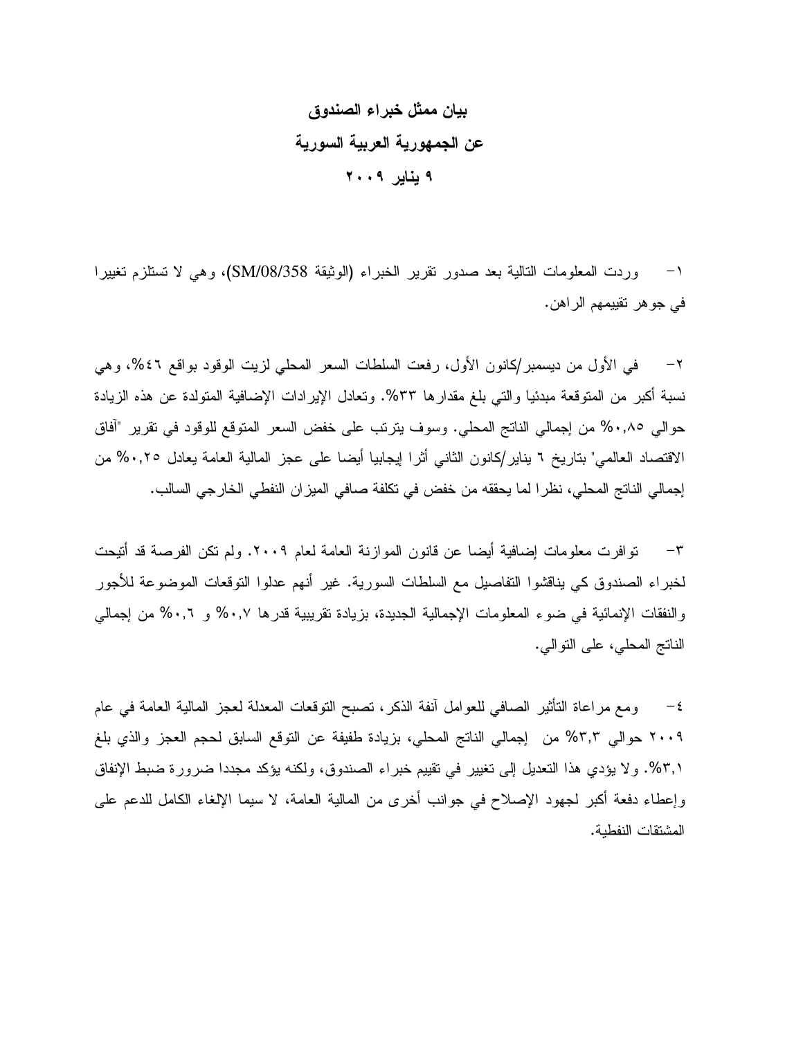# بيان ممثل خبراء الصندوق
# عن الجمهورية العربية السورية
# ٩ يناير ٢٠٠٩

١- وردت المعلومات التالية بعد صدور تقرير الخبراء (الوثيقة SM/08/358)، وهي لا تستلزم تغييرا في جوهر تقييمهم الراهن.

٢- في الأول من ديسمبر/كانون الأول، رفعت السلطات السعر المحلي لزيت الوقود بواقع ٤٦%، وهي نسبة أكبر من المتوقعة مبدئيا والتي بلغ مقدارها ٣٣%. وتعادل الإيرادات الإضافية المتولدة عن هذه الزيادة حوالي ٠,٨٥% من إجمالي الناتج المحلي. وسوف يترتب على خفض السعر المتوقع للوقود في تقرير "آفاق الاقتصاد العالمي" بتاريخ ٦ يناير/كانون الثاني أثرا إيجابيا أيضا على عجز المالية العامة يعادل ٠,٢٥% من إجمالي الناتج المحلي، نظرا لما يحققه من خفض في تكلفة صافي الميزان النفطي الخارجي السالب.

٣- توافرت معلومات إضافية أيضا عن قانون الموازنة العامة لعام ٢٠٠٩. ولم تكن الفرصة قد أتيحت لخبراء الصندوق كي يناقشوا التفاصيل مع السلطات السورية. غير أنهم عدلوا التوقعات الموضوعة للأجور والنفقات الإنمائية في ضوء المعلومات الإجمالية الجديدة، بزيادة تقريبية قدرها ٠,٧% و ٠,٦% من إجمالي الناتج المحلي، على التوالي.

٤- ومع مراعاة التأثير الصافي للعوامل آنفة الذكر، تصبح التوقعات المعدلة لعجز المالية العامة في عام ٢٠٠٩ حوالي ٣,٣% من إجمالي الناتج المحلي، بزيادة طفيفة عن التوقع السابق لحجم العجز والذي بلغ ٣,١%. ولا يؤدي هذا التعديل إلى تغيير في تقييم خبراء الصندوق، ولكنه يؤكد مجددا ضرورة ضبط الإنفاق وإعطاء دفعة أكبر لجهود الإصلاح في جوانب أخرى من المالية العامة، لا سيما الإلغاء الكامل للدعم على المشتقات النفطية.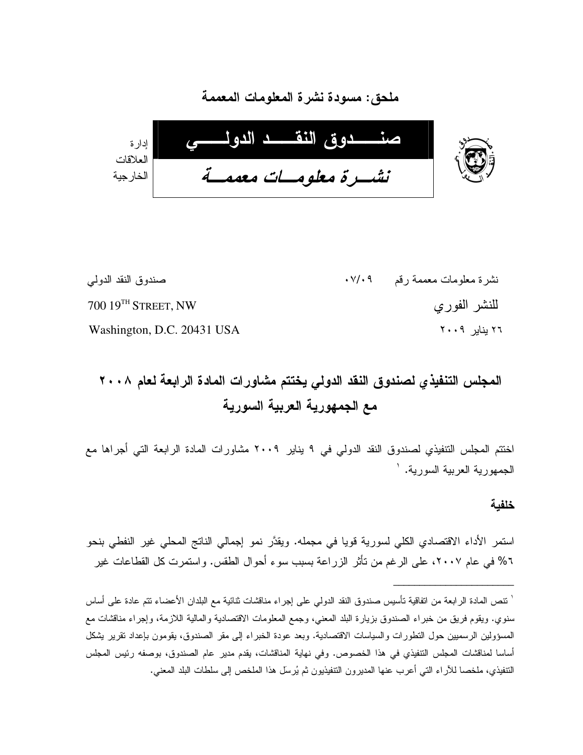## ملحق: مسودة نشرة المعلومات المعممة

إدارة
العلاقات
الخارجية

**صنـــــدوق النقـــــد الدولـــــي**

***نشـــرة معلومـــات معممـــة***

نشرة معلومات معممة رقم ٠٧/٠٩

للنشر الفوري

٢٦ يناير ٢٠٠٩

صندوق النقد الدولي

700 19TH STREET, NW

Washington, D.C. 20431 USA

# المجلس التنفيذي لصندوق النقد الدولي يختتم مشاورات المادة الرابعة لعام ٢٠٠٨ مع الجمهورية العربية السورية

اختتم المجلس التنفيذي لصندوق النقد الدولي في ٩ يناير ٢٠٠٩ مشاورات المادة الرابعة التي أجراها مع الجمهورية العربية السورية. [1]

### خلفية

استمر الأداء الاقتصادي الكلي لسورية قويا في مجمله. ويقدَّر نمو إجمالي الناتج المحلي غير النفطي بنحو ٦% في عام ٢٠٠٧، على الرغم من تأثر الزراعة بسبب سوء أحوال الطقس. واستمرت كل القطاعات غير

---

[1] تنص المادة الرابعة من اتفاقية تأسيس صندوق النقد الدولي على إجراء مناقشات ثنائية مع البلدان الأعضاء تتم عادة على أساس سنوي. ويقوم فريق من خبراء الصندوق بزيارة البلد المعني، وجمع المعلومات الاقتصادية والمالية اللازمة، وإجراء مناقشات مع المسؤولين الرسميين حول التطورات والسياسات الاقتصادية. وبعد عودة الخبراء إلى مقر الصندوق، يقومون بإعداد تقرير يشكل أساسا لمناقشات المجلس التنفيذي في هذا الخصوص. وفي نهاية المناقشات، يقدم مدير عام الصندوق، بوصفه رئيس المجلس التنفيذي، ملخصا للآراء التي أعرب عنها المديرون التنفيذيون ثم يُرسَل هذا الملخص إلى سلطات البلد المعني.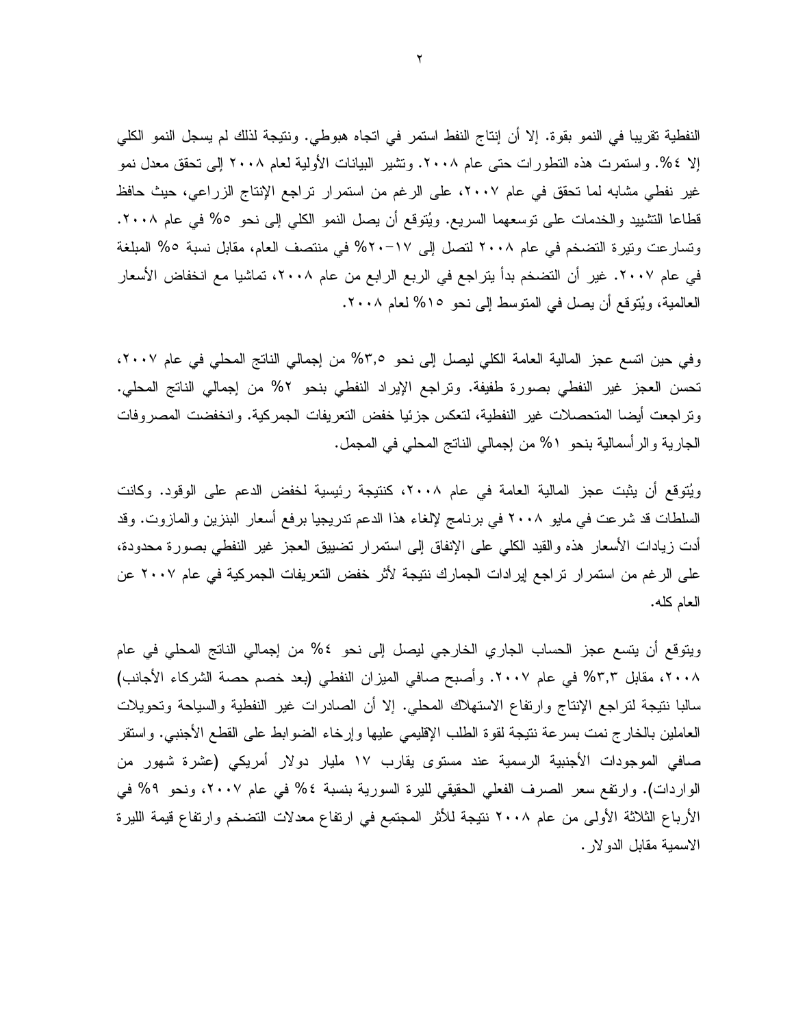النفطية تقريبا في النمو بقوة. إلا أن إنتاج النفط استمر في اتجاه هبوطي. ونتيجة لذلك لم يسجل النمو الكلي إلا ٤%. واستمرت هذه التطورات حتى عام ٢٠٠٨. وتشير البيانات الأولية لعام ٢٠٠٨ إلى تحقق معدل نمو غير نفطي مشابه لما تحقق في عام ٢٠٠٧، على الرغم من استمرار تراجع الإنتاج الزراعي، حيث حافظ قطاعا التشييد والخدمات على توسعهما السريع. ويُتوقع أن يصل النمو الكلي إلى نحو ٥% في عام ٢٠٠٨. وتسارعت وتيرة التضخم في عام ٢٠٠٨ لتصل إلى ١٧–٢٠% في منتصف العام، مقابل نسبة ٥% المبلغة في عام ٢٠٠٧. غير أن التضخم بدأ يتراجع في الربع الرابع من عام ٢٠٠٨، تماشيا مع انخفاض الأسعار العالمية، ويُتوقع أن يصل في المتوسط إلى نحو ١٥% لعام ٢٠٠٨.

وفي حين اتسع عجز المالية العامة الكلي ليصل إلى نحو ٣,٥% من إجمالي الناتج المحلي في عام ٢٠٠٧، تحسن العجز غير النفطي بصورة طفيفة. وتراجع الإيراد النفطي بنحو ٢% من إجمالي الناتج المحلي. وتراجعت أيضا المتحصلات غير النفطية، لتعكس جزئيا خفض التعريفات الجمركية. وانخفضت المصروفات الجارية والرأسمالية بنحو ١% من إجمالي الناتج المحلي في المجمل.

ويُتوقع أن يثبت عجز المالية العامة في عام ٢٠٠٨، كنتيجة رئيسية لخفض الدعم على الوقود. وكانت السلطات قد شرعت في مايو ٢٠٠٨ في برنامج لإلغاء هذا الدعم تدريجيا برفع أسعار البنزين والمازوت. وقد أدت زيادات الأسعار هذه والقيد الكلي على الإنفاق إلى استمرار تضييق العجز غير النفطي بصورة محدودة، على الرغم من استمرار تراجع إيرادات الجمارك نتيجة لأثر خفض التعريفات الجمركية في عام ٢٠٠٧ عن العام كله.

ويتوقع أن يتسع عجز الحساب الجاري الخارجي ليصل إلى نحو ٤% من إجمالي الناتج المحلي في عام ٢٠٠٨، مقابل ٣,٣% في عام ٢٠٠٧. وأصبح صافي الميزان النفطي (بعد خصم حصة الشركاء الأجانب) سالبا نتيجة لتراجع الإنتاج وارتفاع الاستهلاك المحلي. إلا أن الصادرات غير النفطية والسياحة وتحويلات العاملين بالخارج نمت بسرعة نتيجة لقوة الطلب الإقليمي عليها وإرخاء الضوابط على القطع الأجنبي. واستقر صافي الموجودات الأجنبية الرسمية عند مستوى يقارب ١٧ مليار دولار أمريكي (عشرة شهور من الواردات). وارتفع سعر الصرف الفعلي الحقيقي لليرة السورية بنسبة ٤% في عام ٢٠٠٧، ونحو ٩% في الأرباع الثلاثة الأولى من عام ٢٠٠٨ نتيجة للأثر المجتمع في ارتفاع معدلات التضخم وارتفاع قيمة الليرة الاسمية مقابل الدولار.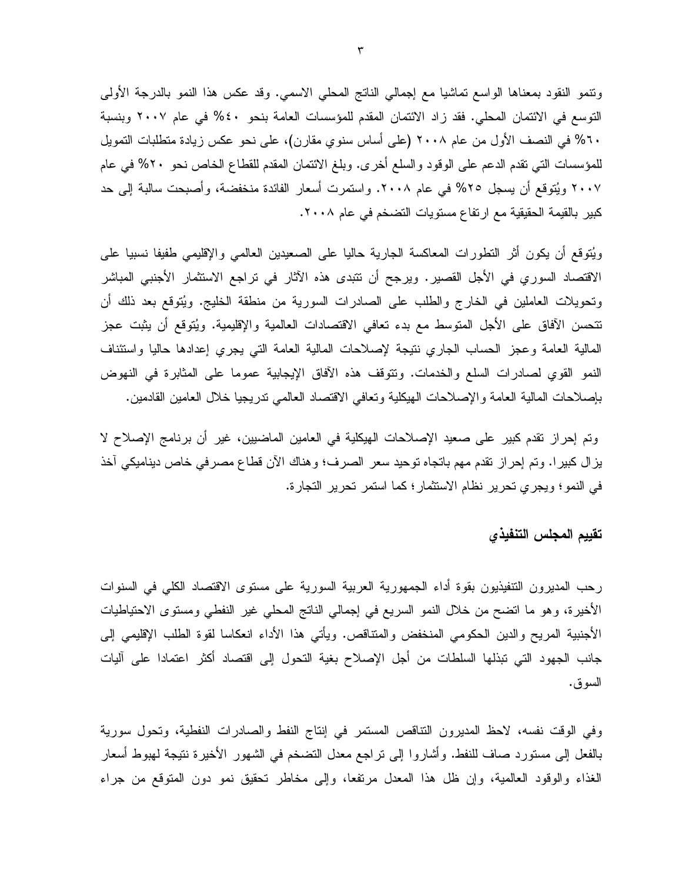وتنمو النقود بمعناها الواسع تماشيا مع إجمالي الناتج المحلي الاسمي. وقد عكس هذا النمو بالدرجة الأولى التوسع في الائتمان المحلي. فقد زاد الائتمان المقدم للمؤسسات العامة بنحو ٤٠% في عام ٢٠٠٧ وبنسبة ٦٠% في النصف الأول من عام ٢٠٠٨ (على أساس سنوي مقارن)، على نحو عكس زيادة متطلبات التمويل للمؤسسات التي تقدم الدعم على الوقود والسلع أخرى. وبلغ الائتمان المقدم للقطاع الخاص نحو ٢٠% في عام ٢٠٠٧ ويُتوقع أن يسجل ٢٥% في عام ٢٠٠٨. واستمرت أسعار الفائدة منخفضة، وأصبحت سالبة إلى حد كبير بالقيمة الحقيقية مع ارتفاع مستويات التضخم في عام ٢٠٠٨.

ويُتوقع أن يكون أثر التطورات المعاكسة الجارية حاليا على الصعيدين العالمي والإقليمي طفيفا نسبيا على الاقتصاد السوري في الأجل القصير. ويرجح أن تتبدى هذه الآثار في تراجع الاستثمار الأجنبي المباشر وتحويلات العاملين في الخارج والطلب على الصادرات السورية من منطقة الخليج. ويُتوقع بعد ذلك أن تتحسن الآفاق على الأجل المتوسط مع بدء تعافي الاقتصادات العالمية والإقليمية. ويُتوقع أن يثبت عجز المالية العامة وعجز الحساب الجاري نتيجة لإصلاحات المالية العامة التي يجري إعدادها حاليا واستئناف النمو القوي لصادرات السلع والخدمات. وتتوقف هذه الآفاق الإيجابية عموما على المثابرة في النهوض بإصلاحات المالية العامة والإصلاحات الهيكلية وتعافي الاقتصاد العالمي تدريجيا خلال العامين القادمين.

وتم إحراز تقدم كبير على صعيد الإصلاحات الهيكلية في العامين الماضيين، غير أن برنامج الإصلاح لا يزال كبيرا. وتم إحراز تقدم مهم باتجاه توحيد سعر الصرف؛ وهناك الآن قطاع مصرفي خاص ديناميكي آخذ في النمو؛ ويجري تحرير نظام الاستثمار؛ كما استمر تحرير التجارة.

## تقييم المجلس التنفيذي

رحب المديرون التنفيذيون بقوة أداء الجمهورية العربية السورية على مستوى الاقتصاد الكلي في السنوات الأخيرة، وهو ما اتضح من خلال النمو السريع في إجمالي الناتج المحلي غير النفطي ومستوى الاحتياطيات الأجنبية المريح والدين الحكومي المنخفض والمتناقص. ويأتي هذا الأداء انعكاسا لقوة الطلب الإقليمي إلى جانب الجهود التي تبذلها السلطات من أجل الإصلاح بغية التحول إلى اقتصاد أكثر اعتمادا على آليات السوق.

وفي الوقت نفسه، لاحظ المديرون التناقص المستمر في إنتاج النفط والصادرات النفطية، وتحول سورية بالفعل إلى مستورد صاف للنفط. وأشاروا إلى تراجع معدل التضخم في الشهور الأخيرة نتيجة لهبوط أسعار الغذاء والوقود العالمية، وإن ظل هذا المعدل مرتفعا، وإلى مخاطر تحقيق نمو دون المتوقع من جراء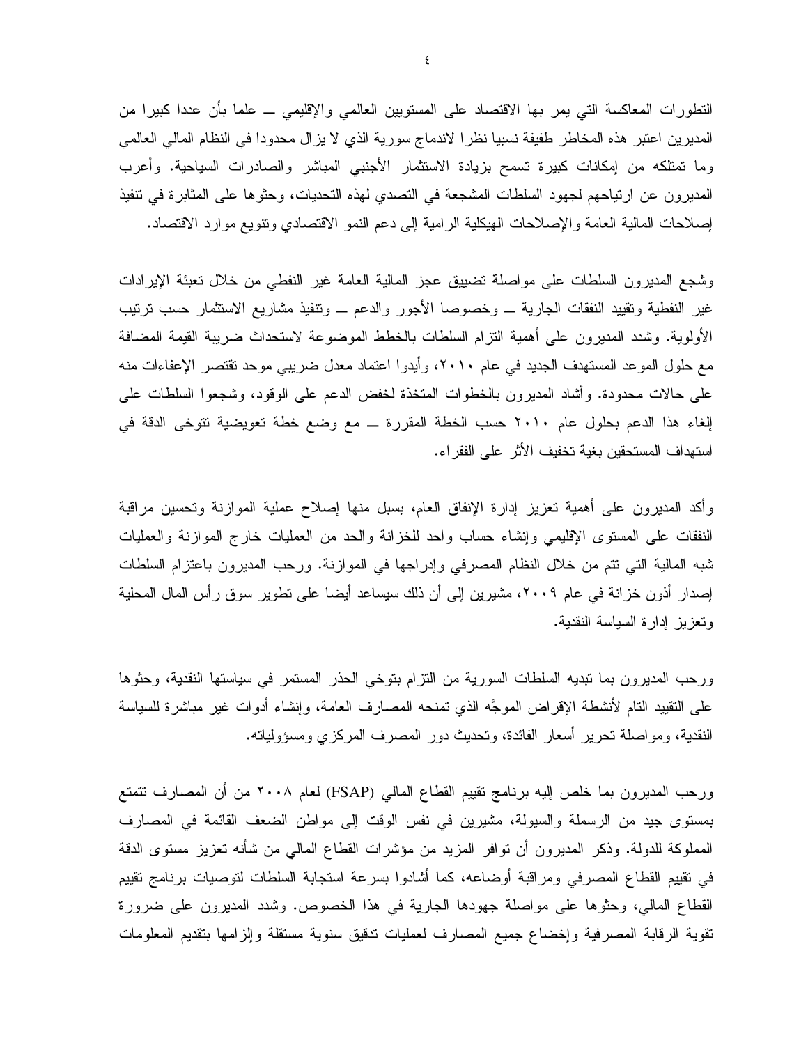التطورات المعاكسة التي يمر بها الاقتصاد على المستويين العالمي والإقليمي ــ علما بأن عددا كبيرا من المديرين اعتبر هذه المخاطر طفيفة نسبيا نظرا لاندماج سورية الذي لا يزال محدودا في النظام المالي العالمي وما تمتلكه من إمكانات كبيرة تسمح بزيادة الاستثمار الأجنبي المباشر والصادرات السياحية. وأعرب المديرون عن ارتياحهم لجهود السلطات المشجعة في التصدي لهذه التحديات، وحثوها على المثابرة في تنفيذ إصلاحات المالية العامة والإصلاحات الهيكلية الرامية إلى دعم النمو الاقتصادي وتنويع موارد الاقتصاد.

وشجع المديرون السلطات على مواصلة تضييق عجز المالية العامة غير النفطي من خلال تعبئة الإيرادات غير النفطية وتقييد النفقات الجارية ــ وخصوصا الأجور والدعم ــ وتنفيذ مشاريع الاستثمار حسب ترتيب الأولوية. وشدد المديرون على أهمية التزام السلطات بالخطط الموضوعة لاستحداث ضريبة القيمة المضافة مع حلول الموعد المستهدف الجديد في عام ٢٠١٠، وأيدوا اعتماد معدل ضريبي موحد تقتصر الإعفاءات منه على حالات محدودة. وأشاد المديرون بالخطوات المتخذة لخفض الدعم على الوقود، وشجعوا السلطات على إلغاء هذا الدعم بحلول عام ٢٠١٠ حسب الخطة المقررة ــ مع وضع خطة تعويضية تتوخى الدقة في استهداف المستحقين بغية تخفيف الأثر على الفقراء.

وأكد المديرون على أهمية تعزيز إدارة الإنفاق العام، بسبل منها إصلاح عملية الموازنة وتحسين مراقبة النفقات على المستوى الإقليمي وإنشاء حساب واحد للخزانة والحد من العمليات خارج الموازنة والعمليات شبه المالية التي تتم من خلال النظام المصرفي وإدراجها في الموازنة. ورحب المديرون باعتزام السلطات إصدار أذون خزانة في عام ٢٠٠٩، مشيرين إلى أن ذلك سيساعد أيضا على تطوير سوق رأس المال المحلية وتعزيز إدارة السياسة النقدية.

ورحب المديرون بما تبديه السلطات السورية من التزام بتوخي الحذر المستمر في سياستها النقدية، وحثوها على التقييد التام لأنشطة الإقراض الموجَّه الذي تمنحه المصارف العامة، وإنشاء أدوات غير مباشرة للسياسة النقدية، ومواصلة تحرير أسعار الفائدة، وتحديث دور المصرف المركزي ومسؤولياته.

ورحب المديرون بما خلص إليه برنامج تقييم القطاع المالي (FSAP) لعام ٢٠٠٨ من أن المصارف تتمتع بمستوى جيد من الرسملة والسيولة، مشيرين في نفس الوقت إلى مواطن الضعف القائمة في المصارف المملوكة للدولة. وذكر المديرون أن توافر المزيد من مؤشرات القطاع المالي من شأنه تعزيز مستوى الدقة في تقييم القطاع المصرفي ومراقبة أوضاعه، كما أشادوا بسرعة استجابة السلطات لتوصيات برنامج تقييم القطاع المالي، وحثوها على مواصلة جهودها الجارية في هذا الخصوص. وشدد المديرون على ضرورة تقوية الرقابة المصرفية وإخضاع جميع المصارف لعمليات تدقيق سنوية مستقلة وإلزامها بتقديم المعلومات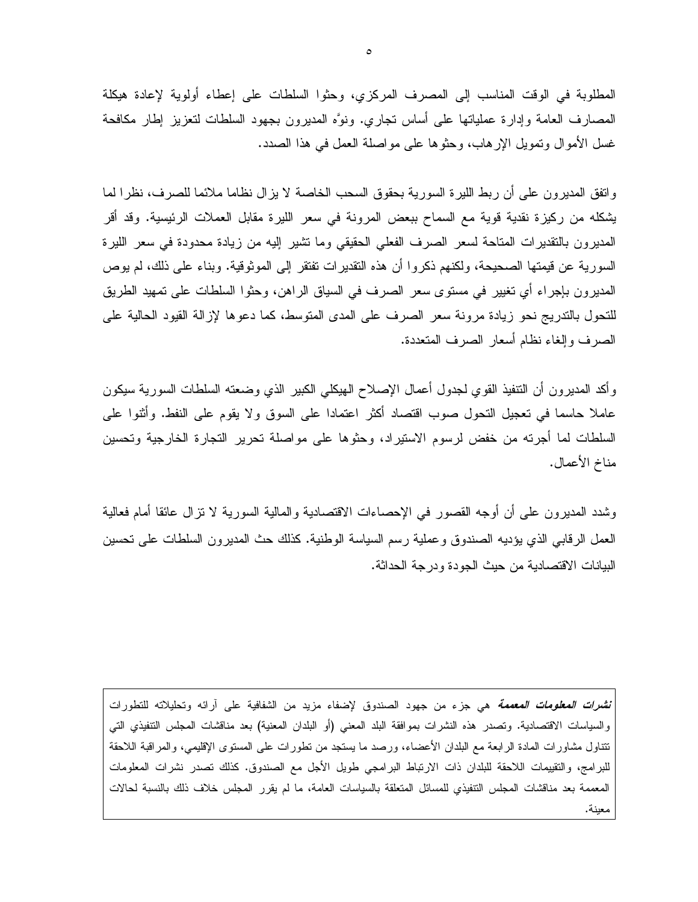المطلوبة في الوقت المناسب إلى المصرف المركزي، وحثوا السلطات على إعطاء أولوية لإعادة هيكلة المصارف العامة وإدارة عملياتها على أساس تجاري. ونوَّه المديرون بجهود السلطات لتعزيز إطار مكافحة غسل الأموال وتمويل الإرهاب، وحثوها على مواصلة العمل في هذا الصدد.

واتفق المديرون على أن ربط الليرة السورية بحقوق السحب الخاصة لا يزال نظاما ملائما للصرف، نظرا لما يشكله من ركيزة نقدية قوية مع السماح ببعض المرونة في سعر الليرة مقابل العملات الرئيسية. وقد أقر المديرون بالتقديرات المتاحة لسعر الصرف الفعلي الحقيقي وما تشير إليه من زيادة محدودة في سعر الليرة السورية عن قيمتها الصحيحة، ولكنهم ذكروا أن هذه التقديرات تفتقر إلى الموثوقية. وبناء على ذلك، لم يوص المديرون بإجراء أي تغيير في مستوى سعر الصرف في السياق الراهن، وحثوا السلطات على تمهيد الطريق للتحول بالتدريج نحو زيادة مرونة سعر الصرف على المدى المتوسط، كما دعوها لإزالة القيود الحالية على الصرف وإلغاء نظام أسعار الصرف المتعددة.

وأكد المديرون أن التنفيذ القوي لجدول أعمال الإصلاح الهيكلي الكبير الذي وضعته السلطات السورية سيكون عاملا حاسما في تعجيل التحول صوب اقتصاد أكثر اعتمادا على السوق ولا يقوم على النفط. وأثنوا على السلطات لما أجرته من خفض لرسوم الاستيراد، وحثوها على مواصلة تحرير التجارة الخارجية وتحسين مناخ الأعمال.

وشدد المديرون على أن أوجه القصور في الإحصاءات الاقتصادية والمالية السورية لا تزال عائقا أمام فعالية العمل الرقابي الذي يؤديه الصندوق وعملية رسم السياسة الوطنية. كذلك حث المديرون السلطات على تحسين البيانات الاقتصادية من حيث الجودة ودرجة الحداثة.

***نشرات المعلومات المعممة*** هي جزء من جهود الصندوق لإضفاء مزيد من الشفافية على آرائه وتحليلاته للتطورات والسياسات الاقتصادية. وتصدر هذه النشرات بموافقة البلد المعني (أو البلدان المعنية) بعد مناقشات المجلس التنفيذي التي تتناول مشاورات المادة الرابعة مع البلدان الأعضاء، ورصد ما يستجد من تطورات على المستوى الإقليمي، والمراقبة اللاحقة للبرامج، والتقييمات اللاحقة للبلدان ذات الارتباط البرامجي طويل الأجل مع الصندوق. كذلك تصدر نشرات المعلومات المعممة بعد مناقشات المجلس التنفيذي للمسائل المتعلقة بالسياسات العامة، ما لم يقرر المجلس خلاف ذلك بالنسبة لحالات معينة.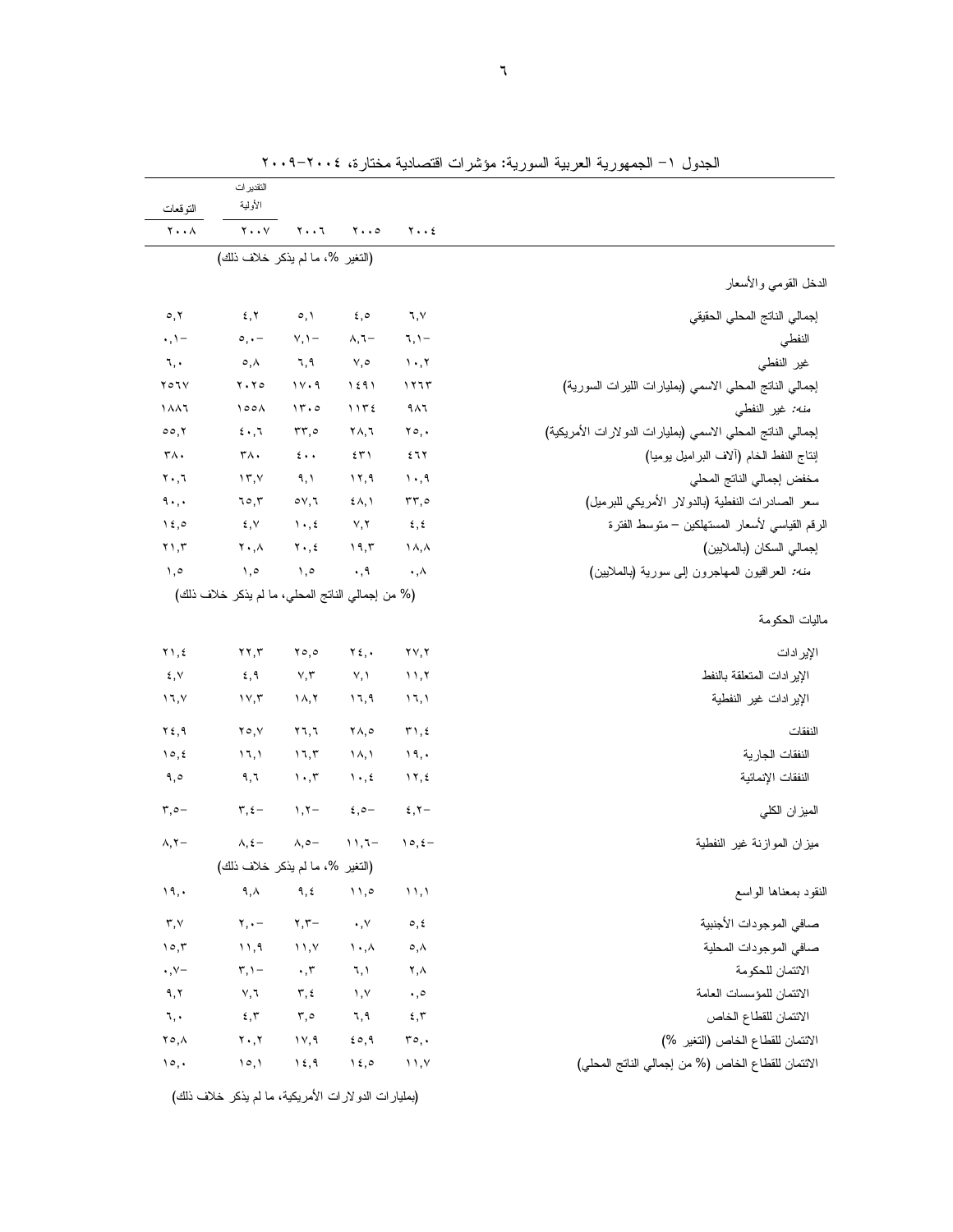الجدول ١– الجمهورية العربية السورية: مؤشرات اقتصادية مختارة، ٢٠٠٤–٢٠٠٩

| | ٢٠٠٤ | ٢٠٠٥ | ٢٠٠٦ | التقديرات الأولية ٢٠٠٧ | التوقعات ٢٠٠٨ |
|---|---|---|---|---|---|
| | (التغير %، ما لم يذكر خلاف ذلك) | | | | |
| **الدخل القومي والأسعار** | | | | | |
| إجمالي الناتج المحلي الحقيقي | ٦,٧ | ٤,٥ | ٥,١ | ٤,٢ | ٥,٢ |
| النفطي | –٦,١ | –٨,٦ | –٧,١ | –٥,٠ | –٠,١ |
| غير النفطي | ١٠,٢ | ٧,٥ | ٦,٩ | ٥,٨ | ٦,٠ |
| إجمالي الناتج المحلي الاسمي (بمليارات الليرات السورية) | ١٢٦٣ | ١٤٩١ | ١٧٠٩ | ٢٠٢٥ | ٢٥٦٧ |
| *منه:* غير النفطي | ٩٨٦ | ١١٣٤ | ١٣٠٥ | ١٥٥٨ | ١٨٨٦ |
| إجمالي الناتج المحلي الاسمي (بمليارات الدولارات الأمريكية) | ٢٥,٠ | ٢٨,٦ | ٣٣,٥ | ٤٠,٦ | ٥٥,٢ |
| إنتاج النفط الخام (آلاف البراميل يوميا) | ٤٦٢ | ٤٣١ | ٤٠٠ | ٣٨٠ | ٣٨٠ |
| مخفض إجمالي الناتج المحلي | ١٠,٩ | ١٢,٩ | ٩,١ | ١٣,٧ | ٢٠,٦ |
| سعر الصادرات النفطية (بالدولار الأمريكي للبرميل) | ٣٣,٥ | ٤٨,١ | ٥٧,٦ | ٦٥,٣ | ٩٠,٠ |
| الرقم القياسي لأسعار المستهلكين – متوسط الفترة | ٤,٤ | ٧,٢ | ١٠,٤ | ٤,٧ | ١٤,٥ |
| إجمالي السكان (بالملايين) | ١٨,٨ | ١٩,٣ | ٢٠,٤ | ٢٠,٨ | ٢١,٣ |
| *منه:* العراقيون المهاجرون إلى سورية (بالملايين) | ٠,٨ | ٠,٩ | ١,٥ | ١,٥ | ١,٥ |
| | (% من إجمالي الناتج المحلي، ما لم يذكر خلاف ذلك) | | | | |
| **ماليات الحكومة** | | | | | |
| الإيرادات | ٢٧,٢ | ٢٤,٠ | ٢٥,٥ | ٢٢,٣ | ٢١,٤ |
| الإيرادات المتعلقة بالنفط | ١١,٢ | ٧,١ | ٧,٣ | ٤,٩ | ٤,٧ |
| الإيرادات غير النفطية | ١٦,١ | ١٦,٩ | ١٨,٢ | ١٧,٣ | ١٦,٧ |
| النفقات | ٣١,٤ | ٢٨,٥ | ٢٦,٦ | ٢٥,٧ | ٢٤,٩ |
| النفقات الجارية | ١٩,٠ | ١٨,١ | ١٦,٣ | ١٦,١ | ١٥,٤ |
| النفقات الإنمائية | ١٢,٤ | ١٠,٤ | ١٠,٣ | ٩,٦ | ٩,٥ |
| الميزان الكلي | –٤,٢ | –٤,٥ | –١,٢ | –٣,٤ | –٣,٥ |
| ميزان الموازنة غير النفطية | –١٥,٤ | –١١,٦ | –٨,٥ | –٨,٤ | –٨,٢ |
| | (التغير %، ما لم يذكر خلاف ذلك) | | | | |
| النقود بمعناها الواسع | ١١,١ | ١١,٥ | ٩,٤ | ٩,٨ | ١٩,٠ |
| صافي الموجودات الأجنبية | ٥,٤ | ٠,٧ | –٢,٣ | –٢,٠ | ٣,٧ |
| صافي الموجودات المحلية | ٥,٨ | ١٠,٨ | ١١,٧ | ١١,٩ | ١٥,٣ |
| الائتمان للحكومة | ٢,٨ | ٦,١ | ٠,٣ | –٣,١ | –٠,٧ |
| الائتمان للمؤسسات العامة | ٠,٥ | ١,٧ | ٣,٤ | ٧,٦ | ٩,٢ |
| الائتمان للقطاع الخاص | ٤,٣ | ٦,٩ | ٣,٥ | ٤,٣ | ٦,٠ |
| الائتمان للقطاع الخاص (التغير %) | ٣٥,٠ | ٤٥,٩ | ١٧,٩ | ٢٠,٢ | ٢٥,٨ |
| الائتمان للقطاع الخاص (% من إجمالي الناتج المحلي) | ١١,٧ | ١٤,٥ | ١٤,٩ | ١٥,١ | ١٥,٠ |
| | (بمليارات الدولارات الأمريكية، ما لم يذكر خلاف ذلك) | | | | |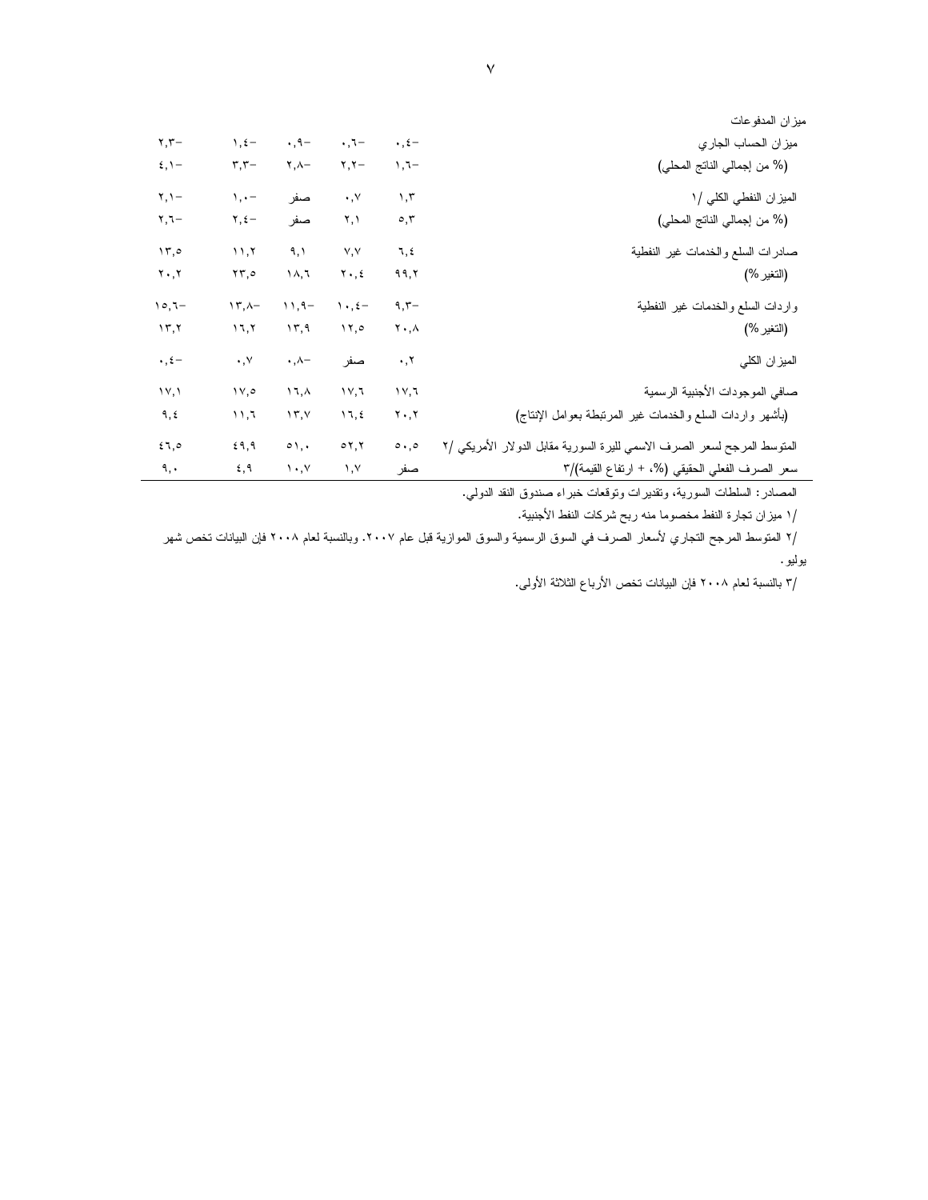| | | | | | |
|---|---|---|---|---|---|
| ميزان المدفوعات | | | | | |
| ميزان الحساب الجاري | ٠,٤- | ٠,٦- | ٠,٩- | ١,٤- | ٢,٣- |
| (% من إجمالي الناتج المحلي) | ١,٦- | ٢,٢- | ٢,٨- | ٣,٣- | ٤,١- |
| الميزان النفطي الكلي /١ | ١,٣ | ٠,٧ | صفر | ١,٠- | ٢,١- |
| (% من إجمالي الناتج المحلي) | ٥,٣ | ٢,١ | صفر | ٢,٤- | ٢,٦- |
| صادرات السلع والخدمات غير النفطية | ٦,٤ | ٧,٧ | ٩,١ | ١١,٢ | ١٣,٥ |
| (التغير%) | ٩٩,٢ | ٢٠,٤ | ١٨,٦ | ٢٣,٥ | ٢٠,٢ |
| واردات السلع والخدمات غير النفطية | ٩,٣- | ١٠,٤- | ١١,٩- | ١٣,٨- | ١٥,٦- |
| (التغير%) | ٢٠,٨ | ١٢,٥ | ١٣,٩ | ١٦,٢ | ١٣,٢ |
| الميزان الكلي | ٠,٢ | صفر | ٠,٨- | ٠,٧ | ٠,٤- |
| صافي الموجودات الأجنبية الرسمية | ١٧,٦ | ١٧,٦ | ١٦,٨ | ١٧,٥ | ١٧,١ |
| (بأشهر واردات السلع والخدمات غير المرتبطة بعوامل الإنتاج) | ٢٠,٢ | ١٦,٤ | ١٣,٧ | ١١,٦ | ٩,٤ |
| المتوسط المرجح لسعر الصرف الاسمي لليرة السورية مقابل الدولار الأمريكي /٢ | ٥٠,٥ | ٥٢,٢ | ٥١,٠ | ٤٩,٩ | ٤٦,٥ |
| سعر الصرف الفعلي الحقيقي (%، + ارتفاع القيمة)/٣ | صفر | ١,٧ | ١٠,٧ | ٤,٩ | ٩,٠ |

المصادر: السلطات السورية، وتقديرات وتوقعات خبراء صندوق النقد الدولي.

/١ ميزان تجارة النفط مخصوما منه ربح شركات النفط الأجنبية.

/٢ المتوسط المرجح التجاري لأسعار الصرف في السوق الرسمية والسوق الموازية قبل عام ٢٠٠٧. وبالنسبة لعام ٢٠٠٨ فإن البيانات تخص شهر يوليو.

/٣ بالنسبة لعام ٢٠٠٨ فإن البيانات تخص الأرباع الثلاثة الأولى.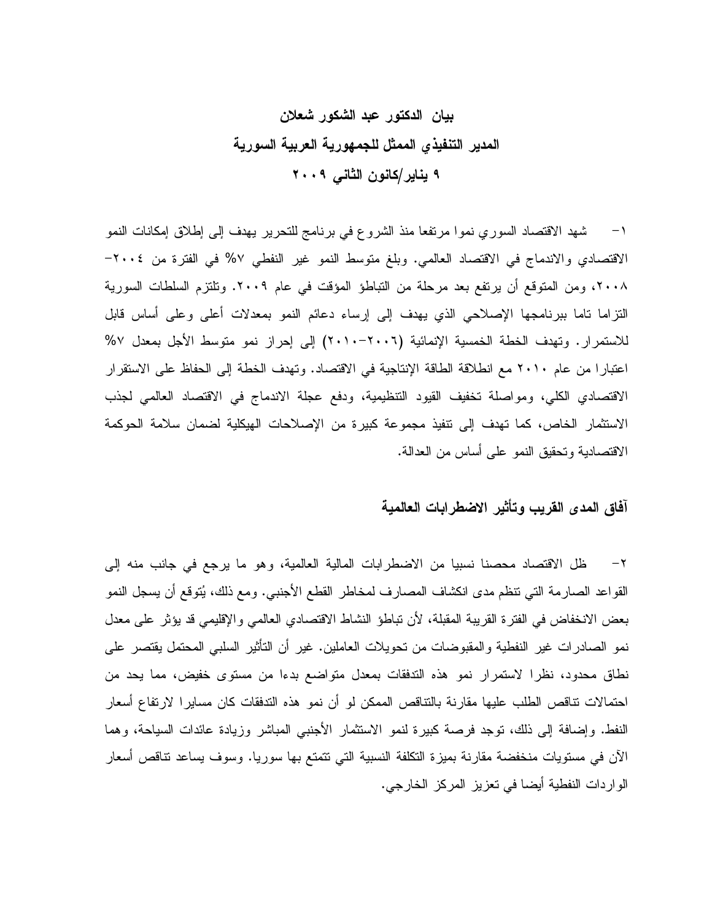# بيان الدكتور عبد الشكور شعلان
# المدير التنفيذي الممثل للجمهورية العربية السورية
# ٩ يناير/كانون الثاني ٢٠٠٩

١- شهد الاقتصاد السوري نموا مرتفعا منذ الشروع في برنامج للتحرير يهدف إلى إطلاق إمكانات النمو الاقتصادي والاندماج في الاقتصاد العالمي. وبلغ متوسط النمو غير النفطي ٧% في الفترة من ٢٠٠٤-٢٠٠٨، ومن المتوقع أن يرتفع بعد مرحلة من التباطؤ المؤقت في عام ٢٠٠٩. وتلتزم السلطات السورية التزاما تاما ببرنامجها الإصلاحي الذي يهدف إلى إرساء دعائم النمو بمعدلات أعلى وعلى أساس قابل للاستمرار. وتهدف الخطة الخمسية الإنمائية (٢٠٠٦-٢٠١٠) إلى إحراز نمو متوسط الأجل بمعدل ٧% اعتبارا من عام ٢٠١٠ مع انطلاقة الطاقة الإنتاجية في الاقتصاد. وتهدف الخطة إلى الحفاظ على الاستقرار الاقتصادي الكلي، ومواصلة تخفيف القيود التنظيمية، ودفع عجلة الاندماج في الاقتصاد العالمي لجذب الاستثمار الخاص، كما تهدف إلى تنفيذ مجموعة كبيرة من الإصلاحات الهيكلية لضمان سلامة الحوكمة الاقتصادية وتحقيق النمو على أساس من العدالة.

## آفاق المدى القريب وتأثير الاضطرابات العالمية

٢- ظل الاقتصاد محصنا نسبيا من الاضطرابات المالية العالمية، وهو ما يرجع في جانب منه إلى القواعد الصارمة التي تنظم مدى انكشاف المصارف لمخاطر القطع الأجنبي. ومع ذلك، يُتوقع أن يسجل النمو بعض الانخفاض في الفترة القريبة المقبلة، لأن تباطؤ النشاط الاقتصادي العالمي والإقليمي قد يؤثر على معدل نمو الصادرات غير النفطية والمقبوضات من تحويلات العاملين. غير أن التأثير السلبي المحتمل يقتصر على نطاق محدود، نظرا لاستمرار نمو هذه التدفقات بمعدل متواضع بدءا من مستوى خفيض، مما يحد من احتمالات تناقص الطلب عليها مقارنة بالتناقص الممكن لو أن نمو هذه التدفقات كان مسايرا لارتفاع أسعار النفط. وإضافة إلى ذلك، توجد فرصة كبيرة لنمو الاستثمار الأجنبي المباشر وزيادة عائدات السياحة، وهما الآن في مستويات منخفضة مقارنة بميزة التكلفة النسبية التي تتمتع بها سوريا. وسوف يساعد تناقص أسعار الواردات النفطية أيضا في تعزيز المركز الخارجي.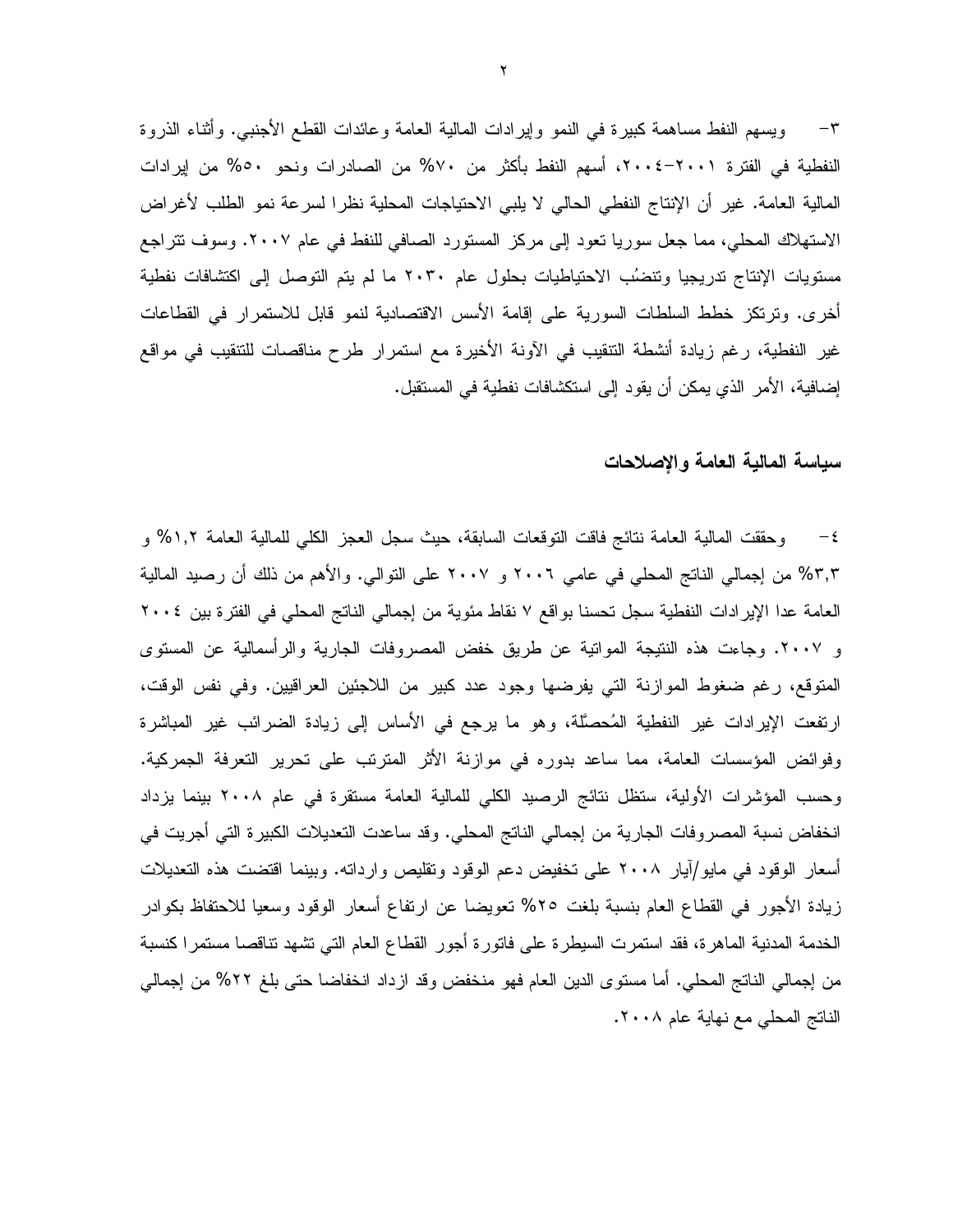٣- ويسهم النفط مساهمة كبيرة في النمو وإيرادات المالية العامة وعائدات القطع الأجنبي. وأثناء الذروة النفطية في الفترة ٢٠٠١-٢٠٠٤، أسهم النفط بأكثر من ٧٠% من الصادرات ونحو ٥٠% من إيرادات المالية العامة. غير أن الإنتاج النفطي الحالي لا يلبي الاحتياجات المحلية نظرا لسرعة نمو الطلب لأغراض الاستهلاك المحلي، مما جعل سوريا تعود إلى مركز المستورد الصافي للنفط في عام ٢٠٠٧. وسوف تتراجع مستويات الإنتاج تدريجيا وتنضُب الاحتياطيات بحلول عام ٢٠٣٠ ما لم يتم التوصل إلى اكتشافات نفطية أخرى. وترتكز خطط السلطات السورية على إقامة الأسس الاقتصادية لنمو قابل للاستمرار في القطاعات غير النفطية، رغم زيادة أنشطة التنقيب في الآونة الأخيرة مع استمرار طرح مناقصات للتنقيب في مواقع إضافية، الأمر الذي يمكن أن يقود إلى استكشافات نفطية في المستقبل.

## سياسة المالية العامة والإصلاحات

٤- وحققت المالية العامة نتائج فاقت التوقعات السابقة، حيث سجل العجز الكلي للمالية العامة ١,٢% و ٣,٣% من إجمالي الناتج المحلي في عامي ٢٠٠٦ و ٢٠٠٧ على التوالي. والأهم من ذلك أن رصيد المالية العامة عدا الإيرادات النفطية سجل تحسنا بواقع ٧ نقاط مئوية من إجمالي الناتج المحلي في الفترة بين ٢٠٠٤ و ٢٠٠٧. وجاءت هذه النتيجة المواتية عن طريق خفض المصروفات الجارية والرأسمالية عن المستوى المتوقع، رغم ضغوط الموازنة التي يفرضها وجود عدد كبير من اللاجئين العراقيين. وفي نفس الوقت، ارتفعت الإيرادات غير النفطية المُحصّلة، وهو ما يرجع في الأساس إلى زيادة الضرائب غير المباشرة وفوائض المؤسسات العامة، مما ساعد بدوره في موازنة الأثر المترتب على تحرير التعرفة الجمركية. وحسب المؤشرات الأولية، ستظل نتائج الرصيد الكلي للمالية العامة مستقرة في عام ٢٠٠٨ بينما يزداد انخفاض نسبة المصروفات الجارية من إجمالي الناتج المحلي. وقد ساعدت التعديلات الكبيرة التي أجريت في أسعار الوقود في مايو/أيار ٢٠٠٨ على تخفيض دعم الوقود وتقليص وارداته. وبينما اقتضت هذه التعديلات زيادة الأجور في القطاع العام بنسبة بلغت ٢٥% تعويضا عن ارتفاع أسعار الوقود وسعيا للاحتفاظ بكوادر الخدمة المدنية الماهرة، فقد استمرت السيطرة على فاتورة أجور القطاع العام التي تشهد تناقصا مستمرا كنسبة من إجمالي الناتج المحلي. أما مستوى الدين العام فهو منخفض وقد ازداد انخفاضا حتى بلغ ٢٢% من إجمالي الناتج المحلي مع نهاية عام ٢٠٠٨.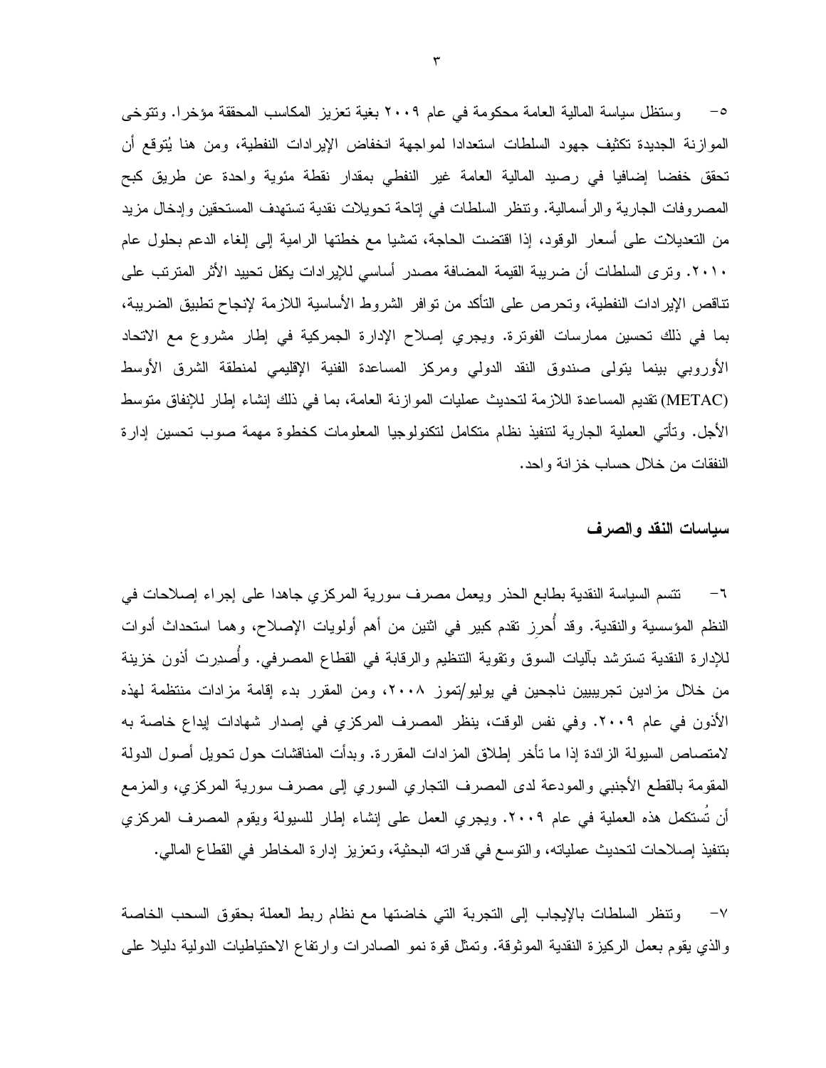٥- وستظل سياسة المالية العامة محكومة في عام ٢٠٠٩ بغية تعزيز المكاسب المحققة مؤخرا. وتتوخى الموازنة الجديدة تكثيف جهود السلطات استعدادا لمواجهة انخفاض الإيرادات النفطية، ومن هنا يُتوقع أن تحقق خفضا إضافيا في رصيد المالية العامة غير النفطي بمقدار نقطة مئوية واحدة عن طريق كبح المصروفات الجارية والرأسمالية. وتنظر السلطات في إتاحة تحويلات نقدية تستهدف المستحقين وإدخال مزيد من التعديلات على أسعار الوقود، إذا اقتضت الحاجة، تمشيا مع خطتها الرامية إلى إلغاء الدعم بحلول عام ٢٠١٠. وترى السلطات أن ضريبة القيمة المضافة مصدر أساسي للإيرادات يكفل تحييد الأثر المترتب على تناقص الإيرادات النفطية، وتحرص على التأكد من توافر الشروط الأساسية اللازمة لإنجاح تطبيق الضريبة، بما في ذلك تحسين ممارسات الفوترة. ويجري إصلاح الإدارة الجمركية في إطار مشروع مع الاتحاد الأوروبي بينما يتولى صندوق النقد الدولي ومركز المساعدة الفنية الإقليمي لمنطقة الشرق الأوسط (METAC) تقديم المساعدة اللازمة لتحديث عمليات الموازنة العامة، بما في ذلك إنشاء إطار للإنفاق متوسط الأجل. وتأتي العملية الجارية لتنفيذ نظام متكامل لتكنولوجيا المعلومات كخطوة مهمة صوب تحسين إدارة النفقات من خلال حساب خزانة واحد.

**سياسات النقد والصرف**

٦- تتسم السياسة النقدية بطابع الحذر ويعمل مصرف سورية المركزي جاهدا على إجراء إصلاحات في النظم المؤسسية والنقدية. وقد أُحرِز تقدم كبير في اثنين من أهم أولويات الإصلاح، وهما استحداث أدوات للإدارة النقدية تسترشد بآليات السوق وتقوية التنظيم والرقابة في القطاع المصرفي. وأُصدِرت أذون خزينة من خلال مزادين تجريبيين ناجحين في يوليو/تموز ٢٠٠٨، ومن المقرر بدء إقامة مزادات منتظمة لهذه الأذون في عام ٢٠٠٩. وفي نفس الوقت، ينظر المصرف المركزي في إصدار شهادات إيداع خاصة به لامتصاص السيولة الزائدة إذا ما تأخر إطلاق المزادات المقررة. وبدأت المناقشات حول تحويل أصول الدولة المقومة بالقطع الأجنبي والمودعة لدى المصرف التجاري السوري إلى مصرف سورية المركزي، والمزمع أن تُستكمل هذه العملية في عام ٢٠٠٩. ويجري العمل على إنشاء إطار للسيولة ويقوم المصرف المركزي بتنفيذ إصلاحات لتحديث عملياته، والتوسع في قدراته البحثية، وتعزيز إدارة المخاطر في القطاع المالي.

٧- وتنظر السلطات بالإيجاب إلى التجربة التي خاضتها مع نظام ربط العملة بحقوق السحب الخاصة والذي يقوم بعمل الركيزة النقدية الموثوقة. وتمثل قوة نمو الصادرات وارتفاع الاحتياطيات الدولية دليلا على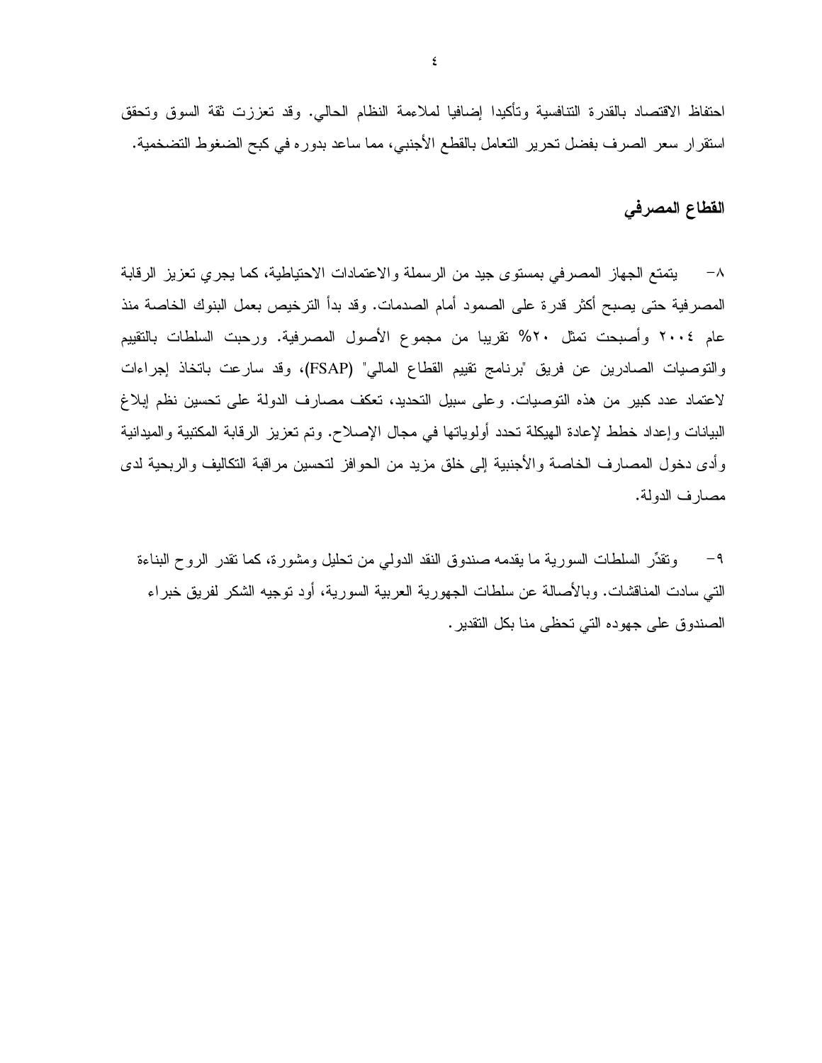احتفاظ الاقتصاد بالقدرة التنافسية وتأكيدا إضافيا لملاءمة النظام الحالي. وقد تعززت ثقة السوق وتحقق استقرار سعر الصرف بفضل تحرير التعامل بالقطع الأجنبي، مما ساعد بدوره في كبح الضغوط التضخمية.

### القطاع المصرفي

٨- يتمتع الجهاز المصرفي بمستوى جيد من الرسملة والاعتمادات الاحتياطية، كما يجري تعزيز الرقابة المصرفية حتى يصبح أكثر قدرة على الصمود أمام الصدمات. وقد بدأ الترخيص بعمل البنوك الخاصة منذ عام ٢٠٠٤ وأصبحت تمثل ٢٠% تقريبا من مجموع الأصول المصرفية. ورحبت السلطات بالتقييم والتوصيات الصادرين عن فريق "برنامج تقييم القطاع المالي" (FSAP)، وقد سارعت باتخاذ إجراءات لاعتماد عدد كبير من هذه التوصيات. وعلى سبيل التحديد، تعكف مصارف الدولة على تحسين نظم إبلاغ البيانات وإعداد خطط لإعادة الهيكلة تحدد أولوياتها في مجال الإصلاح. وتم تعزيز الرقابة المكتبية والميدانية وأدى دخول المصارف الخاصة والأجنبية إلى خلق مزيد من الحوافز لتحسين مراقبة التكاليف والربحية لدى مصارف الدولة.

٩- وتقدّر السلطات السورية ما يقدمه صندوق النقد الدولي من تحليل ومشورة، كما تقدر الروح البناءة التي سادت المناقشات. وبالأصالة عن سلطات الجمهورية العربية السورية، أود توجيه الشكر لفريق خبراء الصندوق على جهوده التي تحظى منا بكل التقدير.